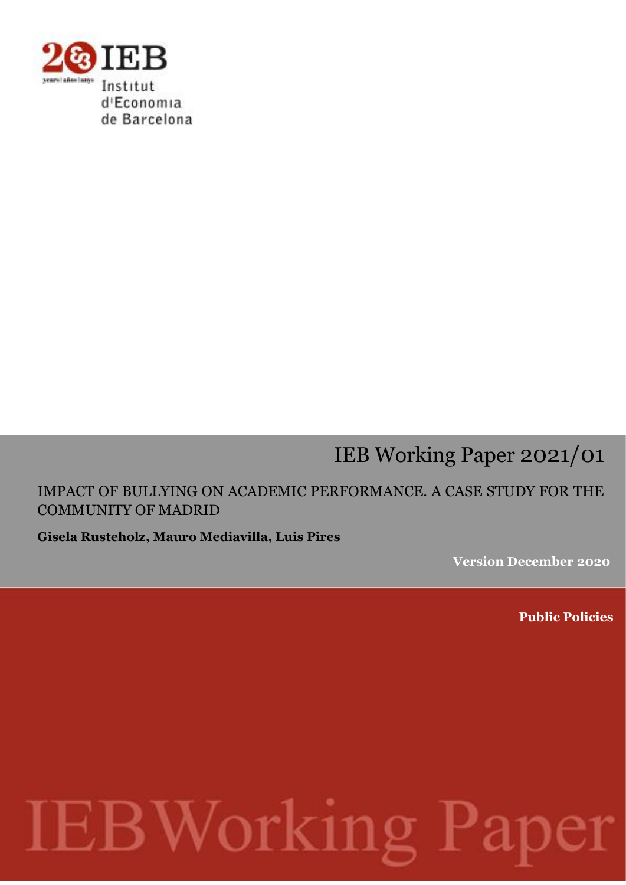2&3 IEB

years | años | anys

Institut d'Economia de Barcelona

# IEB Working Paper 2021/01

## IMPACT OF BULLYING ON ACADEMIC PERFORMANCE. A CASE STUDY FOR THE COMMUNITY OF MADRID

**Gisela Rusteholz, Mauro Mediavilla, Luis Pires**

**Version December 2020**

**Public Policies**

IEB Working Paper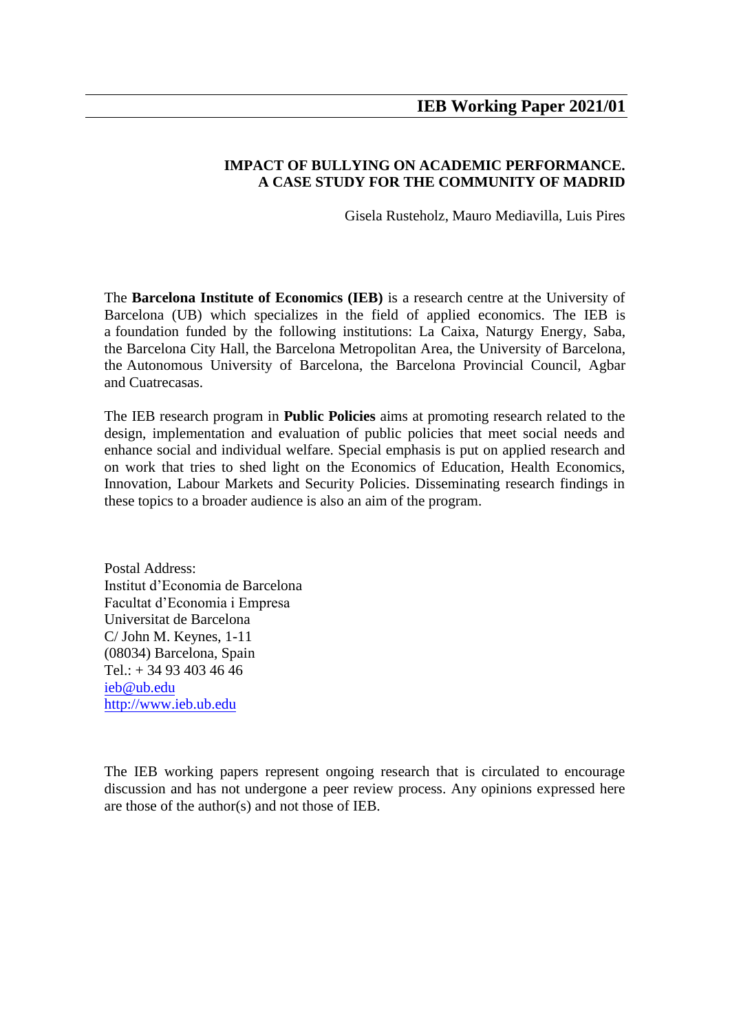# IEB Working Paper 2021/01

**IMPACT OF BULLYING ON ACADEMIC PERFORMANCE.**
**A CASE STUDY FOR THE COMMUNITY OF MADRID**

Gisela Rusteholz, Mauro Mediavilla, Luis Pires

The **Barcelona Institute of Economics (IEB)** is a research centre at the University of Barcelona (UB) which specializes in the field of applied economics. The IEB is a foundation funded by the following institutions: La Caixa, Naturgy Energy, Saba, the Barcelona City Hall, the Barcelona Metropolitan Area, the University of Barcelona, the Autonomous University of Barcelona, the Barcelona Provincial Council, Agbar and Cuatrecasas.

The IEB research program in **Public Policies** aims at promoting research related to the design, implementation and evaluation of public policies that meet social needs and enhance social and individual welfare. Special emphasis is put on applied research and on work that tries to shed light on the Economics of Education, Health Economics, Innovation, Labour Markets and Security Policies. Disseminating research findings in these topics to a broader audience is also an aim of the program.

Postal Address:
Institut d'Economia de Barcelona
Facultat d'Economia i Empresa
Universitat de Barcelona
C/ John M. Keynes, 1-11
(08034) Barcelona, Spain
Tel.: + 34 93 403 46 46
ieb@ub.edu
http://www.ieb.ub.edu

The IEB working papers represent ongoing research that is circulated to encourage discussion and has not undergone a peer review process. Any opinions expressed here are those of the author(s) and not those of IEB.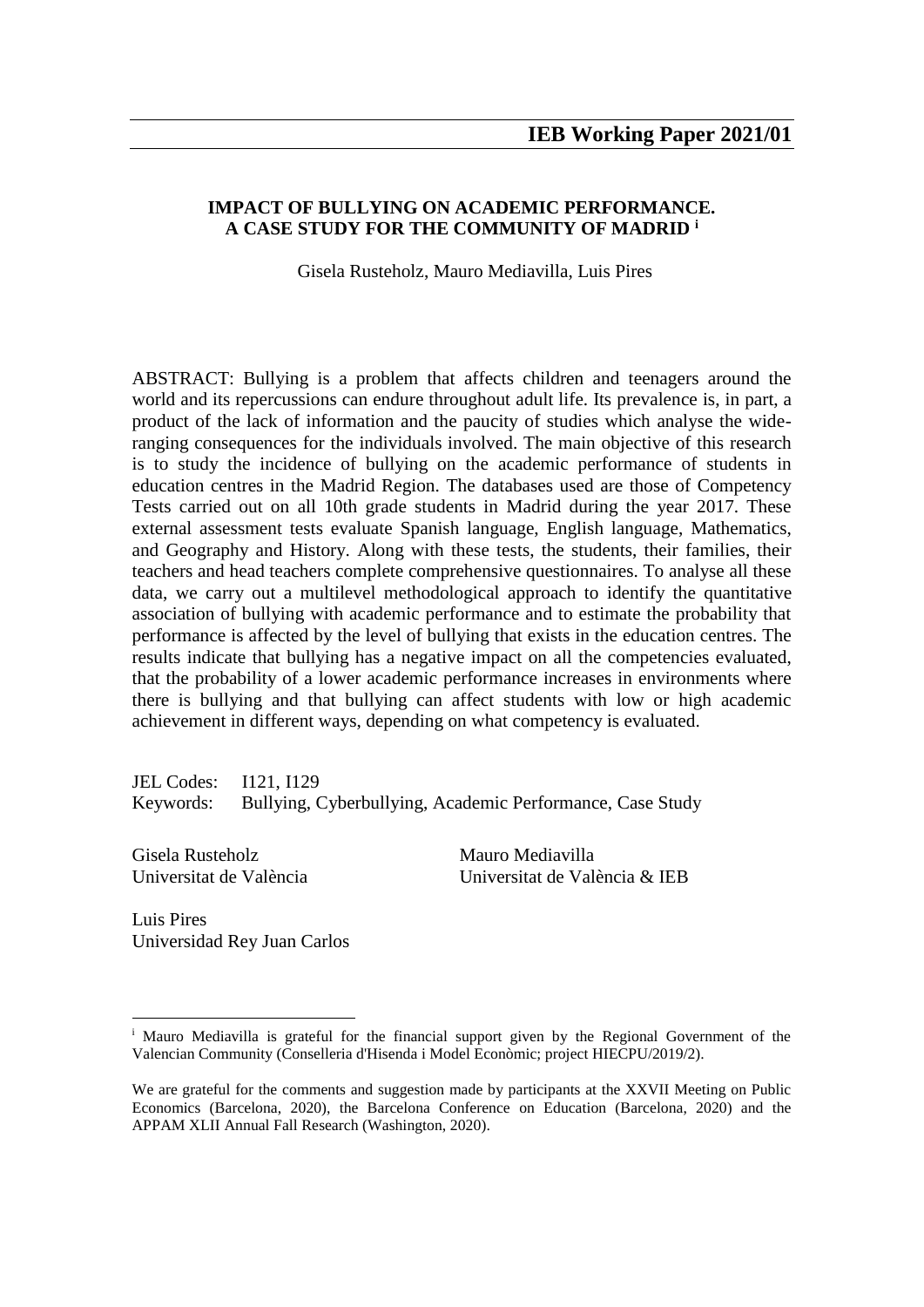**IEB Working Paper 2021/01**

## IMPACT OF BULLYING ON ACADEMIC PERFORMANCE. A CASE STUDY FOR THE COMMUNITY OF MADRID [i]

Gisela Rusteholz, Mauro Mediavilla, Luis Pires

ABSTRACT: Bullying is a problem that affects children and teenagers around the world and its repercussions can endure throughout adult life. Its prevalence is, in part, a product of the lack of information and the paucity of studies which analyse the wide-ranging consequences for the individuals involved. The main objective of this research is to study the incidence of bullying on the academic performance of students in education centres in the Madrid Region. The databases used are those of Competency Tests carried out on all 10th grade students in Madrid during the year 2017. These external assessment tests evaluate Spanish language, English language, Mathematics, and Geography and History. Along with these tests, the students, their families, their teachers and head teachers complete comprehensive questionnaires. To analyse all these data, we carry out a multilevel methodological approach to identify the quantitative association of bullying with academic performance and to estimate the probability that performance is affected by the level of bullying that exists in the education centres. The results indicate that bullying has a negative impact on all the competencies evaluated, that the probability of a lower academic performance increases in environments where there is bullying and that bullying can affect students with low or high academic achievement in different ways, depending on what competency is evaluated.

JEL Codes: I121, I129
Keywords: Bullying, Cyberbullying, Academic Performance, Case Study

Gisela Rusteholz
Universitat de València

Mauro Mediavilla
Universitat de València & IEB

Luis Pires
Universidad Rey Juan Carlos

---

[i] Mauro Mediavilla is grateful for the financial support given by the Regional Government of the Valencian Community (Conselleria d'Hisenda i Model Econòmic; project HIECPU/2019/2).

We are grateful for the comments and suggestion made by participants at the XXVII Meeting on Public Economics (Barcelona, 2020), the Barcelona Conference on Education (Barcelona, 2020) and the APPAM XLII Annual Fall Research (Washington, 2020).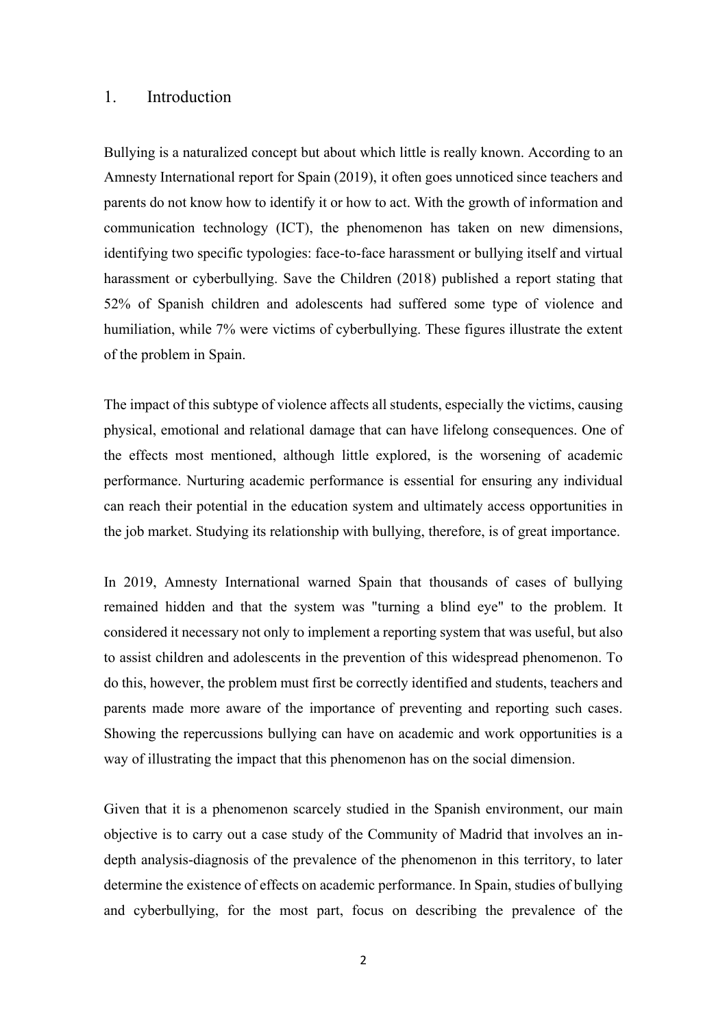## 1. Introduction

Bullying is a naturalized concept but about which little is really known. According to an Amnesty International report for Spain (2019), it often goes unnoticed since teachers and parents do not know how to identify it or how to act. With the growth of information and communication technology (ICT), the phenomenon has taken on new dimensions, identifying two specific typologies: face-to-face harassment or bullying itself and virtual harassment or cyberbullying. Save the Children (2018) published a report stating that 52% of Spanish children and adolescents had suffered some type of violence and humiliation, while 7% were victims of cyberbullying. These figures illustrate the extent of the problem in Spain.

The impact of this subtype of violence affects all students, especially the victims, causing physical, emotional and relational damage that can have lifelong consequences. One of the effects most mentioned, although little explored, is the worsening of academic performance. Nurturing academic performance is essential for ensuring any individual can reach their potential in the education system and ultimately access opportunities in the job market. Studying its relationship with bullying, therefore, is of great importance.

In 2019, Amnesty International warned Spain that thousands of cases of bullying remained hidden and that the system was "turning a blind eye" to the problem. It considered it necessary not only to implement a reporting system that was useful, but also to assist children and adolescents in the prevention of this widespread phenomenon. To do this, however, the problem must first be correctly identified and students, teachers and parents made more aware of the importance of preventing and reporting such cases. Showing the repercussions bullying can have on academic and work opportunities is a way of illustrating the impact that this phenomenon has on the social dimension.

Given that it is a phenomenon scarcely studied in the Spanish environment, our main objective is to carry out a case study of the Community of Madrid that involves an in-depth analysis-diagnosis of the prevalence of the phenomenon in this territory, to later determine the existence of effects on academic performance. In Spain, studies of bullying and cyberbullying, for the most part, focus on describing the prevalence of the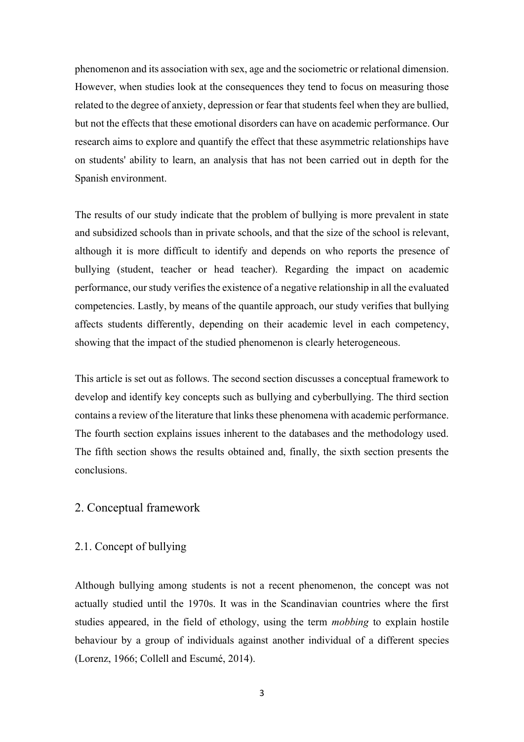phenomenon and its association with sex, age and the sociometric or relational dimension. However, when studies look at the consequences they tend to focus on measuring those related to the degree of anxiety, depression or fear that students feel when they are bullied, but not the effects that these emotional disorders can have on academic performance. Our research aims to explore and quantify the effect that these asymmetric relationships have on students' ability to learn, an analysis that has not been carried out in depth for the Spanish environment.

The results of our study indicate that the problem of bullying is more prevalent in state and subsidized schools than in private schools, and that the size of the school is relevant, although it is more difficult to identify and depends on who reports the presence of bullying (student, teacher or head teacher). Regarding the impact on academic performance, our study verifies the existence of a negative relationship in all the evaluated competencies. Lastly, by means of the quantile approach, our study verifies that bullying affects students differently, depending on their academic level in each competency, showing that the impact of the studied phenomenon is clearly heterogeneous.

This article is set out as follows. The second section discusses a conceptual framework to develop and identify key concepts such as bullying and cyberbullying. The third section contains a review of the literature that links these phenomena with academic performance. The fourth section explains issues inherent to the databases and the methodology used. The fifth section shows the results obtained and, finally, the sixth section presents the conclusions.

## 2. Conceptual framework

### 2.1. Concept of bullying

Although bullying among students is not a recent phenomenon, the concept was not actually studied until the 1970s. It was in the Scandinavian countries where the first studies appeared, in the field of ethology, using the term *mobbing* to explain hostile behaviour by a group of individuals against another individual of a different species (Lorenz, 1966; Collell and Escumé, 2014).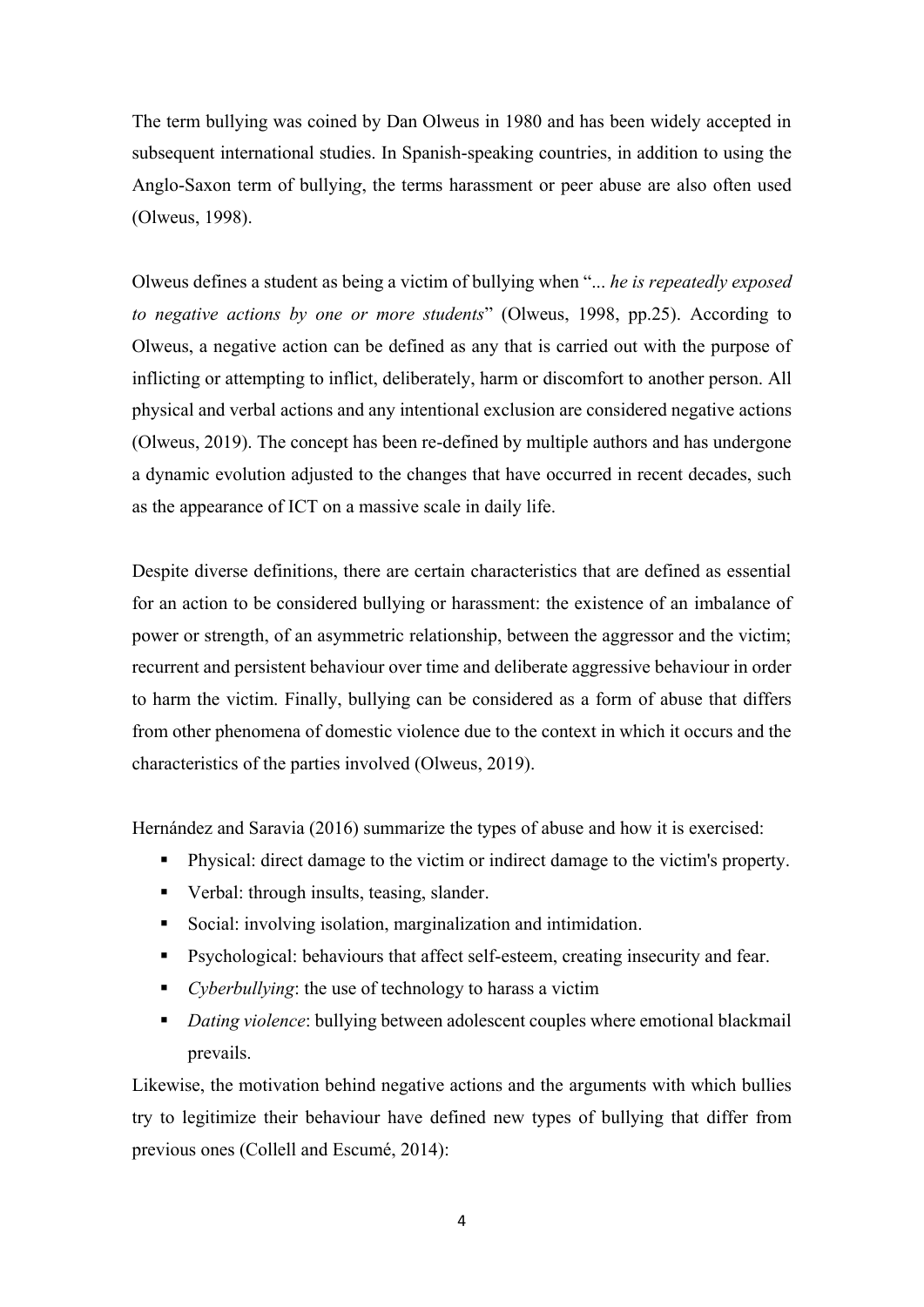The term bullying was coined by Dan Olweus in 1980 and has been widely accepted in subsequent international studies. In Spanish-speaking countries, in addition to using the Anglo-Saxon term of bullyin*g*, the terms harassment or peer abuse are also often used (Olweus, 1998).

Olweus defines a student as being a victim of bullying when "... *he is repeatedly exposed to negative actions by one or more students*" (Olweus, 1998, pp.25). According to Olweus, a negative action can be defined as any that is carried out with the purpose of inflicting or attempting to inflict, deliberately, harm or discomfort to another person. All physical and verbal actions and any intentional exclusion are considered negative actions (Olweus, 2019). The concept has been re-defined by multiple authors and has undergone a dynamic evolution adjusted to the changes that have occurred in recent decades, such as the appearance of ICT on a massive scale in daily life.

Despite diverse definitions, there are certain characteristics that are defined as essential for an action to be considered bullying or harassment: the existence of an imbalance of power or strength, of an asymmetric relationship, between the aggressor and the victim; recurrent and persistent behaviour over time and deliberate aggressive behaviour in order to harm the victim. Finally, bullying can be considered as a form of abuse that differs from other phenomena of domestic violence due to the context in which it occurs and the characteristics of the parties involved (Olweus, 2019).

Hernández and Saravia (2016) summarize the types of abuse and how it is exercised:

- Physical: direct damage to the victim or indirect damage to the victim's property.
- Verbal: through insults, teasing, slander.
- Social: involving isolation, marginalization and intimidation.
- Psychological: behaviours that affect self-esteem, creating insecurity and fear.
- *Cyberbullying*: the use of technology to harass a victim
- *Dating violence*: bullying between adolescent couples where emotional blackmail prevails.

Likewise, the motivation behind negative actions and the arguments with which bullies try to legitimize their behaviour have defined new types of bullying that differ from previous ones (Collell and Escumé, 2014):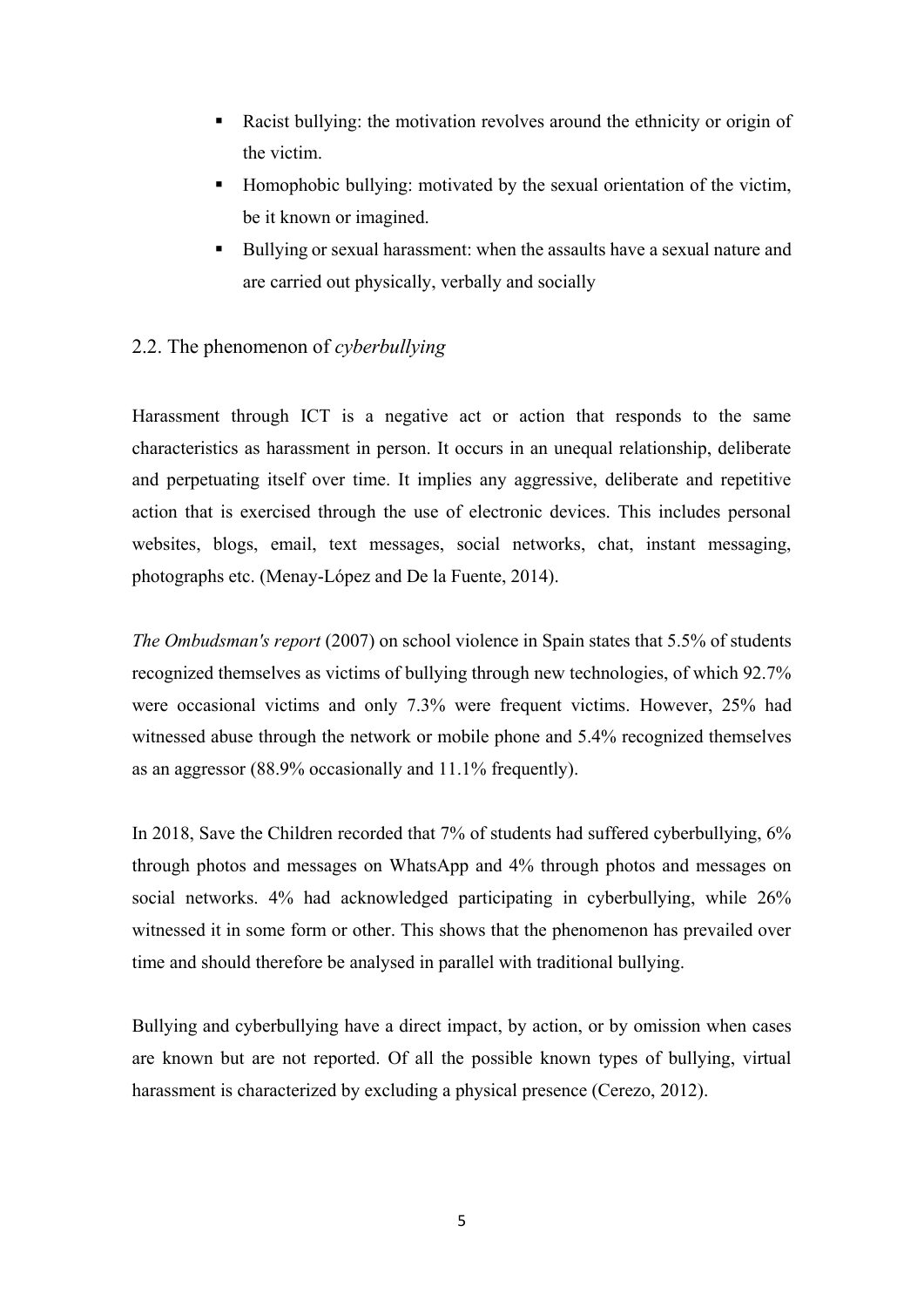- Racist bullying: the motivation revolves around the ethnicity or origin of the victim.
- Homophobic bullying: motivated by the sexual orientation of the victim, be it known or imagined.
- Bullying or sexual harassment: when the assaults have a sexual nature and are carried out physically, verbally and socially

## 2.2. The phenomenon of *cyberbullying*

Harassment through ICT is a negative act or action that responds to the same characteristics as harassment in person. It occurs in an unequal relationship, deliberate and perpetuating itself over time. It implies any aggressive, deliberate and repetitive action that is exercised through the use of electronic devices. This includes personal websites, blogs, email, text messages, social networks, chat, instant messaging, photographs etc. (Menay-López and De la Fuente, 2014).

*The Ombudsman's report* (2007) on school violence in Spain states that 5.5% of students recognized themselves as victims of bullying through new technologies, of which 92.7% were occasional victims and only 7.3% were frequent victims. However, 25% had witnessed abuse through the network or mobile phone and 5.4% recognized themselves as an aggressor (88.9% occasionally and 11.1% frequently).

In 2018, Save the Children recorded that 7% of students had suffered cyberbullying, 6% through photos and messages on WhatsApp and 4% through photos and messages on social networks. 4% had acknowledged participating in cyberbullying, while 26% witnessed it in some form or other. This shows that the phenomenon has prevailed over time and should therefore be analysed in parallel with traditional bullying.

Bullying and cyberbullying have a direct impact, by action, or by omission when cases are known but are not reported. Of all the possible known types of bullying, virtual harassment is characterized by excluding a physical presence (Cerezo, 2012).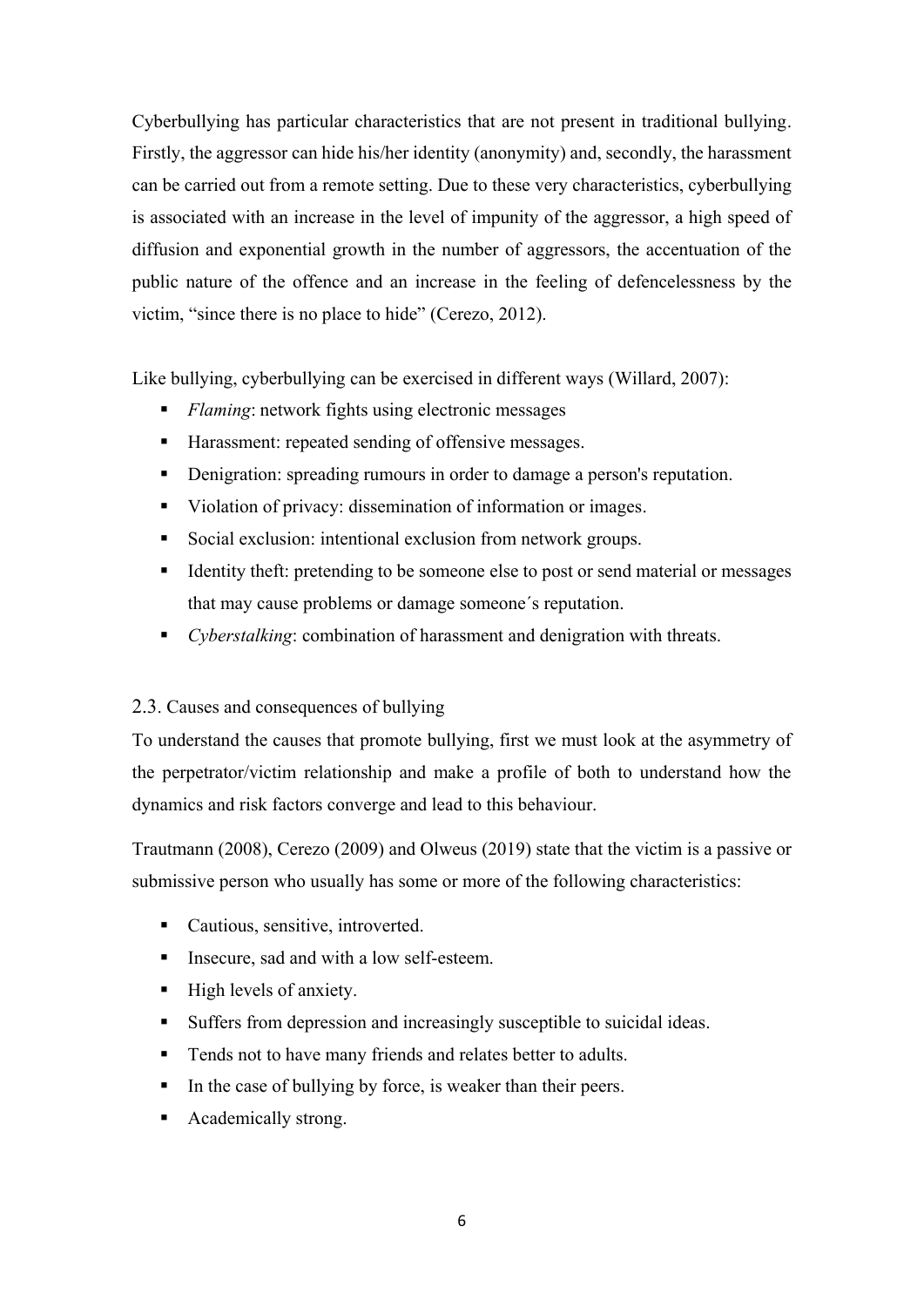Cyberbullying has particular characteristics that are not present in traditional bullying. Firstly, the aggressor can hide his/her identity (anonymity) and, secondly, the harassment can be carried out from a remote setting. Due to these very characteristics, cyberbullying is associated with an increase in the level of impunity of the aggressor, a high speed of diffusion and exponential growth in the number of aggressors, the accentuation of the public nature of the offence and an increase in the feeling of defencelessness by the victim, "since there is no place to hide" (Cerezo, 2012).

Like bullying, cyberbullying can be exercised in different ways (Willard, 2007):

- *Flaming*: network fights using electronic messages
- Harassment: repeated sending of offensive messages.
- Denigration: spreading rumours in order to damage a person's reputation.
- Violation of privacy: dissemination of information or images.
- Social exclusion: intentional exclusion from network groups.
- Identity theft: pretending to be someone else to post or send material or messages that may cause problems or damage someone´s reputation.
- *Cyberstalking*: combination of harassment and denigration with threats.

### 2.3. Causes and consequences of bullying

To understand the causes that promote bullying, first we must look at the asymmetry of the perpetrator/victim relationship and make a profile of both to understand how the dynamics and risk factors converge and lead to this behaviour.

Trautmann (2008), Cerezo (2009) and Olweus (2019) state that the victim is a passive or submissive person who usually has some or more of the following characteristics:

- Cautious, sensitive, introverted.
- Insecure, sad and with a low self-esteem.
- High levels of anxiety.
- Suffers from depression and increasingly susceptible to suicidal ideas.
- Tends not to have many friends and relates better to adults.
- In the case of bullying by force, is weaker than their peers.
- Academically strong.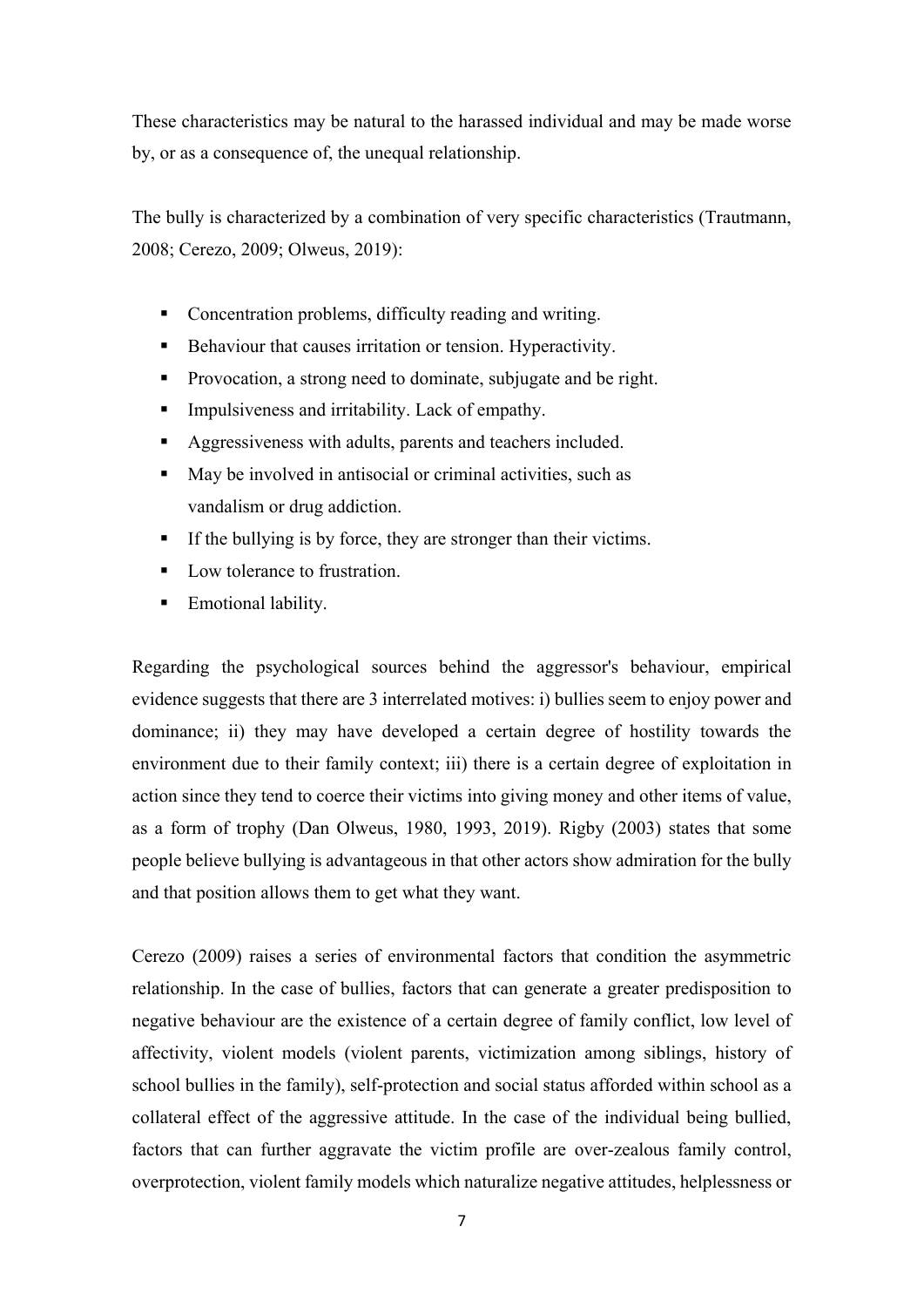These characteristics may be natural to the harassed individual and may be made worse by, or as a consequence of, the unequal relationship.

The bully is characterized by a combination of very specific characteristics (Trautmann, 2008; Cerezo, 2009; Olweus, 2019):

- Concentration problems, difficulty reading and writing.
- Behaviour that causes irritation or tension. Hyperactivity.
- Provocation, a strong need to dominate, subjugate and be right.
- Impulsiveness and irritability. Lack of empathy.
- Aggressiveness with adults, parents and teachers included.
- May be involved in antisocial or criminal activities, such as vandalism or drug addiction.
- If the bullying is by force, they are stronger than their victims.
- Low tolerance to frustration.
- Emotional lability.

Regarding the psychological sources behind the aggressor's behaviour, empirical evidence suggests that there are 3 interrelated motives: i) bullies seem to enjoy power and dominance; ii) they may have developed a certain degree of hostility towards the environment due to their family context; iii) there is a certain degree of exploitation in action since they tend to coerce their victims into giving money and other items of value, as a form of trophy (Dan Olweus, 1980, 1993, 2019). Rigby (2003) states that some people believe bullying is advantageous in that other actors show admiration for the bully and that position allows them to get what they want.

Cerezo (2009) raises a series of environmental factors that condition the asymmetric relationship. In the case of bullies, factors that can generate a greater predisposition to negative behaviour are the existence of a certain degree of family conflict, low level of affectivity, violent models (violent parents, victimization among siblings, history of school bullies in the family), self-protection and social status afforded within school as a collateral effect of the aggressive attitude. In the case of the individual being bullied, factors that can further aggravate the victim profile are over-zealous family control, overprotection, violent family models which naturalize negative attitudes, helplessness or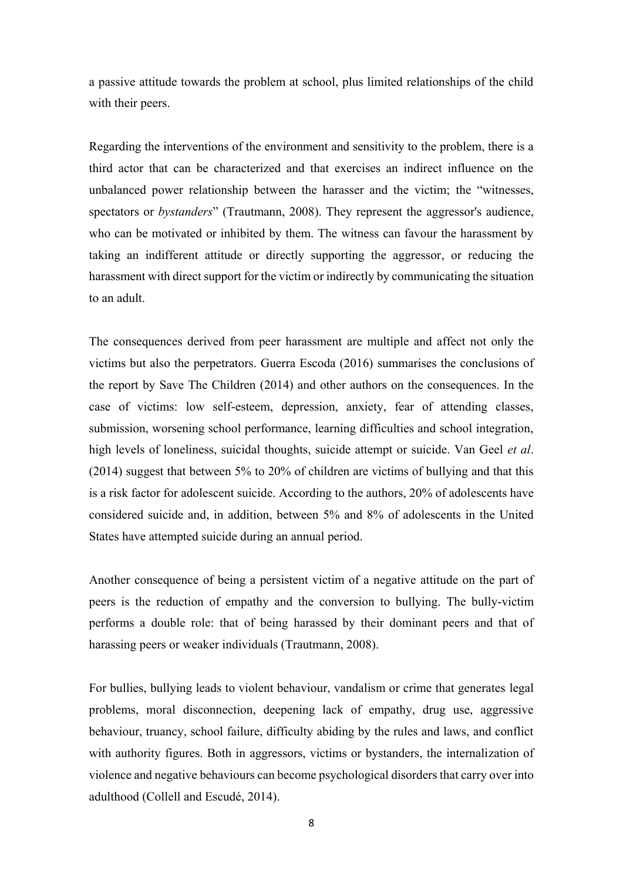a passive attitude towards the problem at school, plus limited relationships of the child with their peers.

Regarding the interventions of the environment and sensitivity to the problem, there is a third actor that can be characterized and that exercises an indirect influence on the unbalanced power relationship between the harasser and the victim; the "witnesses, spectators or *bystanders*" (Trautmann, 2008). They represent the aggressor's audience, who can be motivated or inhibited by them. The witness can favour the harassment by taking an indifferent attitude or directly supporting the aggressor, or reducing the harassment with direct support for the victim or indirectly by communicating the situation to an adult.

The consequences derived from peer harassment are multiple and affect not only the victims but also the perpetrators. Guerra Escoda (2016) summarises the conclusions of the report by Save The Children (2014) and other authors on the consequences. In the case of victims: low self-esteem, depression, anxiety, fear of attending classes, submission, worsening school performance, learning difficulties and school integration, high levels of loneliness, suicidal thoughts, suicide attempt or suicide. Van Geel *et al*. (2014) suggest that between 5% to 20% of children are victims of bullying and that this is a risk factor for adolescent suicide. According to the authors, 20% of adolescents have considered suicide and, in addition, between 5% and 8% of adolescents in the United States have attempted suicide during an annual period.

Another consequence of being a persistent victim of a negative attitude on the part of peers is the reduction of empathy and the conversion to bullying. The bully-victim performs a double role: that of being harassed by their dominant peers and that of harassing peers or weaker individuals (Trautmann, 2008).

For bullies, bullying leads to violent behaviour, vandalism or crime that generates legal problems, moral disconnection, deepening lack of empathy, drug use, aggressive behaviour, truancy, school failure, difficulty abiding by the rules and laws, and conflict with authority figures. Both in aggressors, victims or bystanders, the internalization of violence and negative behaviours can become psychological disorders that carry over into adulthood (Collell and Escudé, 2014).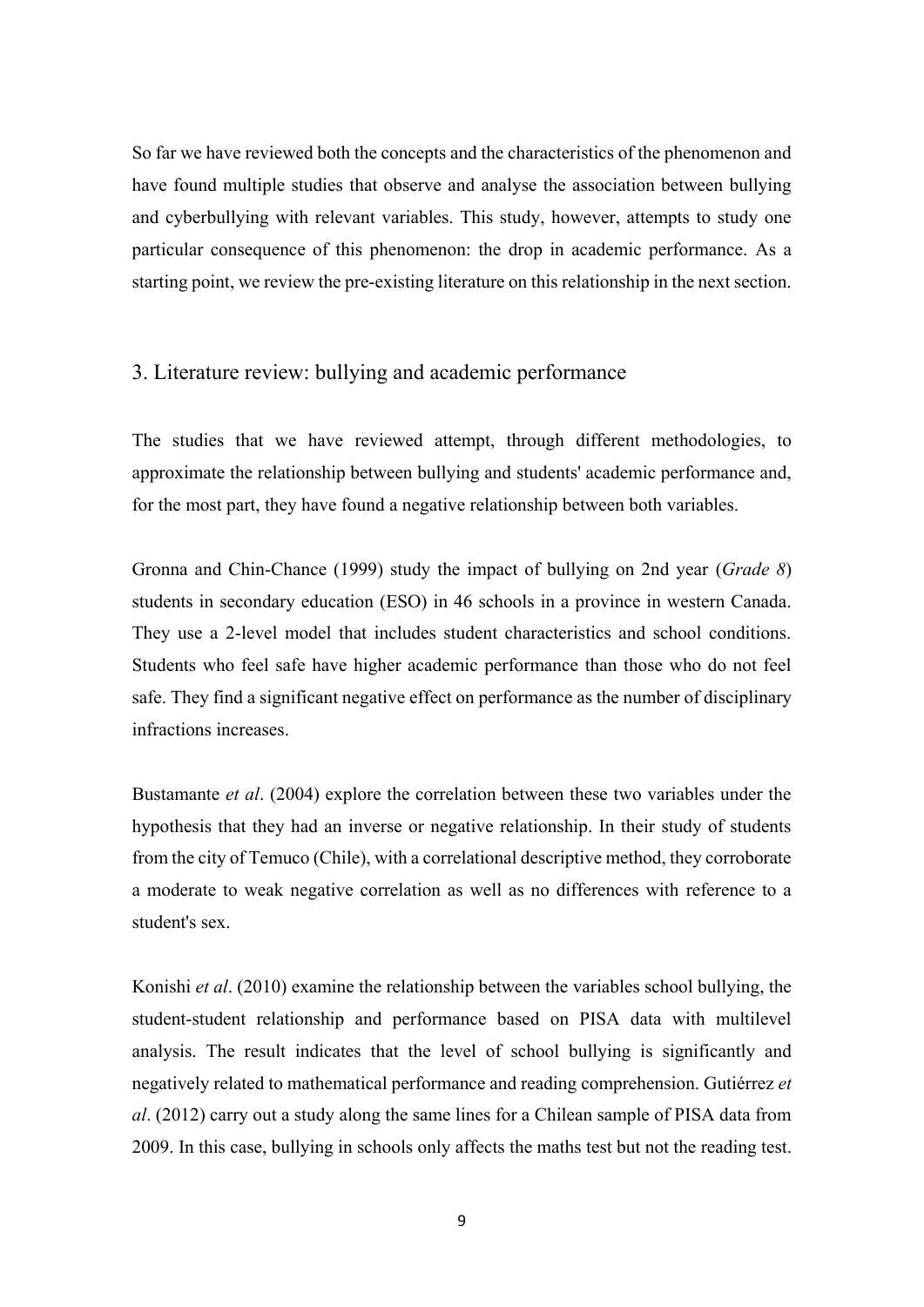So far we have reviewed both the concepts and the characteristics of the phenomenon and have found multiple studies that observe and analyse the association between bullying and cyberbullying with relevant variables. This study, however, attempts to study one particular consequence of this phenomenon: the drop in academic performance. As a starting point, we review the pre-existing literature on this relationship in the next section.

## 3. Literature review: bullying and academic performance

The studies that we have reviewed attempt, through different methodologies, to approximate the relationship between bullying and students' academic performance and, for the most part, they have found a negative relationship between both variables.

Gronna and Chin-Chance (1999) study the impact of bullying on 2nd year (*Grade 8*) students in secondary education (ESO) in 46 schools in a province in western Canada. They use a 2-level model that includes student characteristics and school conditions. Students who feel safe have higher academic performance than those who do not feel safe. They find a significant negative effect on performance as the number of disciplinary infractions increases.

Bustamante *et al*. (2004) explore the correlation between these two variables under the hypothesis that they had an inverse or negative relationship. In their study of students from the city of Temuco (Chile), with a correlational descriptive method, they corroborate a moderate to weak negative correlation as well as no differences with reference to a student's sex.

Konishi *et al*. (2010) examine the relationship between the variables school bullying, the student-student relationship and performance based on PISA data with multilevel analysis. The result indicates that the level of school bullying is significantly and negatively related to mathematical performance and reading comprehension. Gutiérrez *et al*. (2012) carry out a study along the same lines for a Chilean sample of PISA data from 2009. In this case, bullying in schools only affects the maths test but not the reading test.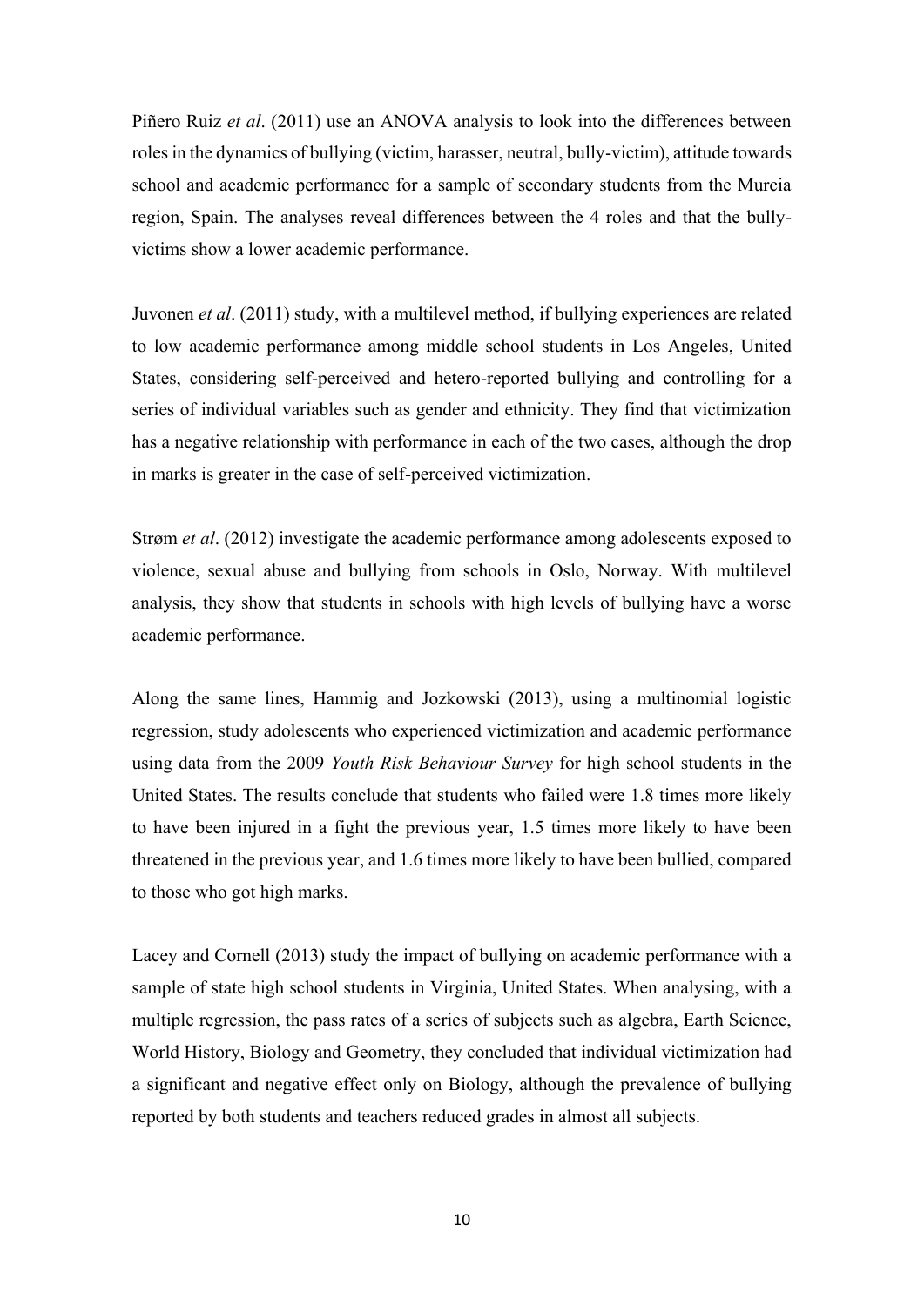Piñero Ruiz *et al*. (2011) use an ANOVA analysis to look into the differences between roles in the dynamics of bullying (victim, harasser, neutral, bully-victim), attitude towards school and academic performance for a sample of secondary students from the Murcia region, Spain. The analyses reveal differences between the 4 roles and that the bully-victims show a lower academic performance.

Juvonen *et al*. (2011) study, with a multilevel method, if bullying experiences are related to low academic performance among middle school students in Los Angeles, United States, considering self-perceived and hetero-reported bullying and controlling for a series of individual variables such as gender and ethnicity. They find that victimization has a negative relationship with performance in each of the two cases, although the drop in marks is greater in the case of self-perceived victimization.

Strøm *et al*. (2012) investigate the academic performance among adolescents exposed to violence, sexual abuse and bullying from schools in Oslo, Norway. With multilevel analysis, they show that students in schools with high levels of bullying have a worse academic performance.

Along the same lines, Hammig and Jozkowski (2013), using a multinomial logistic regression, study adolescents who experienced victimization and academic performance using data from the 2009 *Youth Risk Behaviour Survey* for high school students in the United States. The results conclude that students who failed were 1.8 times more likely to have been injured in a fight the previous year, 1.5 times more likely to have been threatened in the previous year, and 1.6 times more likely to have been bullied, compared to those who got high marks.

Lacey and Cornell (2013) study the impact of bullying on academic performance with a sample of state high school students in Virginia, United States. When analysing, with a multiple regression, the pass rates of a series of subjects such as algebra, Earth Science, World History, Biology and Geometry, they concluded that individual victimization had a significant and negative effect only on Biology, although the prevalence of bullying reported by both students and teachers reduced grades in almost all subjects.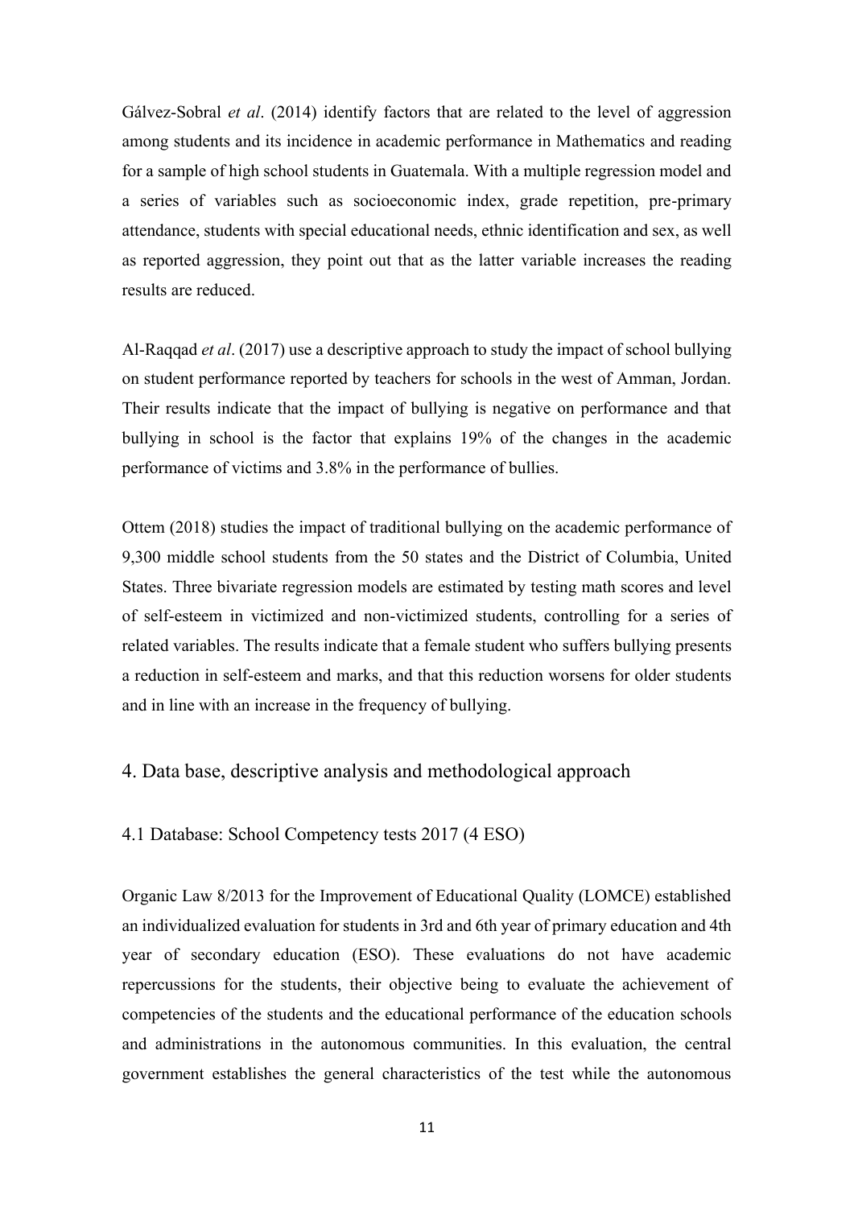Gálvez-Sobral *et al*. (2014) identify factors that are related to the level of aggression among students and its incidence in academic performance in Mathematics and reading for a sample of high school students in Guatemala. With a multiple regression model and a series of variables such as socioeconomic index, grade repetition, pre-primary attendance, students with special educational needs, ethnic identification and sex, as well as reported aggression, they point out that as the latter variable increases the reading results are reduced.

Al-Raqqad *et al*. (2017) use a descriptive approach to study the impact of school bullying on student performance reported by teachers for schools in the west of Amman, Jordan. Their results indicate that the impact of bullying is negative on performance and that bullying in school is the factor that explains 19% of the changes in the academic performance of victims and 3.8% in the performance of bullies.

Ottem (2018) studies the impact of traditional bullying on the academic performance of 9,300 middle school students from the 50 states and the District of Columbia, United States. Three bivariate regression models are estimated by testing math scores and level of self-esteem in victimized and non-victimized students, controlling for a series of related variables. The results indicate that a female student who suffers bullying presents a reduction in self-esteem and marks, and that this reduction worsens for older students and in line with an increase in the frequency of bullying.

## 4. Data base, descriptive analysis and methodological approach

### 4.1 Database: School Competency tests 2017 (4 ESO)

Organic Law 8/2013 for the Improvement of Educational Quality (LOMCE) established an individualized evaluation for students in 3rd and 6th year of primary education and 4th year of secondary education (ESO). These evaluations do not have academic repercussions for the students, their objective being to evaluate the achievement of competencies of the students and the educational performance of the education schools and administrations in the autonomous communities. In this evaluation, the central government establishes the general characteristics of the test while the autonomous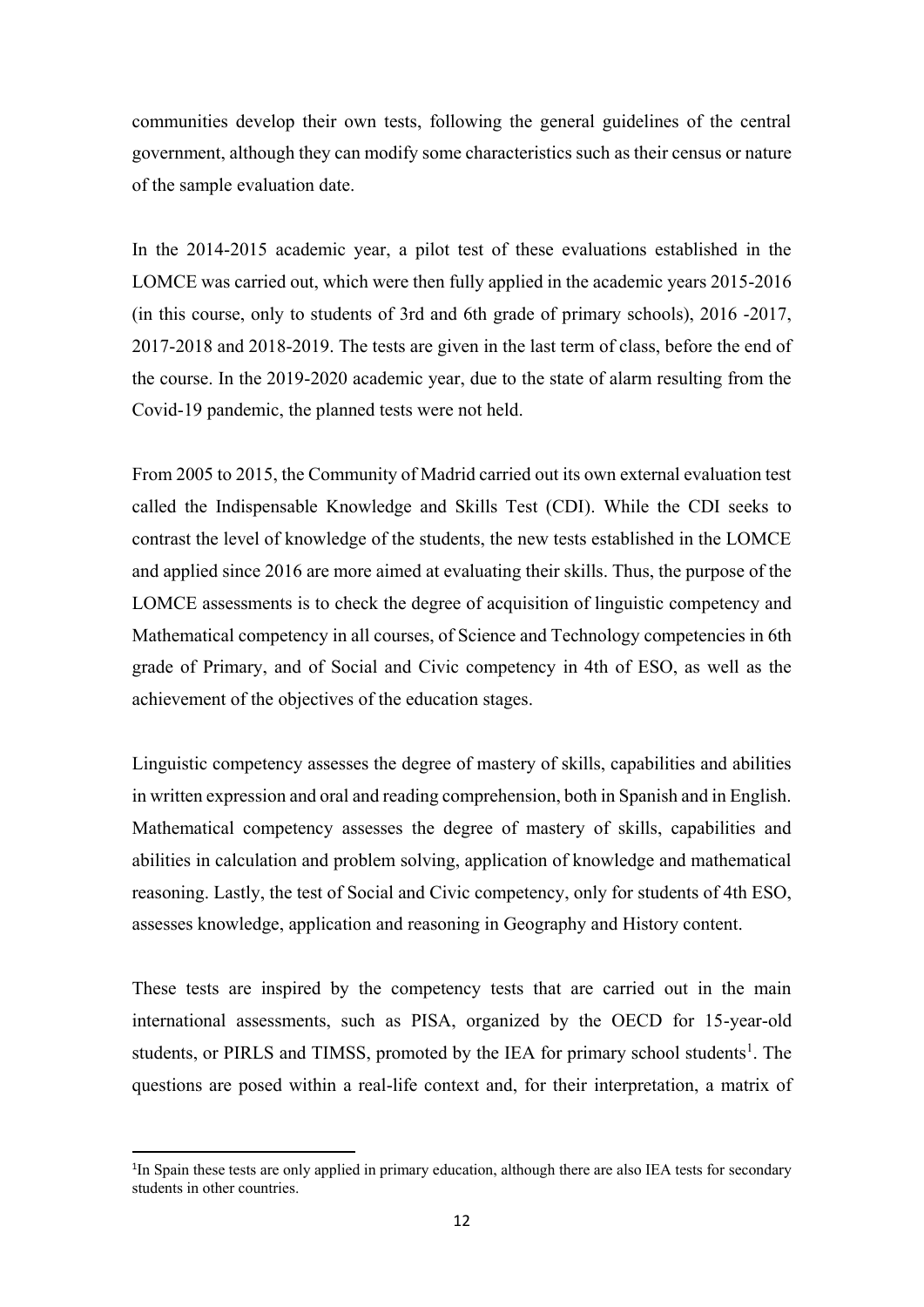communities develop their own tests, following the general guidelines of the central government, although they can modify some characteristics such as their census or nature of the sample evaluation date.

In the 2014-2015 academic year, a pilot test of these evaluations established in the LOMCE was carried out, which were then fully applied in the academic years 2015-2016 (in this course, only to students of 3rd and 6th grade of primary schools), 2016 -2017, 2017-2018 and 2018-2019. The tests are given in the last term of class, before the end of the course. In the 2019-2020 academic year, due to the state of alarm resulting from the Covid-19 pandemic, the planned tests were not held.

From 2005 to 2015, the Community of Madrid carried out its own external evaluation test called the Indispensable Knowledge and Skills Test (CDI). While the CDI seeks to contrast the level of knowledge of the students, the new tests established in the LOMCE and applied since 2016 are more aimed at evaluating their skills. Thus, the purpose of the LOMCE assessments is to check the degree of acquisition of linguistic competency and Mathematical competency in all courses, of Science and Technology competencies in 6th grade of Primary, and of Social and Civic competency in 4th of ESO, as well as the achievement of the objectives of the education stages.

Linguistic competency assesses the degree of mastery of skills, capabilities and abilities in written expression and oral and reading comprehension, both in Spanish and in English. Mathematical competency assesses the degree of mastery of skills, capabilities and abilities in calculation and problem solving, application of knowledge and mathematical reasoning. Lastly, the test of Social and Civic competency, only for students of 4th ESO, assesses knowledge, application and reasoning in Geography and History content.

These tests are inspired by the competency tests that are carried out in the main international assessments, such as PISA, organized by the OECD for 15-year-old students, or PIRLS and TIMSS, promoted by the IEA for primary school students[1]. The questions are posed within a real-life context and, for their interpretation, a matrix of

[1]In Spain these tests are only applied in primary education, although there are also IEA tests for secondary students in other countries.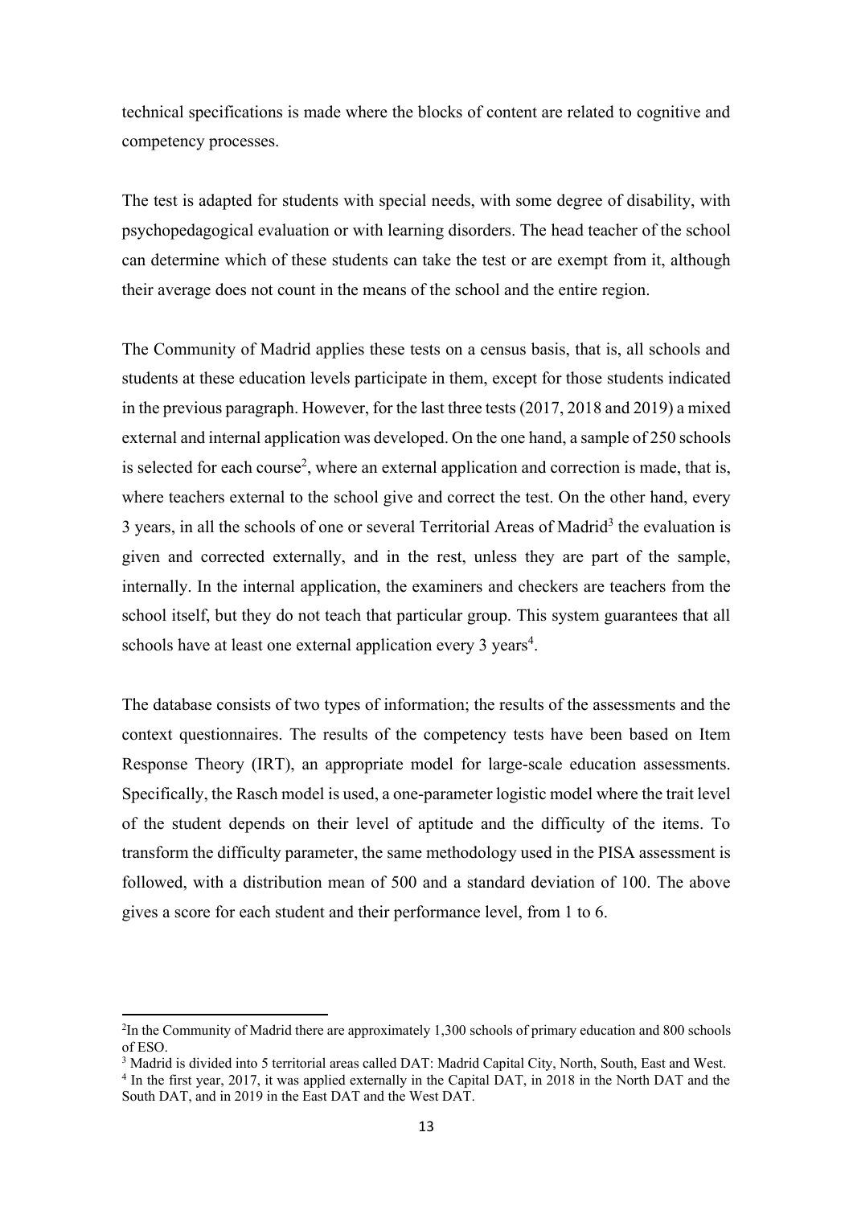technical specifications is made where the blocks of content are related to cognitive and competency processes.

The test is adapted for students with special needs, with some degree of disability, with psychopedagogical evaluation or with learning disorders. The head teacher of the school can determine which of these students can take the test or are exempt from it, although their average does not count in the means of the school and the entire region.

The Community of Madrid applies these tests on a census basis, that is, all schools and students at these education levels participate in them, except for those students indicated in the previous paragraph. However, for the last three tests (2017, 2018 and 2019) a mixed external and internal application was developed. On the one hand, a sample of 250 schools is selected for each course[2], where an external application and correction is made, that is, where teachers external to the school give and correct the test. On the other hand, every 3 years, in all the schools of one or several Territorial Areas of Madrid[3] the evaluation is given and corrected externally, and in the rest, unless they are part of the sample, internally. In the internal application, the examiners and checkers are teachers from the school itself, but they do not teach that particular group. This system guarantees that all schools have at least one external application every 3 years[4].

The database consists of two types of information; the results of the assessments and the context questionnaires. The results of the competency tests have been based on Item Response Theory (IRT), an appropriate model for large-scale education assessments. Specifically, the Rasch model is used, a one-parameter logistic model where the trait level of the student depends on their level of aptitude and the difficulty of the items. To transform the difficulty parameter, the same methodology used in the PISA assessment is followed, with a distribution mean of 500 and a standard deviation of 100. The above gives a score for each student and their performance level, from 1 to 6.

---

[2] In the Community of Madrid there are approximately 1,300 schools of primary education and 800 schools of ESO.

[3] Madrid is divided into 5 territorial areas called DAT: Madrid Capital City, North, South, East and West.

[4] In the first year, 2017, it was applied externally in the Capital DAT, in 2018 in the North DAT and the South DAT, and in 2019 in the East DAT and the West DAT.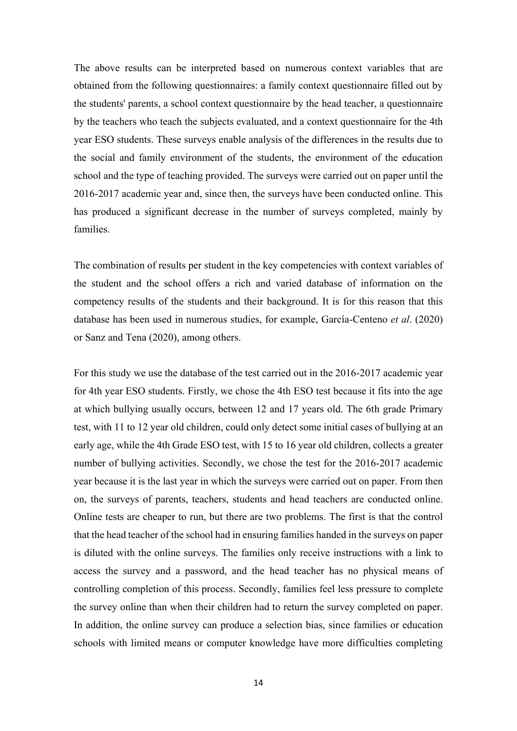The above results can be interpreted based on numerous context variables that are obtained from the following questionnaires: a family context questionnaire filled out by the students' parents, a school context questionnaire by the head teacher, a questionnaire by the teachers who teach the subjects evaluated, and a context questionnaire for the 4th year ESO students. These surveys enable analysis of the differences in the results due to the social and family environment of the students, the environment of the education school and the type of teaching provided. The surveys were carried out on paper until the 2016-2017 academic year and, since then, the surveys have been conducted online. This has produced a significant decrease in the number of surveys completed, mainly by families.

The combination of results per student in the key competencies with context variables of the student and the school offers a rich and varied database of information on the competency results of the students and their background. It is for this reason that this database has been used in numerous studies, for example, García-Centeno *et al*. (2020) or Sanz and Tena (2020), among others.

For this study we use the database of the test carried out in the 2016-2017 academic year for 4th year ESO students. Firstly, we chose the 4th ESO test because it fits into the age at which bullying usually occurs, between 12 and 17 years old. The 6th grade Primary test, with 11 to 12 year old children, could only detect some initial cases of bullying at an early age, while the 4th Grade ESO test, with 15 to 16 year old children, collects a greater number of bullying activities. Secondly, we chose the test for the 2016-2017 academic year because it is the last year in which the surveys were carried out on paper. From then on, the surveys of parents, teachers, students and head teachers are conducted online. Online tests are cheaper to run, but there are two problems. The first is that the control that the head teacher of the school had in ensuring families handed in the surveys on paper is diluted with the online surveys. The families only receive instructions with a link to access the survey and a password, and the head teacher has no physical means of controlling completion of this process. Secondly, families feel less pressure to complete the survey online than when their children had to return the survey completed on paper. In addition, the online survey can produce a selection bias, since families or education schools with limited means or computer knowledge have more difficulties completing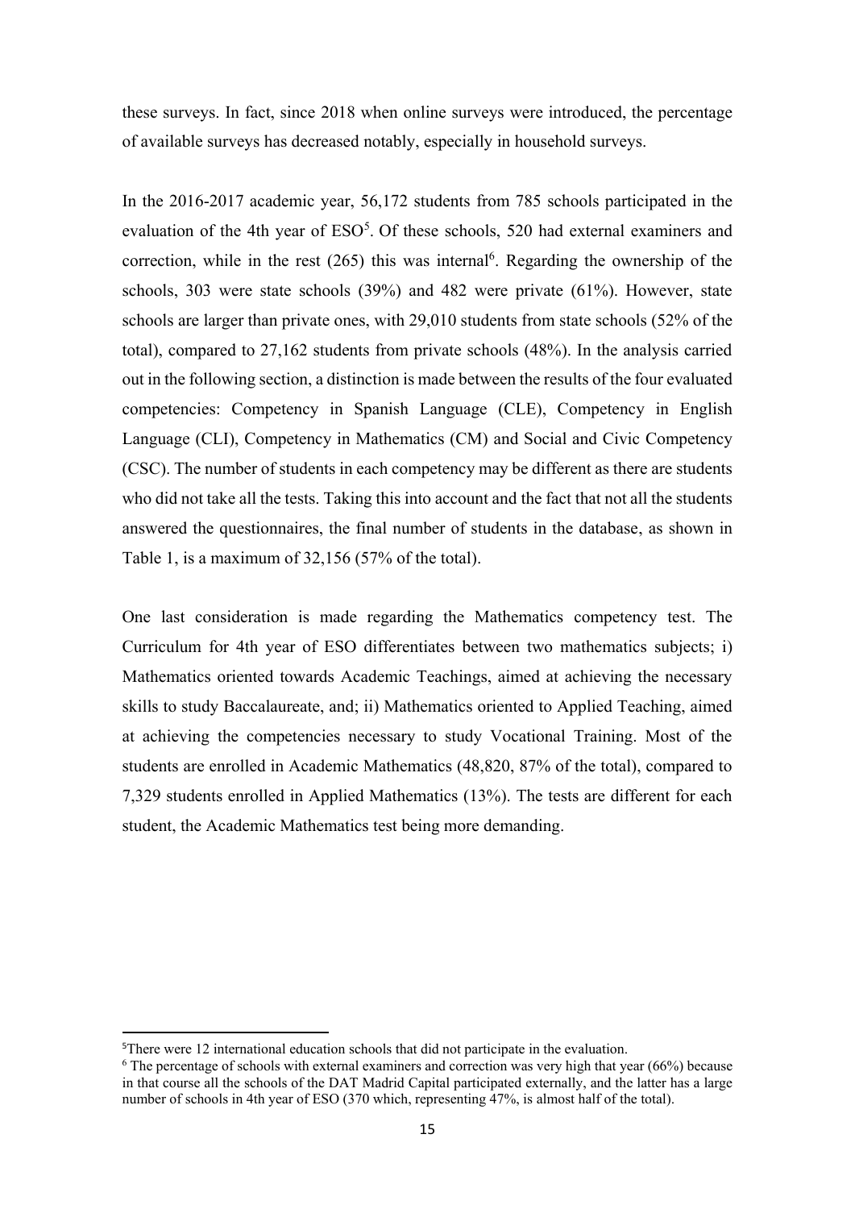these surveys. In fact, since 2018 when online surveys were introduced, the percentage of available surveys has decreased notably, especially in household surveys.

In the 2016-2017 academic year, 56,172 students from 785 schools participated in the evaluation of the 4th year of ESO[5]. Of these schools, 520 had external examiners and correction, while in the rest (265) this was internal[6]. Regarding the ownership of the schools, 303 were state schools (39%) and 482 were private (61%). However, state schools are larger than private ones, with 29,010 students from state schools (52% of the total), compared to 27,162 students from private schools (48%). In the analysis carried out in the following section, a distinction is made between the results of the four evaluated competencies: Competency in Spanish Language (CLE), Competency in English Language (CLI), Competency in Mathematics (CM) and Social and Civic Competency (CSC). The number of students in each competency may be different as there are students who did not take all the tests. Taking this into account and the fact that not all the students answered the questionnaires, the final number of students in the database, as shown in Table 1, is a maximum of 32,156 (57% of the total).

One last consideration is made regarding the Mathematics competency test. The Curriculum for 4th year of ESO differentiates between two mathematics subjects; i) Mathematics oriented towards Academic Teachings, aimed at achieving the necessary skills to study Baccalaureate, and; ii) Mathematics oriented to Applied Teaching, aimed at achieving the competencies necessary to study Vocational Training. Most of the students are enrolled in Academic Mathematics (48,820, 87% of the total), compared to 7,329 students enrolled in Applied Mathematics (13%). The tests are different for each student, the Academic Mathematics test being more demanding.

[5]There were 12 international education schools that did not participate in the evaluation.

[6] The percentage of schools with external examiners and correction was very high that year (66%) because in that course all the schools of the DAT Madrid Capital participated externally, and the latter has a large number of schools in 4th year of ESO (370 which, representing 47%, is almost half of the total).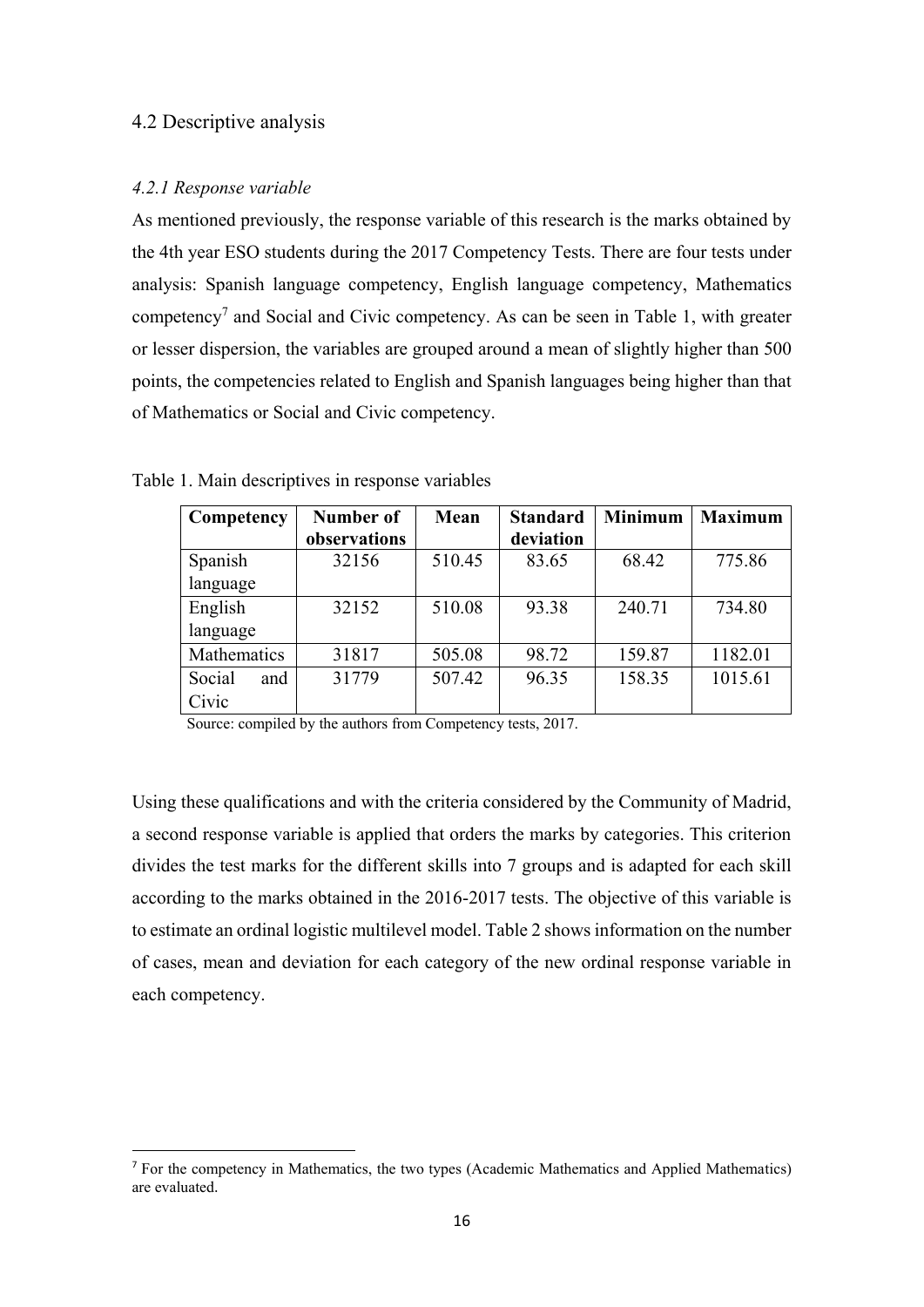## 4.2 Descriptive analysis

### *4.2.1 Response variable*

As mentioned previously, the response variable of this research is the marks obtained by the 4th year ESO students during the 2017 Competency Tests. There are four tests under analysis: Spanish language competency, English language competency, Mathematics competency[7] and Social and Civic competency. As can be seen in Table 1, with greater or lesser dispersion, the variables are grouped around a mean of slightly higher than 500 points, the competencies related to English and Spanish languages being higher than that of Mathematics or Social and Civic competency.

Table 1. Main descriptives in response variables

| Competency | Number of observations | Mean | Standard deviation | Minimum | Maximum |
|---|---|---|---|---|---|
| Spanish language | 32156 | 510.45 | 83.65 | 68.42 | 775.86 |
| English language | 32152 | 510.08 | 93.38 | 240.71 | 734.80 |
| Mathematics | 31817 | 505.08 | 98.72 | 159.87 | 1182.01 |
| Social and Civic | 31779 | 507.42 | 96.35 | 158.35 | 1015.61 |

Source: compiled by the authors from Competency tests, 2017.

Using these qualifications and with the criteria considered by the Community of Madrid, a second response variable is applied that orders the marks by categories. This criterion divides the test marks for the different skills into 7 groups and is adapted for each skill according to the marks obtained in the 2016-2017 tests. The objective of this variable is to estimate an ordinal logistic multilevel model. Table 2 shows information on the number of cases, mean and deviation for each category of the new ordinal response variable in each competency.

[7] For the competency in Mathematics, the two types (Academic Mathematics and Applied Mathematics) are evaluated.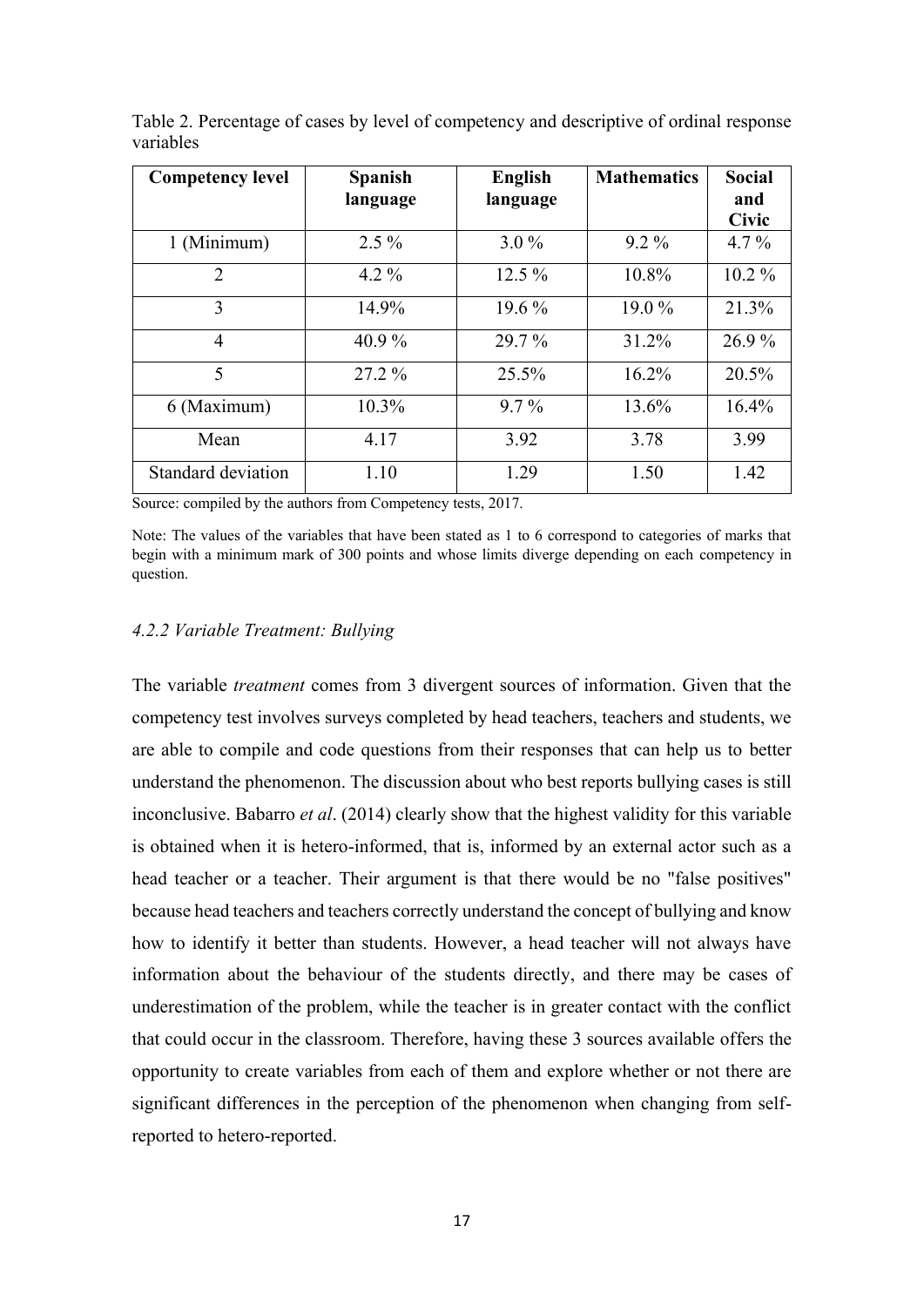Table 2. Percentage of cases by level of competency and descriptive of ordinal response variables

| Competency level | Spanish language | English language | Mathematics | Social and Civic |
|---|---|---|---|---|
| 1 (Minimum) | 2.5 % | 3.0 % | 9.2 % | 4.7 % |
| 2 | 4.2 % | 12.5 % | 10.8% | 10.2 % |
| 3 | 14.9% | 19.6 % | 19.0 % | 21.3% |
| 4 | 40.9 % | 29.7 % | 31.2% | 26.9 % |
| 5 | 27.2 % | 25.5% | 16.2% | 20.5% |
| 6 (Maximum) | 10.3% | 9.7 % | 13.6% | 16.4% |
| Mean | 4.17 | 3.92 | 3.78 | 3.99 |
| Standard deviation | 1.10 | 1.29 | 1.50 | 1.42 |

Source: compiled by the authors from Competency tests, 2017.

Note: The values of the variables that have been stated as 1 to 6 correspond to categories of marks that begin with a minimum mark of 300 points and whose limits diverge depending on each competency in question.

#### *4.2.2 Variable Treatment: Bullying*

The variable *treatment* comes from 3 divergent sources of information. Given that the competency test involves surveys completed by head teachers, teachers and students, we are able to compile and code questions from their responses that can help us to better understand the phenomenon. The discussion about who best reports bullying cases is still inconclusive. Babarro *et al*. (2014) clearly show that the highest validity for this variable is obtained when it is hetero-informed, that is, informed by an external actor such as a head teacher or a teacher. Their argument is that there would be no "false positives" because head teachers and teachers correctly understand the concept of bullying and know how to identify it better than students. However, a head teacher will not always have information about the behaviour of the students directly, and there may be cases of underestimation of the problem, while the teacher is in greater contact with the conflict that could occur in the classroom. Therefore, having these 3 sources available offers the opportunity to create variables from each of them and explore whether or not there are significant differences in the perception of the phenomenon when changing from self-reported to hetero-reported.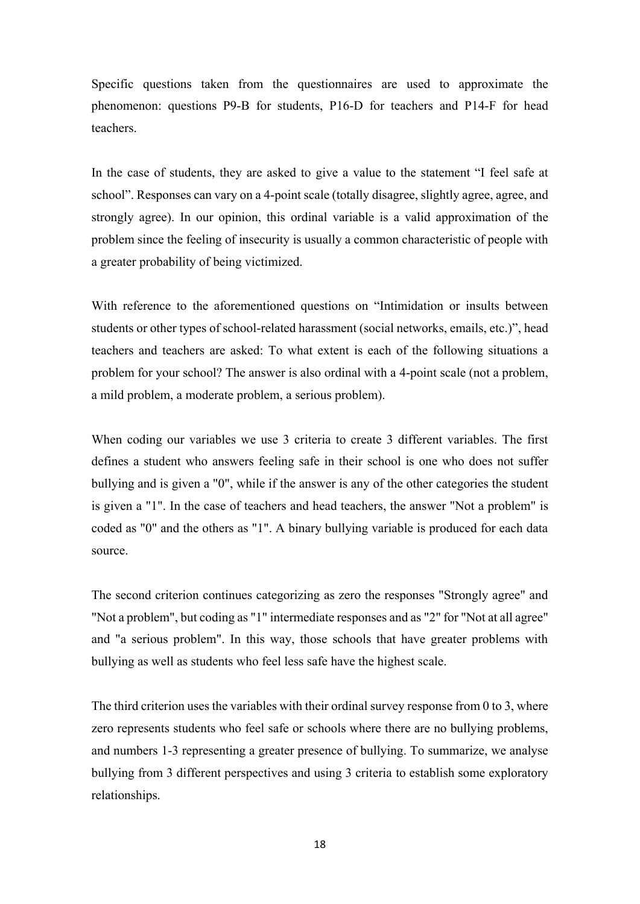Specific questions taken from the questionnaires are used to approximate the phenomenon: questions P9-B for students, P16-D for teachers and P14-F for head teachers.

In the case of students, they are asked to give a value to the statement "I feel safe at school". Responses can vary on a 4-point scale (totally disagree, slightly agree, agree, and strongly agree). In our opinion, this ordinal variable is a valid approximation of the problem since the feeling of insecurity is usually a common characteristic of people with a greater probability of being victimized.

With reference to the aforementioned questions on "Intimidation or insults between students or other types of school-related harassment (social networks, emails, etc.)", head teachers and teachers are asked: To what extent is each of the following situations a problem for your school? The answer is also ordinal with a 4-point scale (not a problem, a mild problem, a moderate problem, a serious problem).

When coding our variables we use 3 criteria to create 3 different variables. The first defines a student who answers feeling safe in their school is one who does not suffer bullying and is given a "0", while if the answer is any of the other categories the student is given a "1". In the case of teachers and head teachers, the answer "Not a problem" is coded as "0" and the others as "1". A binary bullying variable is produced for each data source.

The second criterion continues categorizing as zero the responses "Strongly agree" and "Not a problem", but coding as "1" intermediate responses and as "2" for "Not at all agree" and "a serious problem". In this way, those schools that have greater problems with bullying as well as students who feel less safe have the highest scale.

The third criterion uses the variables with their ordinal survey response from 0 to 3, where zero represents students who feel safe or schools where there are no bullying problems, and numbers 1-3 representing a greater presence of bullying. To summarize, we analyse bullying from 3 different perspectives and using 3 criteria to establish some exploratory relationships.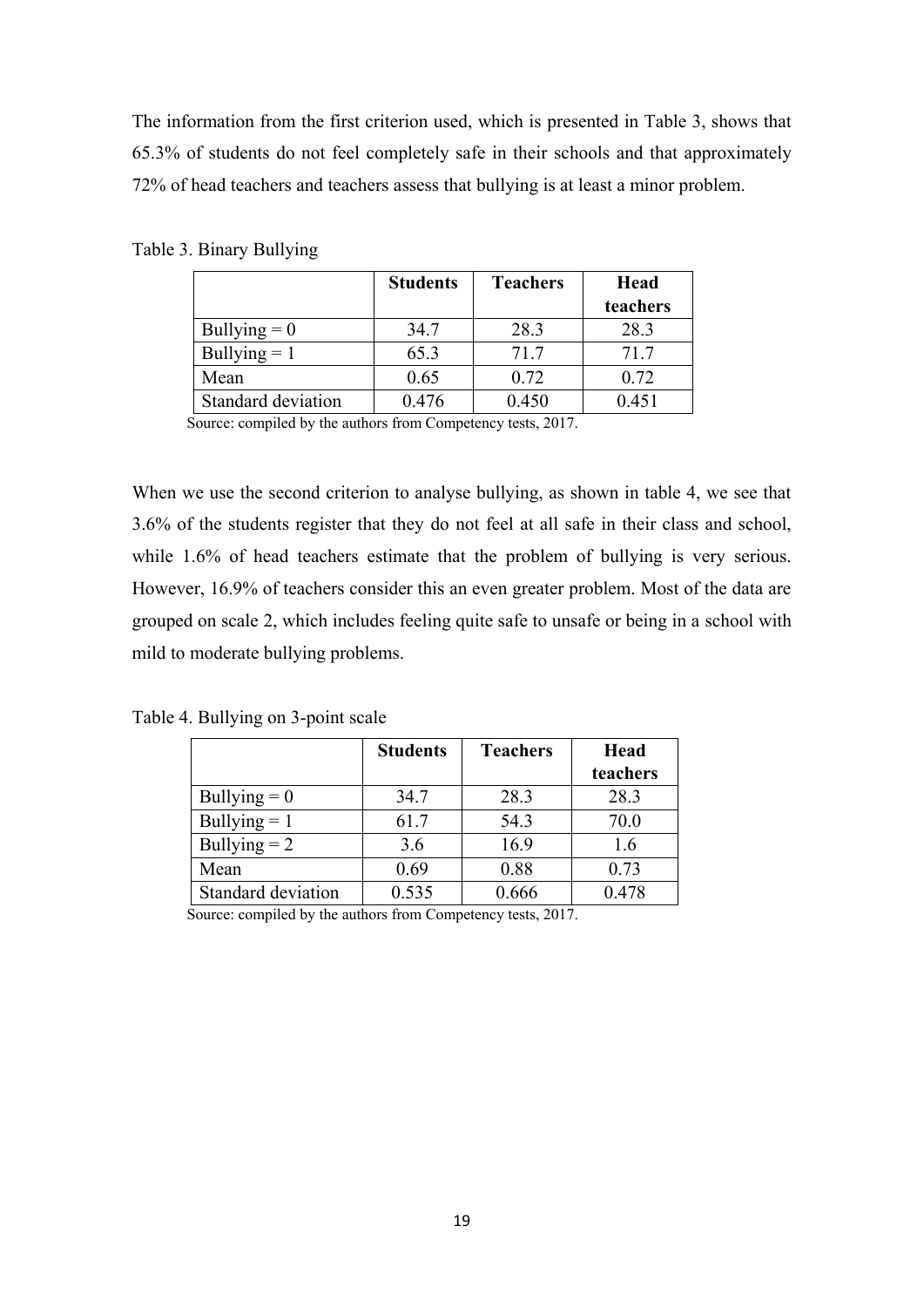The information from the first criterion used, which is presented in Table 3, shows that 65.3% of students do not feel completely safe in their schools and that approximately 72% of head teachers and teachers assess that bullying is at least a minor problem.

Table 3. Binary Bullying

| | **Students** | **Teachers** | **Head teachers** |
|---|---|---|---|
| Bullying = 0 | 34.7 | 28.3 | 28.3 |
| Bullying = 1 | 65.3 | 71.7 | 71.7 |
| Mean | 0.65 | 0.72 | 0.72 |
| Standard deviation | 0.476 | 0.450 | 0.451 |

Source: compiled by the authors from Competency tests, 2017.

When we use the second criterion to analyse bullying, as shown in table 4, we see that 3.6% of the students register that they do not feel at all safe in their class and school, while 1.6% of head teachers estimate that the problem of bullying is very serious. However, 16.9% of teachers consider this an even greater problem. Most of the data are grouped on scale 2, which includes feeling quite safe to unsafe or being in a school with mild to moderate bullying problems.

Table 4. Bullying on 3-point scale

| | **Students** | **Teachers** | **Head teachers** |
|---|---|---|---|
| Bullying = 0 | 34.7 | 28.3 | 28.3 |
| Bullying = 1 | 61.7 | 54.3 | 70.0 |
| Bullying = 2 | 3.6 | 16.9 | 1.6 |
| Mean | 0.69 | 0.88 | 0.73 |
| Standard deviation | 0.535 | 0.666 | 0.478 |

Source: compiled by the authors from Competency tests, 2017.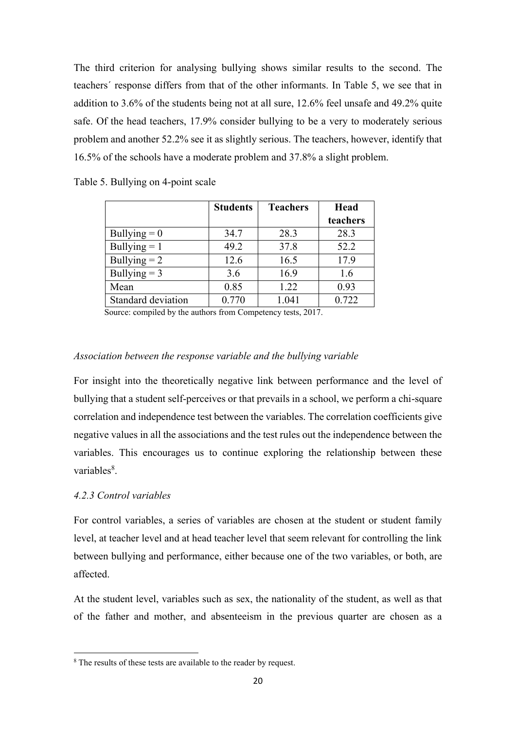The third criterion for analysing bullying shows similar results to the second. The teachers´ response differs from that of the other informants. In Table 5, we see that in addition to 3.6% of the students being not at all sure, 12.6% feel unsafe and 49.2% quite safe. Of the head teachers, 17.9% consider bullying to be a very to moderately serious problem and another 52.2% see it as slightly serious. The teachers, however, identify that 16.5% of the schools have a moderate problem and 37.8% a slight problem.

Table 5. Bullying on 4-point scale

| | **Students** | **Teachers** | **Head teachers** |
|---|---|---|---|
| Bullying = 0 | 34.7 | 28.3 | 28.3 |
| Bullying = 1 | 49.2 | 37.8 | 52.2 |
| Bullying = 2 | 12.6 | 16.5 | 17.9 |
| Bullying = 3 | 3.6 | 16.9 | 1.6 |
| Mean | 0.85 | 1.22 | 0.93 |
| Standard deviation | 0.770 | 1.041 | 0.722 |

Source: compiled by the authors from Competency tests, 2017.

*Association between the response variable and the bullying variable*

For insight into the theoretically negative link between performance and the level of bullying that a student self-perceives or that prevails in a school, we perform a chi-square correlation and independence test between the variables. The correlation coefficients give negative values in all the associations and the test rules out the independence between the variables. This encourages us to continue exploring the relationship between these variables[8].

### *4.2.3 Control variables*

For control variables, a series of variables are chosen at the student or student family level, at teacher level and at head teacher level that seem relevant for controlling the link between bullying and performance, either because one of the two variables, or both, are affected.

At the student level, variables such as sex, the nationality of the student, as well as that of the father and mother, and absenteeism in the previous quarter are chosen as a

[8] The results of these tests are available to the reader by request.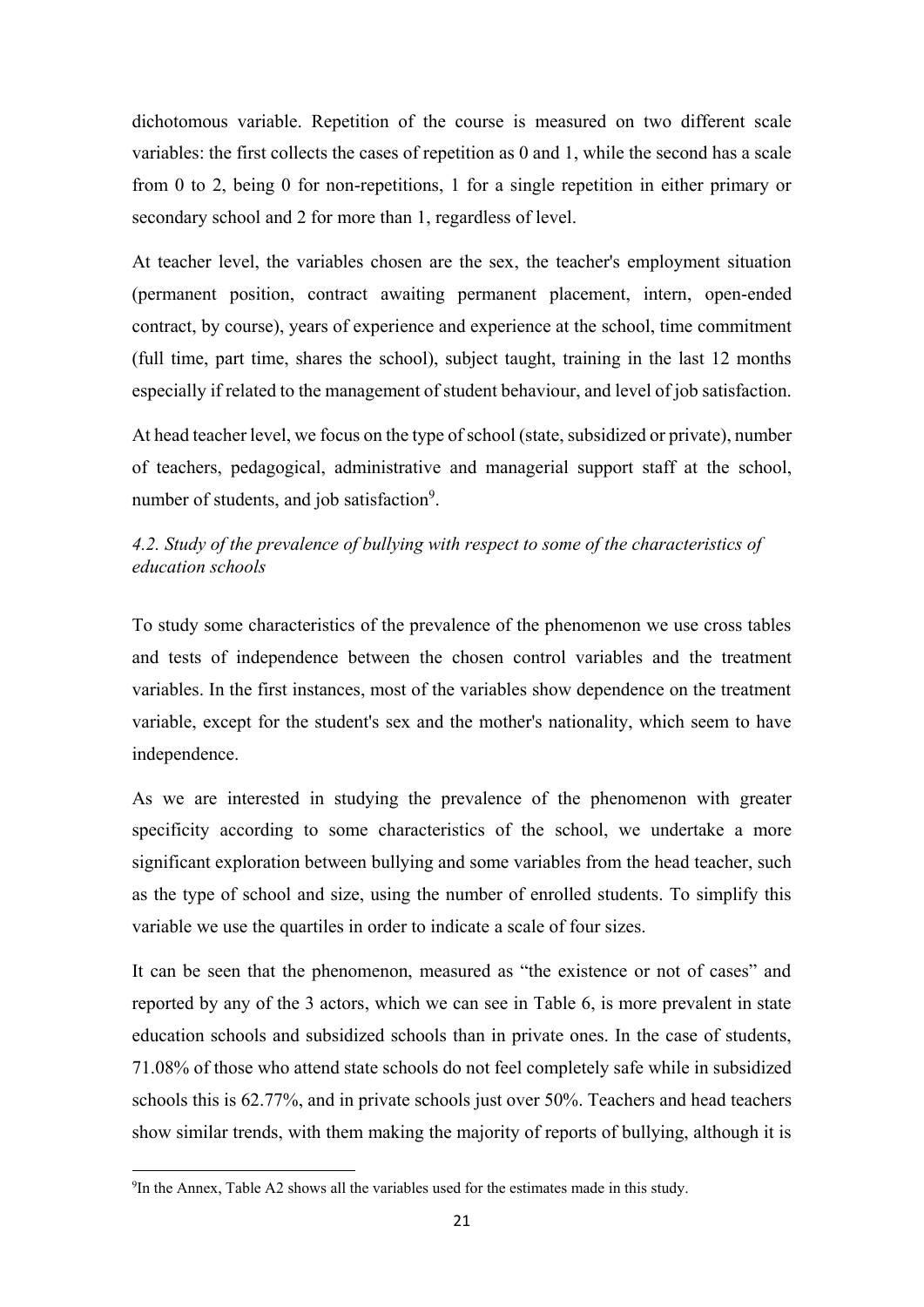dichotomous variable. Repetition of the course is measured on two different scale variables: the first collects the cases of repetition as 0 and 1, while the second has a scale from 0 to 2, being 0 for non-repetitions, 1 for a single repetition in either primary or secondary school and 2 for more than 1, regardless of level.

At teacher level, the variables chosen are the sex, the teacher's employment situation (permanent position, contract awaiting permanent placement, intern, open-ended contract, by course), years of experience and experience at the school, time commitment (full time, part time, shares the school), subject taught, training in the last 12 months especially if related to the management of student behaviour, and level of job satisfaction.

At head teacher level, we focus on the type of school (state, subsidized or private), number of teachers, pedagogical, administrative and managerial support staff at the school, number of students, and job satisfaction[9].

### *4.2. Study of the prevalence of bullying with respect to some of the characteristics of education schools*

To study some characteristics of the prevalence of the phenomenon we use cross tables and tests of independence between the chosen control variables and the treatment variables. In the first instances, most of the variables show dependence on the treatment variable, except for the student's sex and the mother's nationality, which seem to have independence.

As we are interested in studying the prevalence of the phenomenon with greater specificity according to some characteristics of the school, we undertake a more significant exploration between bullying and some variables from the head teacher, such as the type of school and size, using the number of enrolled students. To simplify this variable we use the quartiles in order to indicate a scale of four sizes.

It can be seen that the phenomenon, measured as "the existence or not of cases" and reported by any of the 3 actors, which we can see in Table 6, is more prevalent in state education schools and subsidized schools than in private ones. In the case of students, 71.08% of those who attend state schools do not feel completely safe while in subsidized schools this is 62.77%, and in private schools just over 50%. Teachers and head teachers show similar trends, with them making the majority of reports of bullying, although it is

[9]In the Annex, Table A2 shows all the variables used for the estimates made in this study.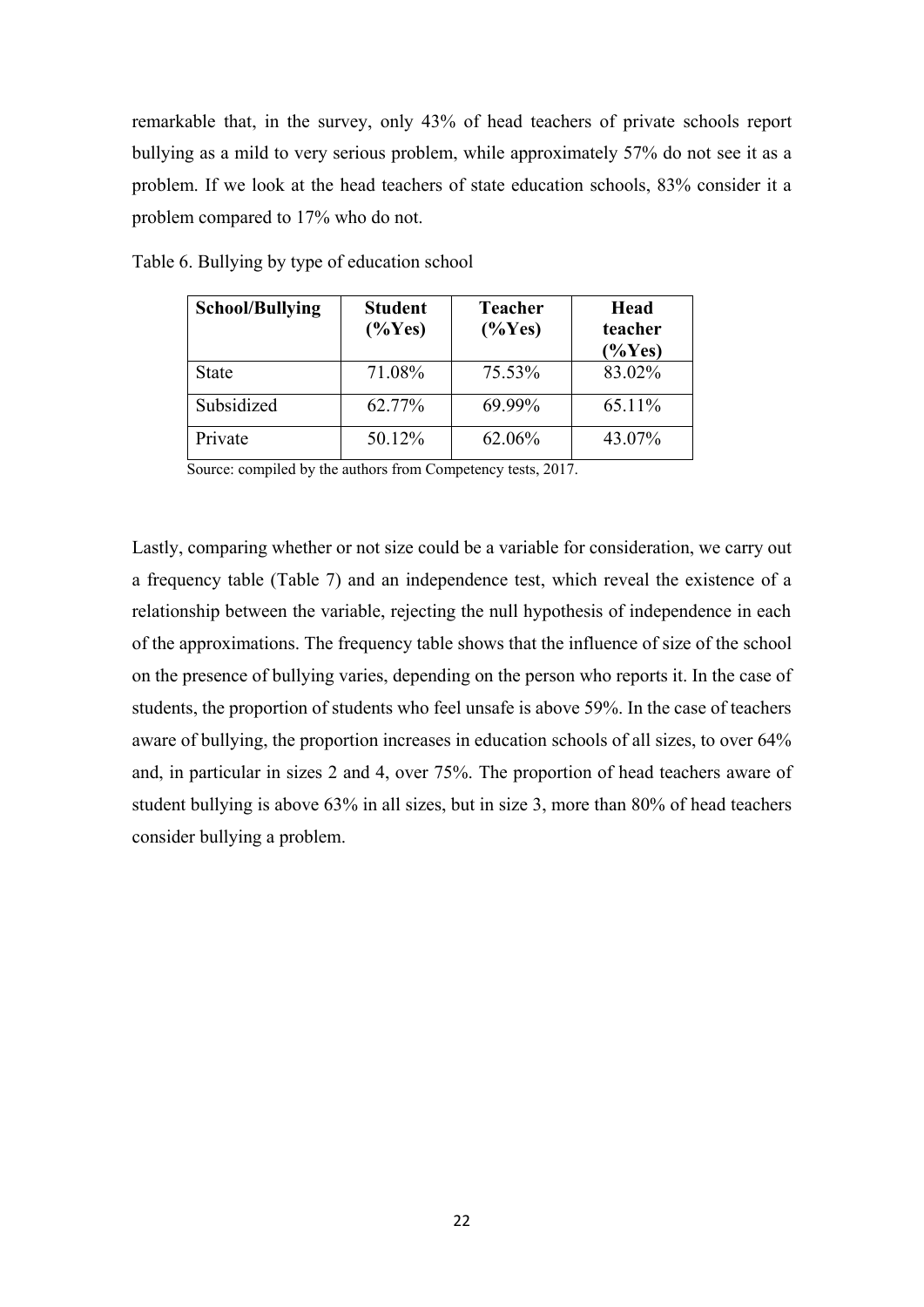remarkable that, in the survey, only 43% of head teachers of private schools report bullying as a mild to very serious problem, while approximately 57% do not see it as a problem. If we look at the head teachers of state education schools, 83% consider it a problem compared to 17% who do not.

Table 6. Bullying by type of education school

| School/Bullying | Student (%Yes) | Teacher (%Yes) | Head teacher (%Yes) |
|---|---|---|---|
| State | 71.08% | 75.53% | 83.02% |
| Subsidized | 62.77% | 69.99% | 65.11% |
| Private | 50.12% | 62.06% | 43.07% |

Source: compiled by the authors from Competency tests, 2017.

Lastly, comparing whether or not size could be a variable for consideration, we carry out a frequency table (Table 7) and an independence test, which reveal the existence of a relationship between the variable, rejecting the null hypothesis of independence in each of the approximations. The frequency table shows that the influence of size of the school on the presence of bullying varies, depending on the person who reports it. In the case of students, the proportion of students who feel unsafe is above 59%. In the case of teachers aware of bullying, the proportion increases in education schools of all sizes, to over 64% and, in particular in sizes 2 and 4, over 75%. The proportion of head teachers aware of student bullying is above 63% in all sizes, but in size 3, more than 80% of head teachers consider bullying a problem.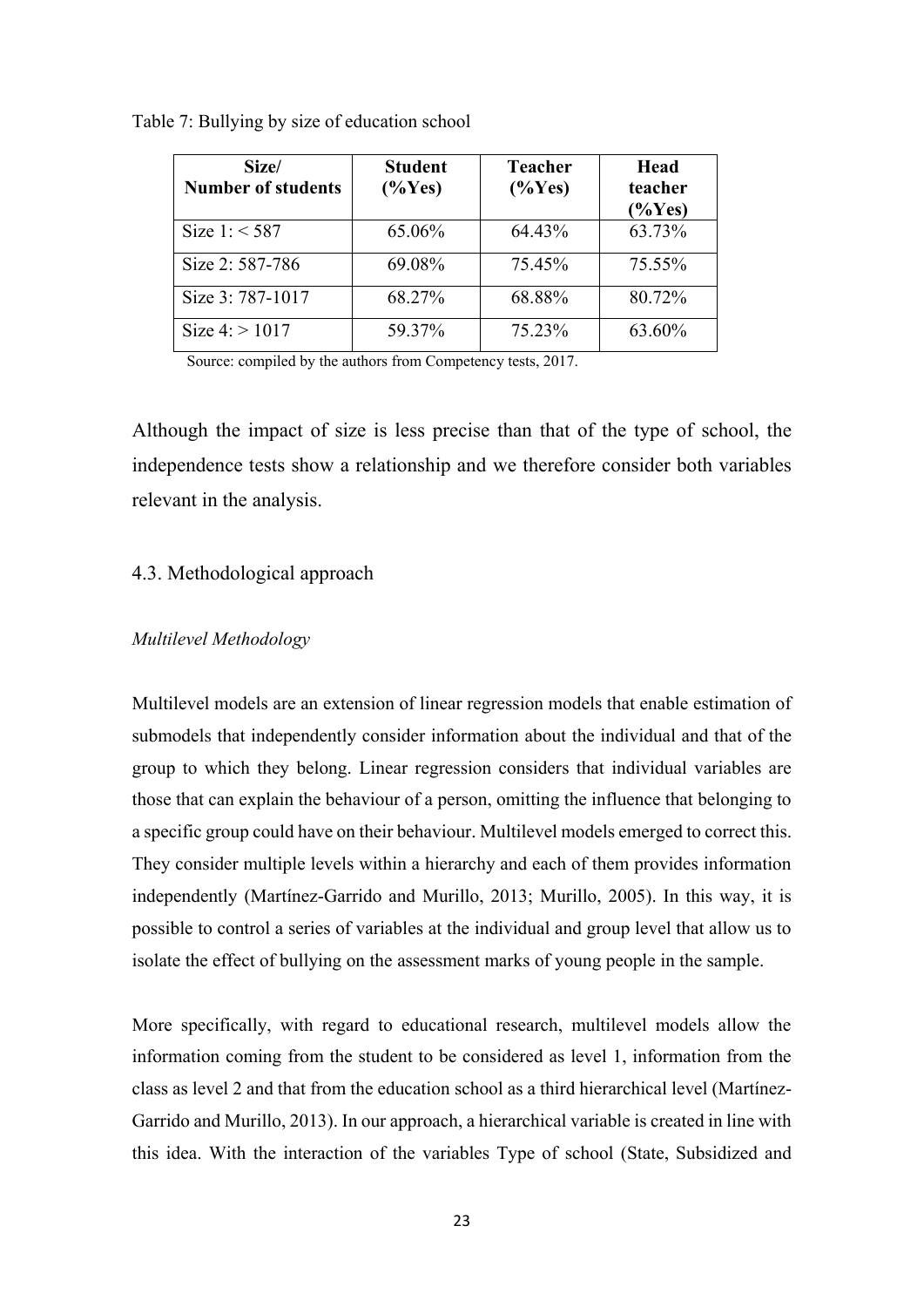Table 7: Bullying by size of education school

| Size/ Number of students | Student (%Yes) | Teacher (%Yes) | Head teacher (%Yes) |
| --- | --- | --- | --- |
| Size 1: < 587 | 65.06% | 64.43% | 63.73% |
| Size 2: 587-786 | 69.08% | 75.45% | 75.55% |
| Size 3: 787-1017 | 68.27% | 68.88% | 80.72% |
| Size 4: > 1017 | 59.37% | 75.23% | 63.60% |

Source: compiled by the authors from Competency tests, 2017.

Although the impact of size is less precise than that of the type of school, the independence tests show a relationship and we therefore consider both variables relevant in the analysis.

## 4.3. Methodological approach

### *Multilevel Methodology*

Multilevel models are an extension of linear regression models that enable estimation of submodels that independently consider information about the individual and that of the group to which they belong. Linear regression considers that individual variables are those that can explain the behaviour of a person, omitting the influence that belonging to a specific group could have on their behaviour. Multilevel models emerged to correct this. They consider multiple levels within a hierarchy and each of them provides information independently (Martínez-Garrido and Murillo, 2013; Murillo, 2005). In this way, it is possible to control a series of variables at the individual and group level that allow us to isolate the effect of bullying on the assessment marks of young people in the sample.

More specifically, with regard to educational research, multilevel models allow the information coming from the student to be considered as level 1, information from the class as level 2 and that from the education school as a third hierarchical level (Martínez-Garrido and Murillo, 2013). In our approach, a hierarchical variable is created in line with this idea. With the interaction of the variables Type of school (State, Subsidized and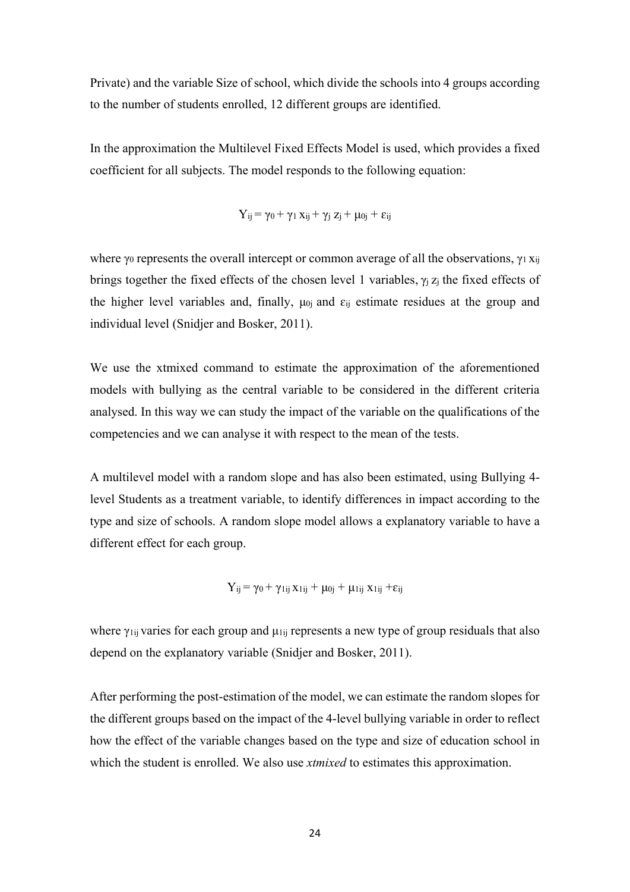Private) and the variable Size of school, which divide the schools into 4 groups according to the number of students enrolled, 12 different groups are identified.

In the approximation the Multilevel Fixed Effects Model is used, which provides a fixed coefficient for all subjects. The model responds to the following equation:

$$Y_{ij} = \gamma_0 + \gamma_1 x_{ij} + \gamma_j z_j + \mu_{0j} + \varepsilon_{ij}$$

where $\gamma_0$ represents the overall intercept or common average of all the observations, $\gamma_1 x_{ij}$ brings together the fixed effects of the chosen level 1 variables, $\gamma_j z_j$ the fixed effects of the higher level variables and, finally, $\mu_{0j}$ and $\varepsilon_{ij}$ estimate residues at the group and individual level (Snidjer and Bosker, 2011).

We use the xtmixed command to estimate the approximation of the aforementioned models with bullying as the central variable to be considered in the different criteria analysed. In this way we can study the impact of the variable on the qualifications of the competencies and we can analyse it with respect to the mean of the tests.

A multilevel model with a random slope and has also been estimated, using Bullying 4-level Students as a treatment variable, to identify differences in impact according to the type and size of schools. A random slope model allows a explanatory variable to have a different effect for each group.

$$Y_{ij} = \gamma_0 + \gamma_{1ij} x_{1ij} + \mu_{0j} + \mu_{1ij} x_{1ij} + \varepsilon_{ij}$$

where $\gamma_{1ij}$ varies for each group and $\mu_{1ij}$ represents a new type of group residuals that also depend on the explanatory variable (Snidjer and Bosker, 2011).

After performing the post-estimation of the model, we can estimate the random slopes for the different groups based on the impact of the 4-level bullying variable in order to reflect how the effect of the variable changes based on the type and size of education school in which the student is enrolled. We also use *xtmixed* to estimates this approximation.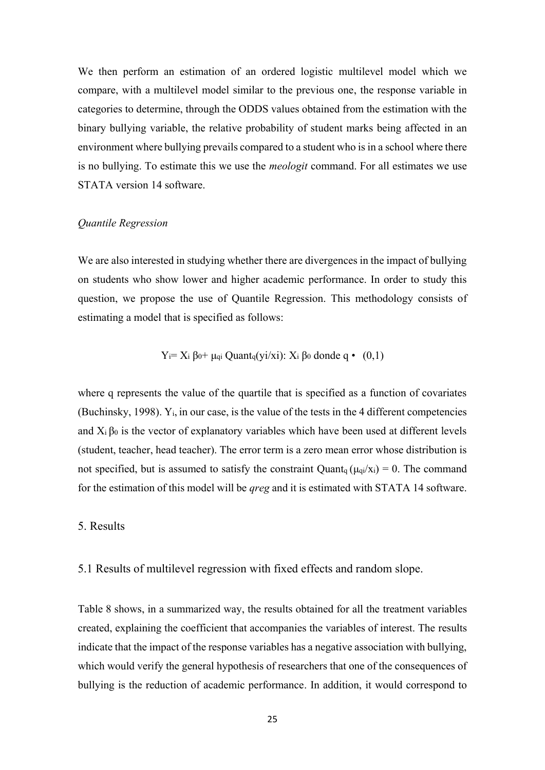We then perform an estimation of an ordered logistic multilevel model which we compare, with a multilevel model similar to the previous one, the response variable in categories to determine, through the ODDS values obtained from the estimation with the binary bullying variable, the relative probability of student marks being affected in an environment where bullying prevails compared to a student who is in a school where there is no bullying. To estimate this we use the *meologit* command. For all estimates we use STATA version 14 software.

*Quantile Regression*

We are also interested in studying whether there are divergences in the impact of bullying on students who show lower and higher academic performance. In order to study this question, we propose the use of Quantile Regression. This methodology consists of estimating a model that is specified as follows:

$$Y_i = X_i\,\beta_0 + \mu_{qi}\ \text{Quant}_q(yi/xi)\text{: } X_i\,\beta_0 \text{ donde } q \bullet\ (0,1)$$

where q represents the value of the quartile that is specified as a function of covariates (Buchinsky, 1998). $Y_i$, in our case, is the value of the tests in the 4 different competencies and $X_i\,\beta_0$ is the vector of explanatory variables which have been used at different levels (student, teacher, head teacher). The error term is a zero mean error whose distribution is not specified, but is assumed to satisfy the constraint $\text{Quant}_q\,(\mu_{qi}/x_i) = 0$. The command for the estimation of this model will be *qreg* and it is estimated with STATA 14 software.

# 5. Results

## 5.1 Results of multilevel regression with fixed effects and random slope.

Table 8 shows, in a summarized way, the results obtained for all the treatment variables created, explaining the coefficient that accompanies the variables of interest. The results indicate that the impact of the response variables has a negative association with bullying, which would verify the general hypothesis of researchers that one of the consequences of bullying is the reduction of academic performance. In addition, it would correspond to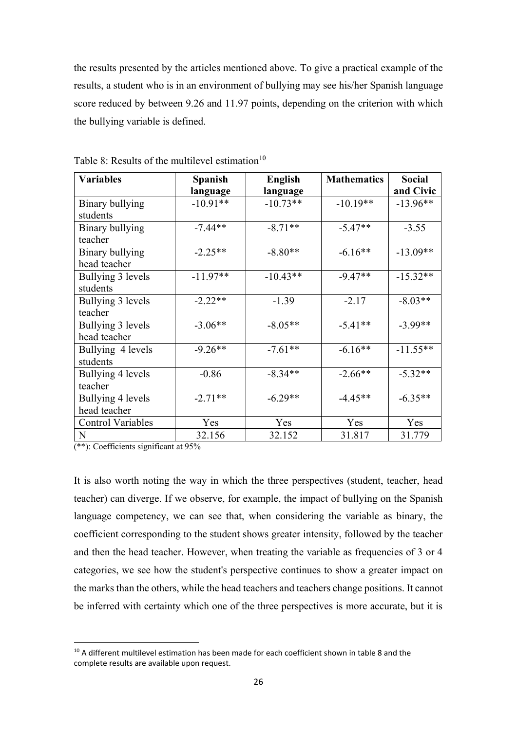the results presented by the articles mentioned above. To give a practical example of the results, a student who is in an environment of bullying may see his/her Spanish language score reduced by between 9.26 and 11.97 points, depending on the criterion with which the bullying variable is defined.

Table 8: Results of the multilevel estimation[10]

| Variables | Spanish language | English language | Mathematics | Social and Civic |
|---|---|---|---|---|
| Binary bullying students | -10.91** | -10.73** | -10.19** | -13.96** |
| Binary bullying teacher | -7.44** | -8.71** | -5.47** | -3.55 |
| Binary bullying head teacher | -2.25** | -8.80** | -6.16** | -13.09** |
| Bullying 3 levels students | -11.97** | -10.43** | -9.47** | -15.32** |
| Bullying 3 levels teacher | -2.22** | -1.39 | -2.17 | -8.03** |
| Bullying 3 levels head teacher | -3.06** | -8.05** | -5.41** | -3.99** |
| Bullying 4 levels students | -9.26** | -7.61** | -6.16** | -11.55** |
| Bullying 4 levels teacher | -0.86 | -8.34** | -2.66** | -5.32** |
| Bullying 4 levels head teacher | -2.71** | -6.29** | -4.45** | -6.35** |
| Control Variables | Yes | Yes | Yes | Yes |
| N | 32.156 | 32.152 | 31.817 | 31.779 |

(**): Coefficients significant at 95%

It is also worth noting the way in which the three perspectives (student, teacher, head teacher) can diverge. If we observe, for example, the impact of bullying on the Spanish language competency, we can see that, when considering the variable as binary, the coefficient corresponding to the student shows greater intensity, followed by the teacher and then the head teacher. However, when treating the variable as frequencies of 3 or 4 categories, we see how the student's perspective continues to show a greater impact on the marks than the others, while the head teachers and teachers change positions. It cannot be inferred with certainty which one of the three perspectives is more accurate, but it is

[10] A different multilevel estimation has been made for each coefficient shown in table 8 and the complete results are available upon request.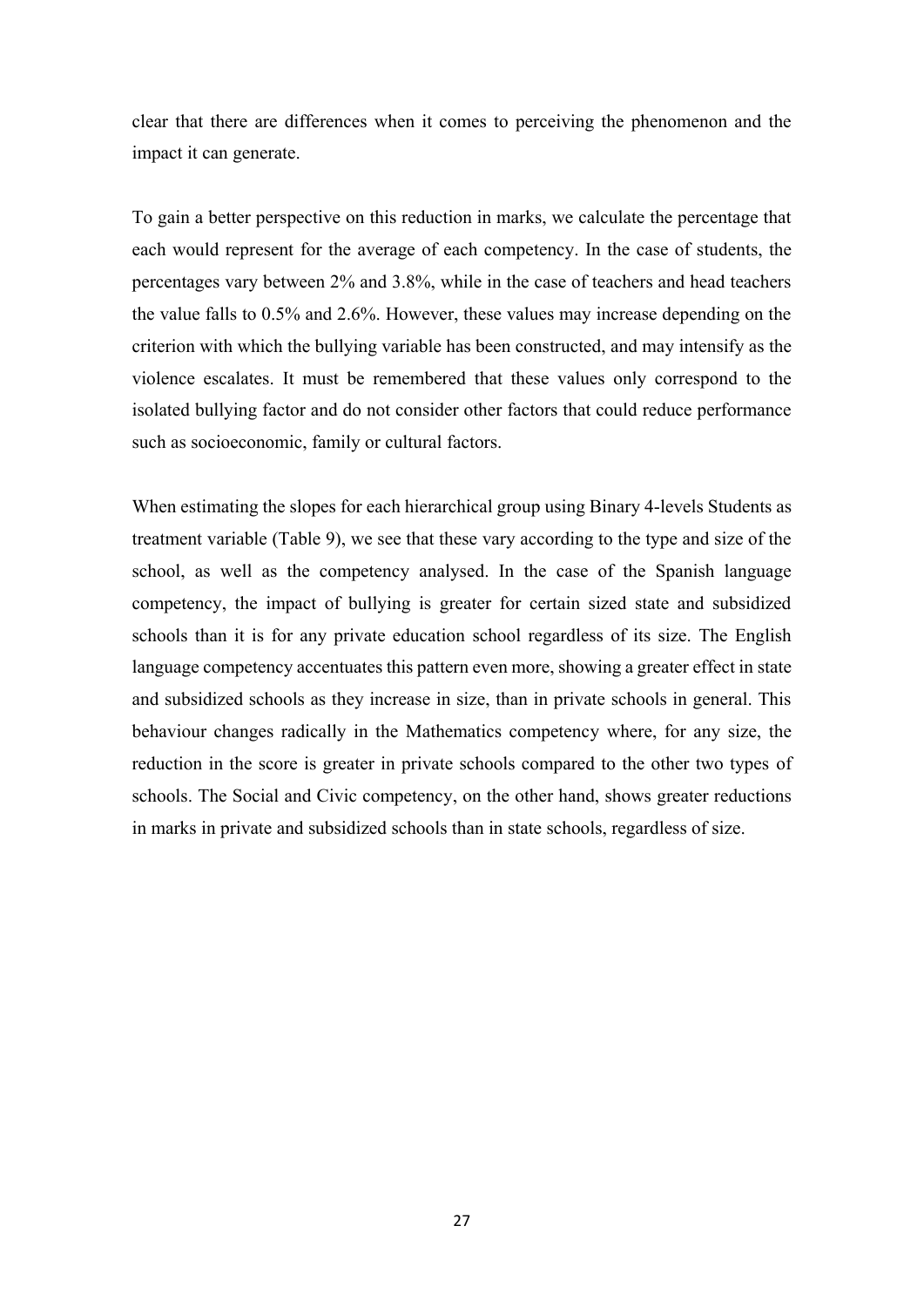clear that there are differences when it comes to perceiving the phenomenon and the impact it can generate.

To gain a better perspective on this reduction in marks, we calculate the percentage that each would represent for the average of each competency. In the case of students, the percentages vary between 2% and 3.8%, while in the case of teachers and head teachers the value falls to 0.5% and 2.6%. However, these values may increase depending on the criterion with which the bullying variable has been constructed, and may intensify as the violence escalates. It must be remembered that these values only correspond to the isolated bullying factor and do not consider other factors that could reduce performance such as socioeconomic, family or cultural factors.

When estimating the slopes for each hierarchical group using Binary 4-levels Students as treatment variable (Table 9), we see that these vary according to the type and size of the school, as well as the competency analysed. In the case of the Spanish language competency, the impact of bullying is greater for certain sized state and subsidized schools than it is for any private education school regardless of its size. The English language competency accentuates this pattern even more, showing a greater effect in state and subsidized schools as they increase in size, than in private schools in general. This behaviour changes radically in the Mathematics competency where, for any size, the reduction in the score is greater in private schools compared to the other two types of schools. The Social and Civic competency, on the other hand, shows greater reductions in marks in private and subsidized schools than in state schools, regardless of size.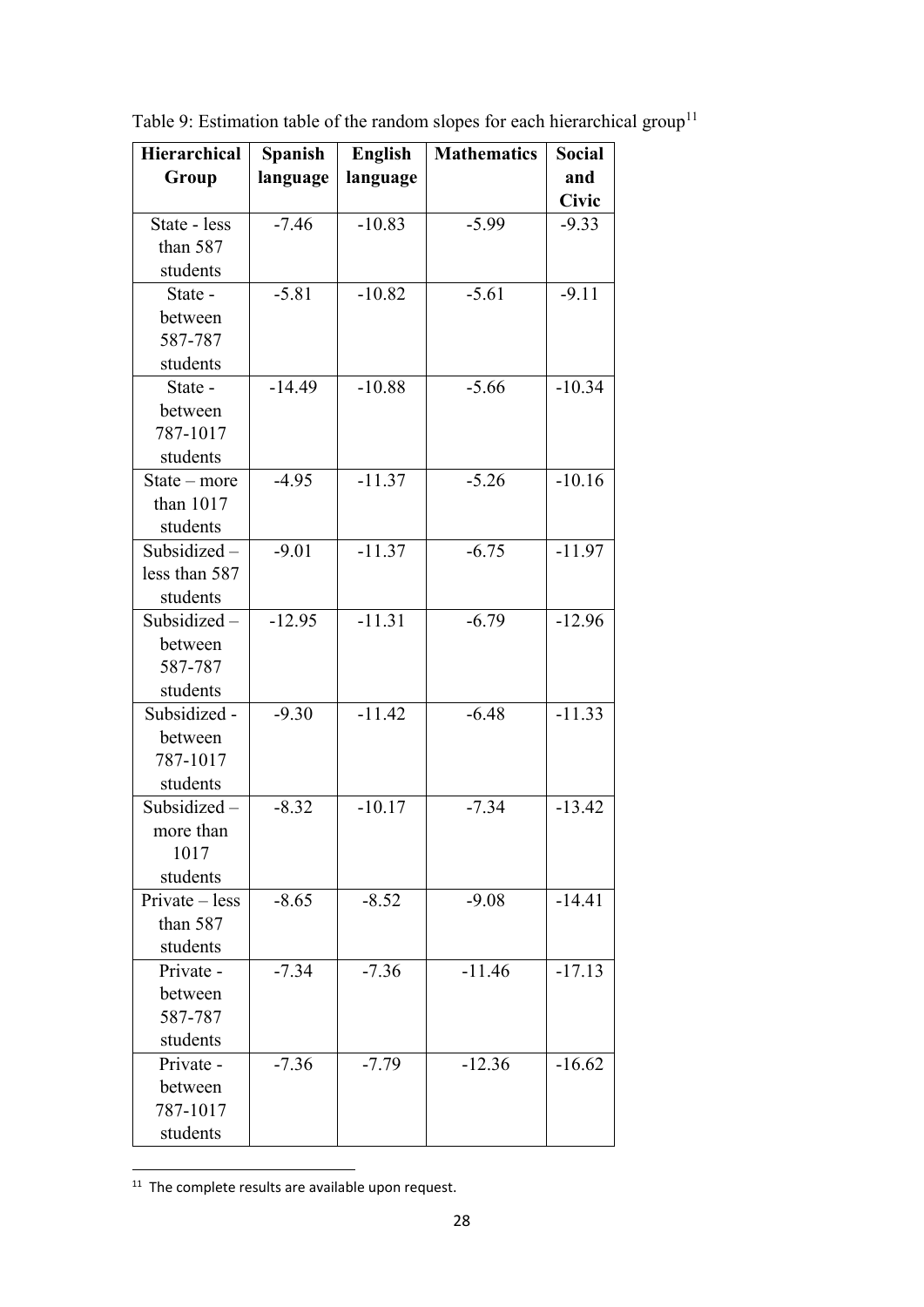Table 9: Estimation table of the random slopes for each hierarchical group[11]

| Hierarchical Group | Spanish language | English language | Mathematics | Social and Civic |
|---|---|---|---|---|
| State - less than 587 students | -7.46 | -10.83 | -5.99 | -9.33 |
| State - between 587-787 students | -5.81 | -10.82 | -5.61 | -9.11 |
| State - between 787-1017 students | -14.49 | -10.88 | -5.66 | -10.34 |
| State – more than 1017 students | -4.95 | -11.37 | -5.26 | -10.16 |
| Subsidized – less than 587 students | -9.01 | -11.37 | -6.75 | -11.97 |
| Subsidized – between 587-787 students | -12.95 | -11.31 | -6.79 | -12.96 |
| Subsidized - between 787-1017 students | -9.30 | -11.42 | -6.48 | -11.33 |
| Subsidized – more than 1017 students | -8.32 | -10.17 | -7.34 | -13.42 |
| Private – less than 587 students | -8.65 | -8.52 | -9.08 | -14.41 |
| Private - between 587-787 students | -7.34 | -7.36 | -11.46 | -17.13 |
| Private - between 787-1017 students | -7.36 | -7.79 | -12.36 | -16.62 |

[11] The complete results are available upon request.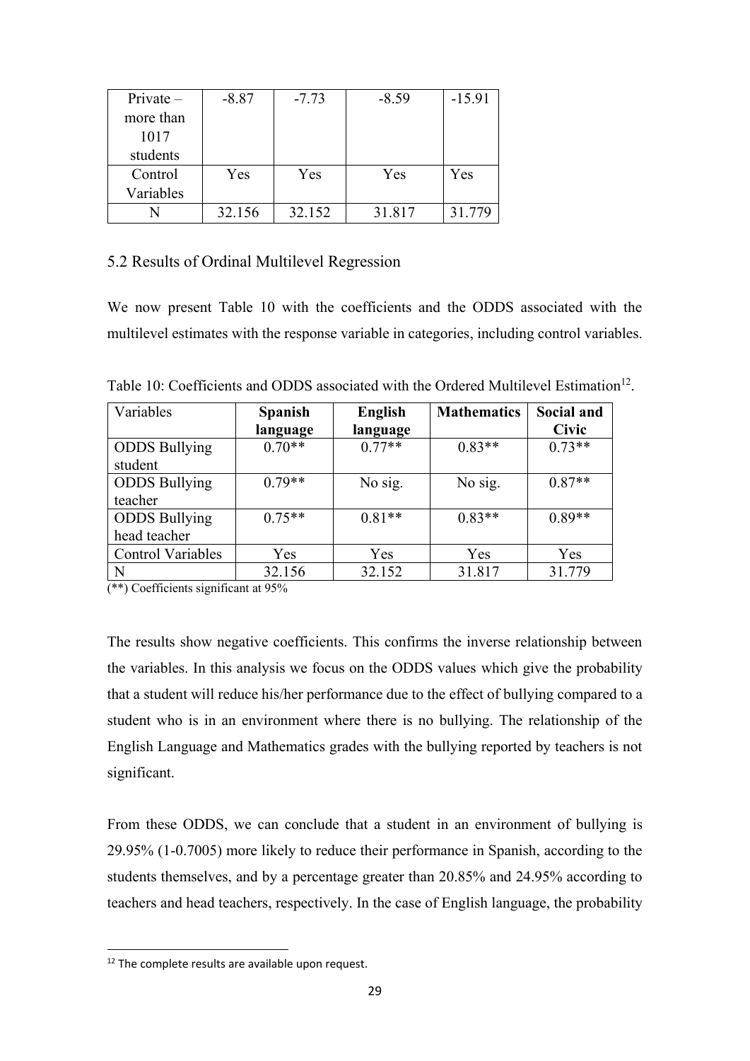| Private – more than 1017 students | -8.87 | -7.73 | -8.59 | -15.91 |
|---|---|---|---|---|
| Control Variables | Yes | Yes | Yes | Yes |
| N | 32.156 | 32.152 | 31.817 | 31.779 |

## 5.2 Results of Ordinal Multilevel Regression

We now present Table 10 with the coefficients and the ODDS associated with the multilevel estimates with the response variable in categories, including control variables.

Table 10: Coefficients and ODDS associated with the Ordered Multilevel Estimation[12].

| Variables | **Spanish language** | **English language** | **Mathematics** | **Social and Civic** |
|---|---|---|---|---|
| ODDS Bullying student | 0.70** | 0.77** | 0.83** | 0.73** |
| ODDS Bullying teacher | 0.79** | No sig. | No sig. | 0.87** |
| ODDS Bullying head teacher | 0.75** | 0.81** | 0.83** | 0.89** |
| Control Variables | Yes | Yes | Yes | Yes |
| N | 32.156 | 32.152 | 31.817 | 31.779 |

(**) Coefficients significant at 95%

The results show negative coefficients. This confirms the inverse relationship between the variables. In this analysis we focus on the ODDS values which give the probability that a student will reduce his/her performance due to the effect of bullying compared to a student who is in an environment where there is no bullying. The relationship of the English Language and Mathematics grades with the bullying reported by teachers is not significant.

From these ODDS, we can conclude that a student in an environment of bullying is 29.95% (1-0.7005) more likely to reduce their performance in Spanish, according to the students themselves, and by a percentage greater than 20.85% and 24.95% according to teachers and head teachers, respectively. In the case of English language, the probability

[12] The complete results are available upon request.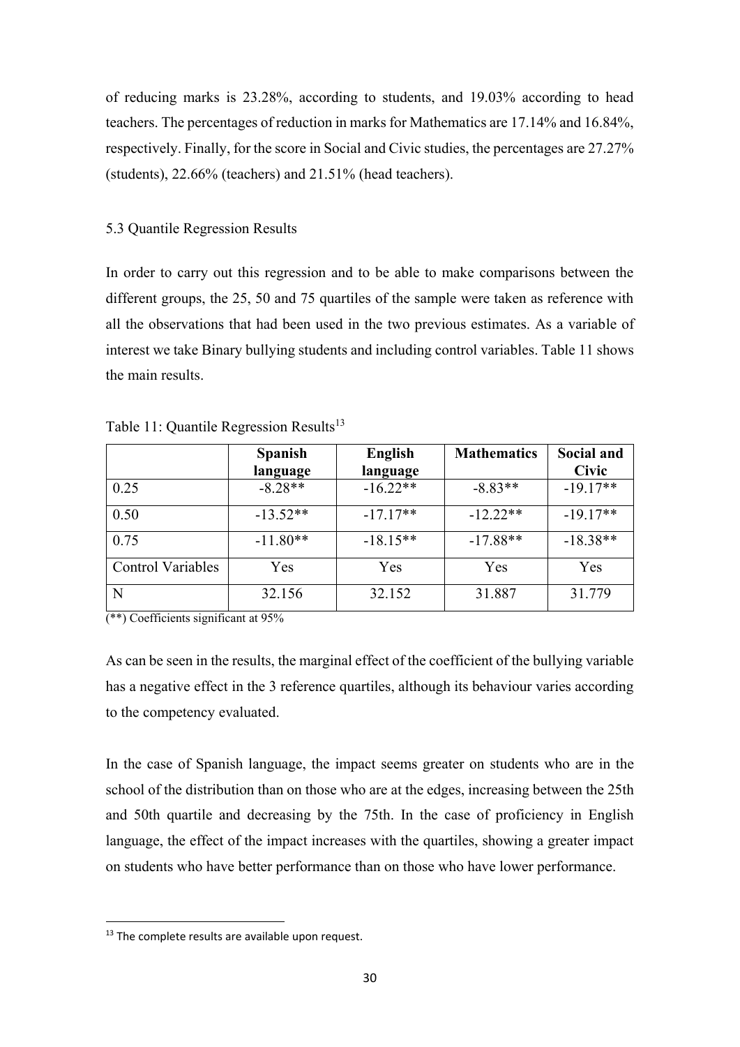of reducing marks is 23.28%, according to students, and 19.03% according to head teachers. The percentages of reduction in marks for Mathematics are 17.14% and 16.84%, respectively. Finally, for the score in Social and Civic studies, the percentages are 27.27% (students), 22.66% (teachers) and 21.51% (head teachers).

### 5.3 Quantile Regression Results

In order to carry out this regression and to be able to make comparisons between the different groups, the 25, 50 and 75 quartiles of the sample were taken as reference with all the observations that had been used in the two previous estimates. As a variable of interest we take Binary bullying students and including control variables. Table 11 shows the main results.

Table 11: Quantile Regression Results[13]

| | Spanish language | English language | Mathematics | Social and Civic |
|---|---|---|---|---|
| 0.25 | -8.28** | -16.22** | -8.83** | -19.17** |
| 0.50 | -13.52** | -17.17** | -12.22** | -19.17** |
| 0.75 | -11.80** | -18.15** | -17.88** | -18.38** |
| Control Variables | Yes | Yes | Yes | Yes |
| N | 32.156 | 32.152 | 31.887 | 31.779 |

(**) Coefficients significant at 95%

As can be seen in the results, the marginal effect of the coefficient of the bullying variable has a negative effect in the 3 reference quartiles, although its behaviour varies according to the competency evaluated.

In the case of Spanish language, the impact seems greater on students who are in the school of the distribution than on those who are at the edges, increasing between the 25th and 50th quartile and decreasing by the 75th. In the case of proficiency in English language, the effect of the impact increases with the quartiles, showing a greater impact on students who have better performance than on those who have lower performance.

[13] The complete results are available upon request.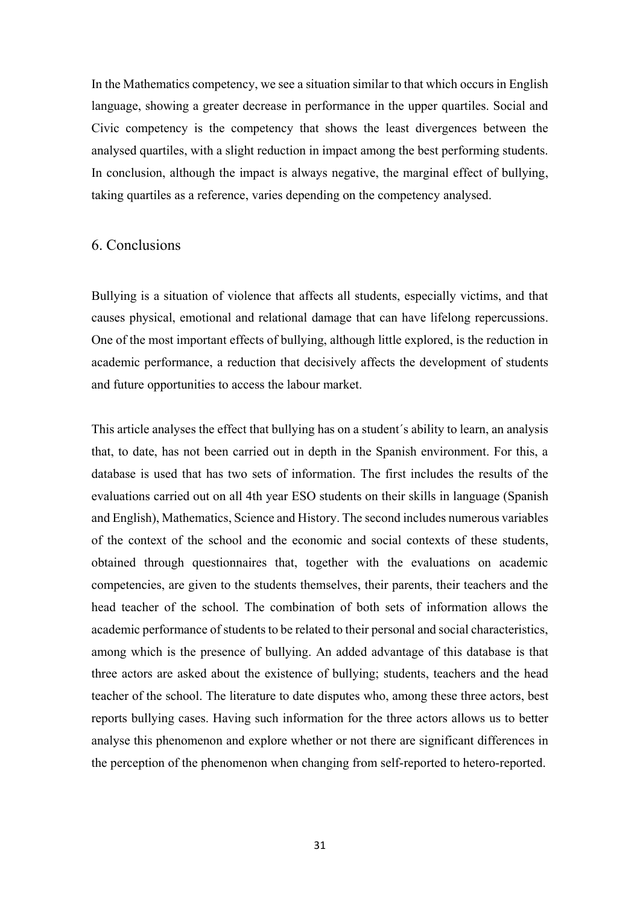In the Mathematics competency, we see a situation similar to that which occurs in English language, showing a greater decrease in performance in the upper quartiles. Social and Civic competency is the competency that shows the least divergences between the analysed quartiles, with a slight reduction in impact among the best performing students. In conclusion, although the impact is always negative, the marginal effect of bullying, taking quartiles as a reference, varies depending on the competency analysed.

## 6. Conclusions

Bullying is a situation of violence that affects all students, especially victims, and that causes physical, emotional and relational damage that can have lifelong repercussions. One of the most important effects of bullying, although little explored, is the reduction in academic performance, a reduction that decisively affects the development of students and future opportunities to access the labour market.

This article analyses the effect that bullying has on a student´s ability to learn, an analysis that, to date, has not been carried out in depth in the Spanish environment. For this, a database is used that has two sets of information. The first includes the results of the evaluations carried out on all 4th year ESO students on their skills in language (Spanish and English), Mathematics, Science and History. The second includes numerous variables of the context of the school and the economic and social contexts of these students, obtained through questionnaires that, together with the evaluations on academic competencies, are given to the students themselves, their parents, their teachers and the head teacher of the school. The combination of both sets of information allows the academic performance of students to be related to their personal and social characteristics, among which is the presence of bullying. An added advantage of this database is that three actors are asked about the existence of bullying; students, teachers and the head teacher of the school. The literature to date disputes who, among these three actors, best reports bullying cases. Having such information for the three actors allows us to better analyse this phenomenon and explore whether or not there are significant differences in the perception of the phenomenon when changing from self-reported to hetero-reported.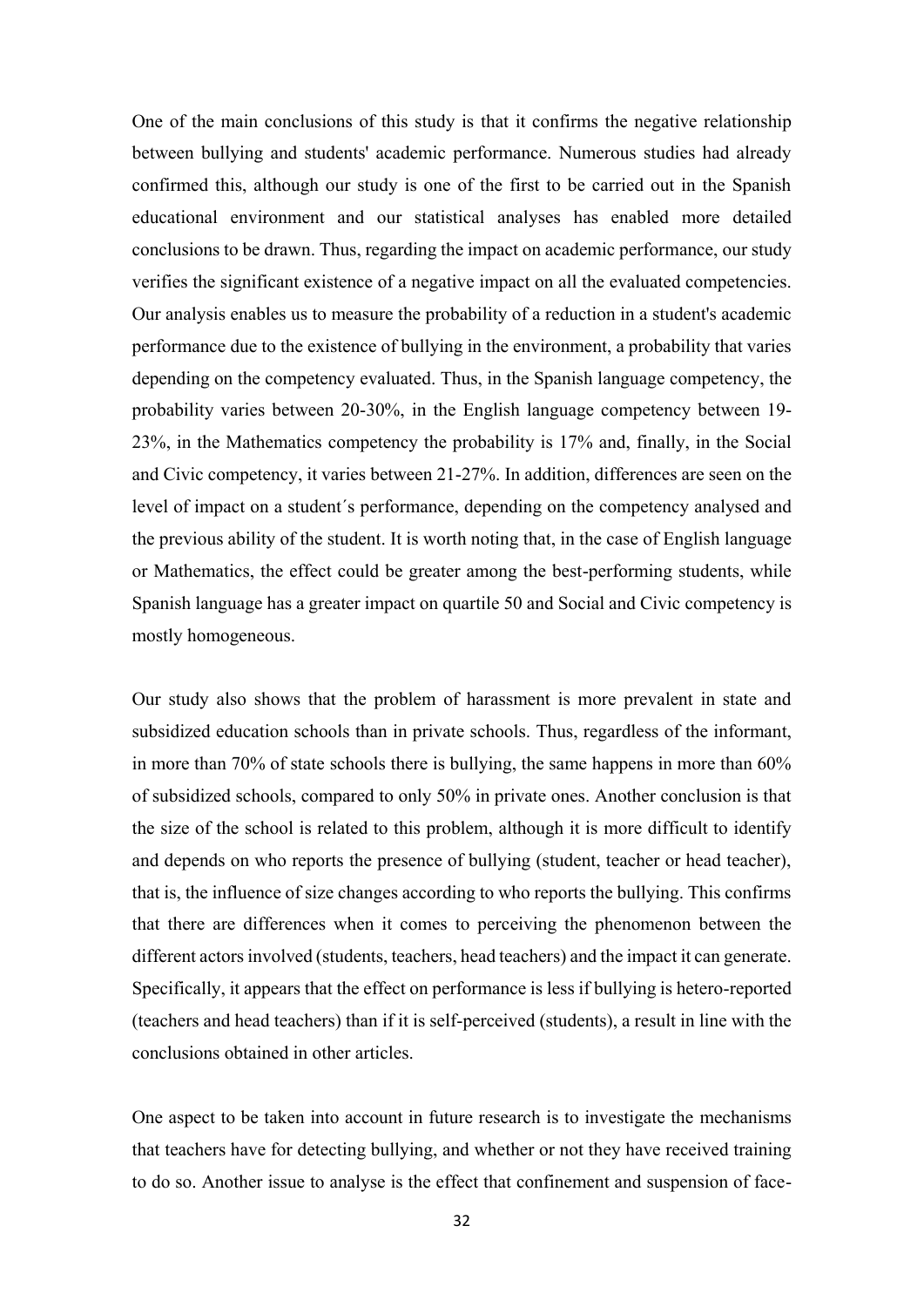One of the main conclusions of this study is that it confirms the negative relationship between bullying and students' academic performance. Numerous studies had already confirmed this, although our study is one of the first to be carried out in the Spanish educational environment and our statistical analyses has enabled more detailed conclusions to be drawn. Thus, regarding the impact on academic performance, our study verifies the significant existence of a negative impact on all the evaluated competencies. Our analysis enables us to measure the probability of a reduction in a student's academic performance due to the existence of bullying in the environment, a probability that varies depending on the competency evaluated. Thus, in the Spanish language competency, the probability varies between 20-30%, in the English language competency between 19-23%, in the Mathematics competency the probability is 17% and, finally, in the Social and Civic competency, it varies between 21-27%. In addition, differences are seen on the level of impact on a student´s performance, depending on the competency analysed and the previous ability of the student. It is worth noting that, in the case of English language or Mathematics, the effect could be greater among the best-performing students, while Spanish language has a greater impact on quartile 50 and Social and Civic competency is mostly homogeneous.

Our study also shows that the problem of harassment is more prevalent in state and subsidized education schools than in private schools. Thus, regardless of the informant, in more than 70% of state schools there is bullying, the same happens in more than 60% of subsidized schools, compared to only 50% in private ones. Another conclusion is that the size of the school is related to this problem, although it is more difficult to identify and depends on who reports the presence of bullying (student, teacher or head teacher), that is, the influence of size changes according to who reports the bullying. This confirms that there are differences when it comes to perceiving the phenomenon between the different actors involved (students, teachers, head teachers) and the impact it can generate. Specifically, it appears that the effect on performance is less if bullying is hetero-reported (teachers and head teachers) than if it is self-perceived (students), a result in line with the conclusions obtained in other articles.

One aspect to be taken into account in future research is to investigate the mechanisms that teachers have for detecting bullying, and whether or not they have received training to do so. Another issue to analyse is the effect that confinement and suspension of face-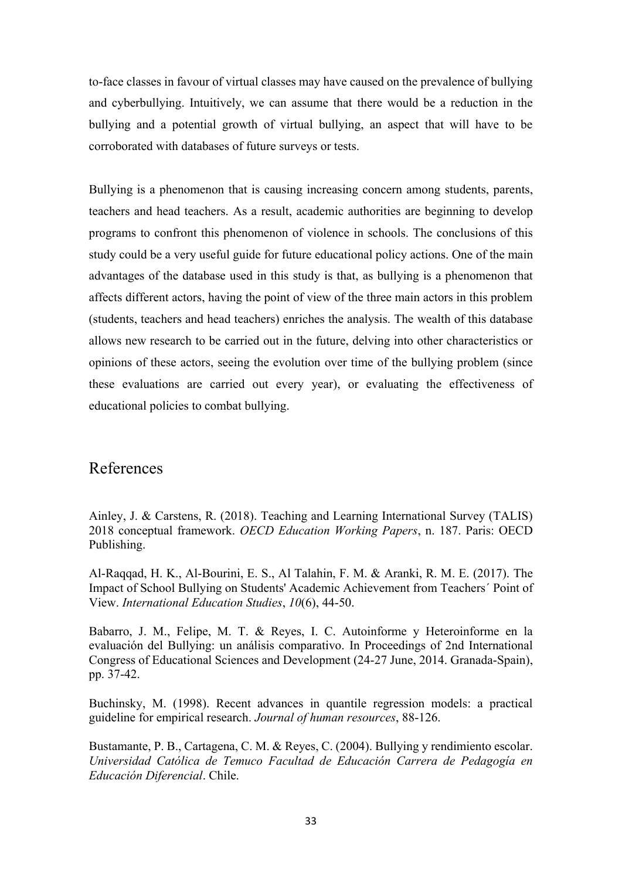to-face classes in favour of virtual classes may have caused on the prevalence of bullying and cyberbullying. Intuitively, we can assume that there would be a reduction in the bullying and a potential growth of virtual bullying, an aspect that will have to be corroborated with databases of future surveys or tests.

Bullying is a phenomenon that is causing increasing concern among students, parents, teachers and head teachers. As a result, academic authorities are beginning to develop programs to confront this phenomenon of violence in schools. The conclusions of this study could be a very useful guide for future educational policy actions. One of the main advantages of the database used in this study is that, as bullying is a phenomenon that affects different actors, having the point of view of the three main actors in this problem (students, teachers and head teachers) enriches the analysis. The wealth of this database allows new research to be carried out in the future, delving into other characteristics or opinions of these actors, seeing the evolution over time of the bullying problem (since these evaluations are carried out every year), or evaluating the effectiveness of educational policies to combat bullying.

## References

Ainley, J. & Carstens, R. (2018). Teaching and Learning International Survey (TALIS) 2018 conceptual framework. *OECD Education Working Papers*, n. 187. Paris: OECD Publishing.

Al-Raqqad, H. K., Al-Bourini, E. S., Al Talahin, F. M. & Aranki, R. M. E. (2017). The Impact of School Bullying on Students' Academic Achievement from Teachers´ Point of View. *International Education Studies*, *10*(6), 44-50.

Babarro, J. M., Felipe, M. T. & Reyes, I. C. Autoinforme y Heteroinforme en la evaluación del Bullying: un análisis comparativo. In Proceedings of 2nd International Congress of Educational Sciences and Development (24-27 June, 2014. Granada-Spain), pp. 37-42.

Buchinsky, M. (1998). Recent advances in quantile regression models: a practical guideline for empirical research. *Journal of human resources*, 88-126.

Bustamante, P. B., Cartagena, C. M. & Reyes, C. (2004). Bullying y rendimiento escolar. *Universidad Católica de Temuco Facultad de Educación Carrera de Pedagogía en Educación Diferencial*. Chile.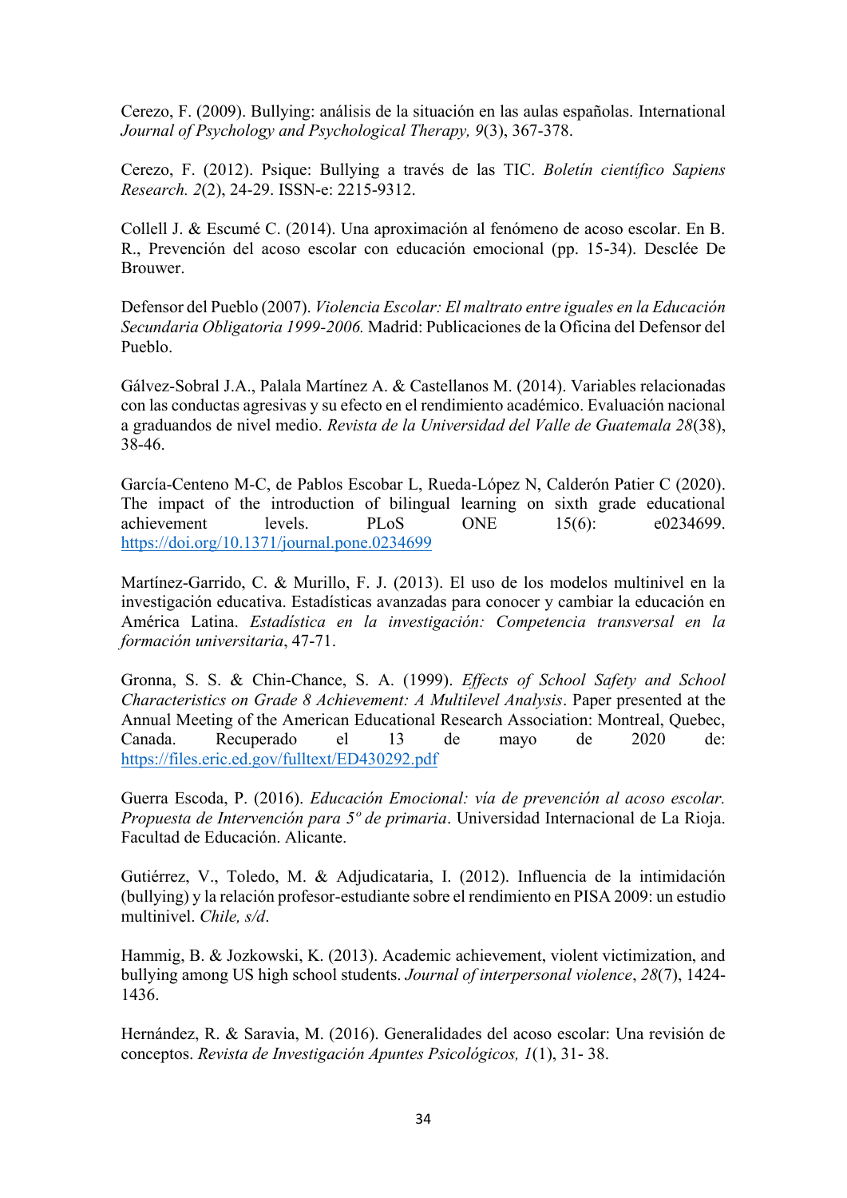Cerezo, F. (2009). Bullying: análisis de la situación en las aulas españolas. International *Journal of Psychology and Psychological Therapy, 9*(3), 367-378.

Cerezo, F. (2012). Psique: Bullying a través de las TIC. *Boletín científico Sapiens Research. 2*(2), 24-29. ISSN-e: 2215-9312.

Collell J. & Escumé C. (2014). Una aproximación al fenómeno de acoso escolar. En B. R., Prevención del acoso escolar con educación emocional (pp. 15-34). Desclée De Brouwer.

Defensor del Pueblo (2007). *Violencia Escolar: El maltrato entre iguales en la Educación Secundaria Obligatoria 1999-2006.* Madrid: Publicaciones de la Oficina del Defensor del Pueblo.

Gálvez-Sobral J.A., Palala Martínez A. & Castellanos M. (2014). Variables relacionadas con las conductas agresivas y su efecto en el rendimiento académico. Evaluación nacional a graduandos de nivel medio. *Revista de la Universidad del Valle de Guatemala 28*(38), 38-46.

García-Centeno M-C, de Pablos Escobar L, Rueda-López N, Calderón Patier C (2020). The impact of the introduction of bilingual learning on sixth grade educational achievement levels. PLoS ONE 15(6): e0234699. https://doi.org/10.1371/journal.pone.0234699

Martínez-Garrido, C. & Murillo, F. J. (2013). El uso de los modelos multinivel en la investigación educativa. Estadísticas avanzadas para conocer y cambiar la educación en América Latina. *Estadística en la investigación: Competencia transversal en la formación universitaria*, 47-71.

Gronna, S. S. & Chin-Chance, S. A. (1999). *Effects of School Safety and School Characteristics on Grade 8 Achievement: A Multilevel Analysis*. Paper presented at the Annual Meeting of the American Educational Research Association: Montreal, Quebec, Canada. Recuperado el 13 de mayo de 2020 de: https://files.eric.ed.gov/fulltext/ED430292.pdf

Guerra Escoda, P. (2016). *Educación Emocional: vía de prevención al acoso escolar. Propuesta de Intervención para 5º de primaria*. Universidad Internacional de La Rioja. Facultad de Educación. Alicante.

Gutiérrez, V., Toledo, M. & Adjudicataria, I. (2012). Influencia de la intimidación (bullying) y la relación profesor-estudiante sobre el rendimiento en PISA 2009: un estudio multinivel. *Chile, s/d*.

Hammig, B. & Jozkowski, K. (2013). Academic achievement, violent victimization, and bullying among US high school students. *Journal of interpersonal violence*, *28*(7), 1424-1436.

Hernández, R. & Saravia, M. (2016). Generalidades del acoso escolar: Una revisión de conceptos. *Revista de Investigación Apuntes Psicológicos, 1*(1), 31- 38.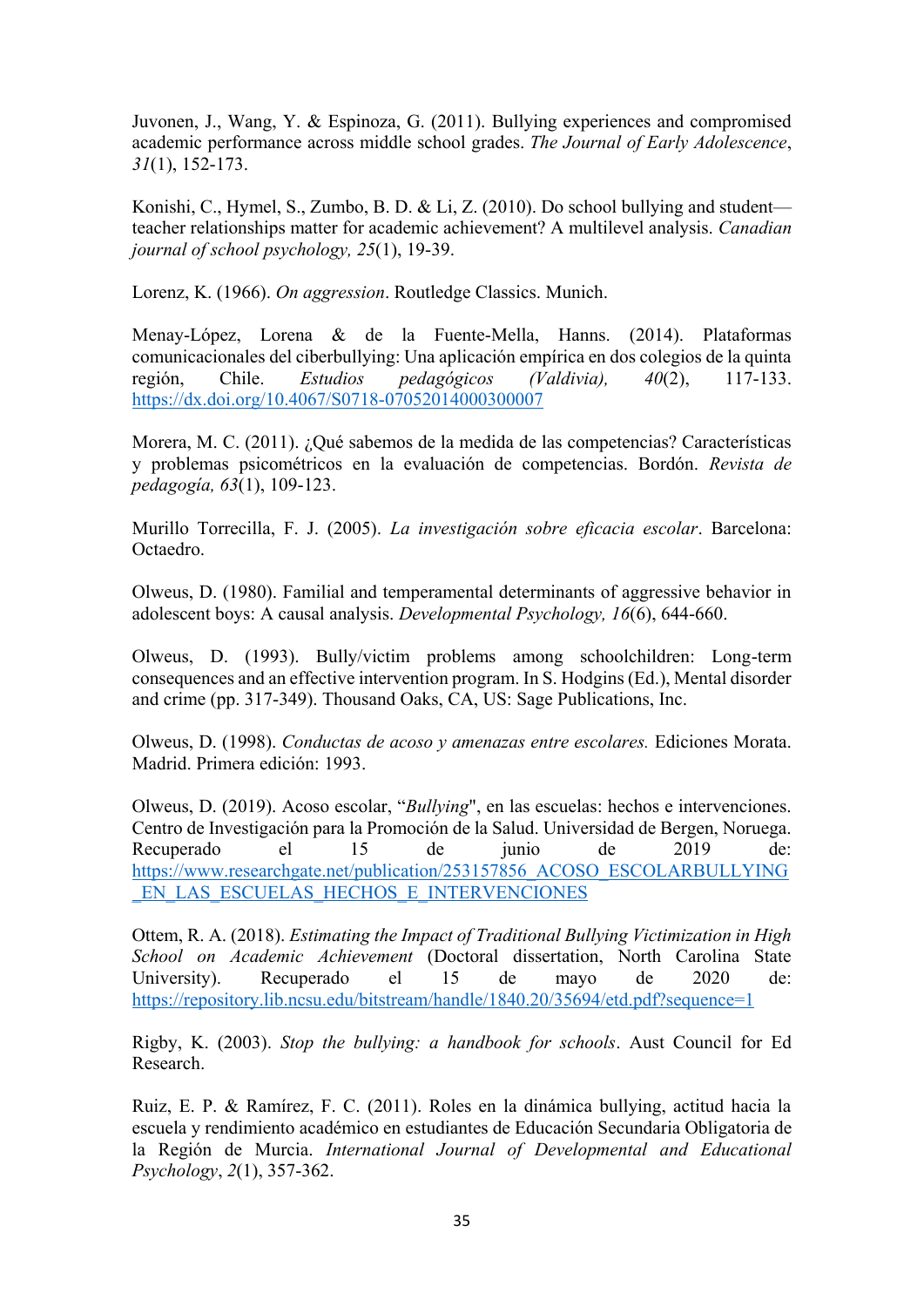Juvonen, J., Wang, Y. & Espinoza, G. (2011). Bullying experiences and compromised academic performance across middle school grades. *The Journal of Early Adolescence*, *31*(1), 152-173.

Konishi, C., Hymel, S., Zumbo, B. D. & Li, Z. (2010). Do school bullying and student—teacher relationships matter for academic achievement? A multilevel analysis. *Canadian journal of school psychology, 25*(1), 19-39.

Lorenz, K. (1966). *On aggression*. Routledge Classics. Munich.

Menay-López, Lorena & de la Fuente-Mella, Hanns. (2014). Plataformas comunicacionales del ciberbullying: Una aplicación empírica en dos colegios de la quinta región, Chile. *Estudios pedagógicos (Valdivia), 40*(2), 117-133. https://dx.doi.org/10.4067/S0718-07052014000300007

Morera, M. C. (2011). ¿Qué sabemos de la medida de las competencias? Características y problemas psicométricos en la evaluación de competencias. Bordón. *Revista de pedagogía, 63*(1), 109-123.

Murillo Torrecilla, F. J. (2005). *La investigación sobre eficacia escolar*. Barcelona: Octaedro.

Olweus, D. (1980). Familial and temperamental determinants of aggressive behavior in adolescent boys: A causal analysis. *Developmental Psychology, 16*(6), 644-660.

Olweus, D. (1993). Bully/victim problems among schoolchildren: Long-term consequences and an effective intervention program. In S. Hodgins (Ed.), Mental disorder and crime (pp. 317-349). Thousand Oaks, CA, US: Sage Publications, Inc.

Olweus, D. (1998). *Conductas de acoso y amenazas entre escolares.* Ediciones Morata. Madrid. Primera edición: 1993.

Olweus, D. (2019). Acoso escolar, "*Bullying*", en las escuelas: hechos e intervenciones. Centro de Investigación para la Promoción de la Salud. Universidad de Bergen, Noruega. Recuperado el 15 de junio de 2019 de: https://www.researchgate.net/publication/253157856_ACOSO_ESCOLARBULLYING_EN_LAS_ESCUELAS_HECHOS_E_INTERVENCIONES

Ottem, R. A. (2018). *Estimating the Impact of Traditional Bullying Victimization in High School on Academic Achievement* (Doctoral dissertation, North Carolina State University). Recuperado el 15 de mayo de 2020 de: https://repository.lib.ncsu.edu/bitstream/handle/1840.20/35694/etd.pdf?sequence=1

Rigby, K. (2003). *Stop the bullying: a handbook for schools*. Aust Council for Ed Research.

Ruiz, E. P. & Ramírez, F. C. (2011). Roles en la dinámica bullying, actitud hacia la escuela y rendimiento académico en estudiantes de Educación Secundaria Obligatoria de la Región de Murcia. *International Journal of Developmental and Educational Psychology*, *2*(1), 357-362.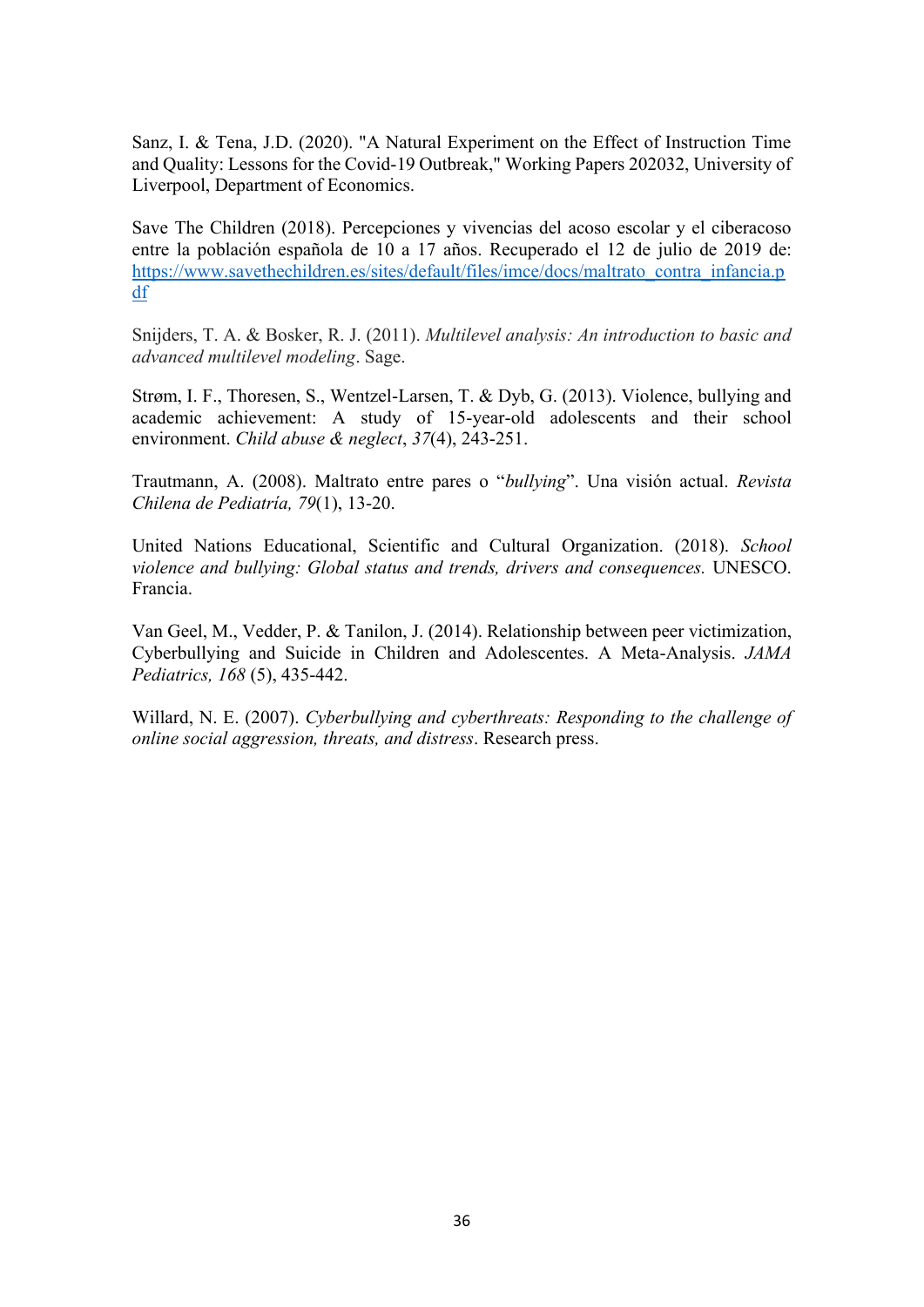Sanz, I. & Tena, J.D. (2020). "A Natural Experiment on the Effect of Instruction Time and Quality: Lessons for the Covid-19 Outbreak," Working Papers 202032, University of Liverpool, Department of Economics.

Save The Children (2018). Percepciones y vivencias del acoso escolar y el ciberacoso entre la población española de 10 a 17 años. Recuperado el 12 de julio de 2019 de: https://www.savethechildren.es/sites/default/files/imce/docs/maltrato_contra_infancia.pdf

Snijders, T. A. & Bosker, R. J. (2011). *Multilevel analysis: An introduction to basic and advanced multilevel modeling*. Sage.

Strøm, I. F., Thoresen, S., Wentzel-Larsen, T. & Dyb, G. (2013). Violence, bullying and academic achievement: A study of 15-year-old adolescents and their school environment. *Child abuse & neglect*, *37*(4), 243-251.

Trautmann, A. (2008). Maltrato entre pares o "*bullying*". Una visión actual. *Revista Chilena de Pediatría, 79*(1), 13-20.

United Nations Educational, Scientific and Cultural Organization. (2018). *School violence and bullying: Global status and trends, drivers and consequences.* UNESCO. Francia.

Van Geel, M., Vedder, P. & Tanilon, J. (2014). Relationship between peer victimization, Cyberbullying and Suicide in Children and Adolescentes. A Meta-Analysis. *JAMA Pediatrics, 168* (5), 435-442.

Willard, N. E. (2007). *Cyberbullying and cyberthreats: Responding to the challenge of online social aggression, threats, and distress*. Research press.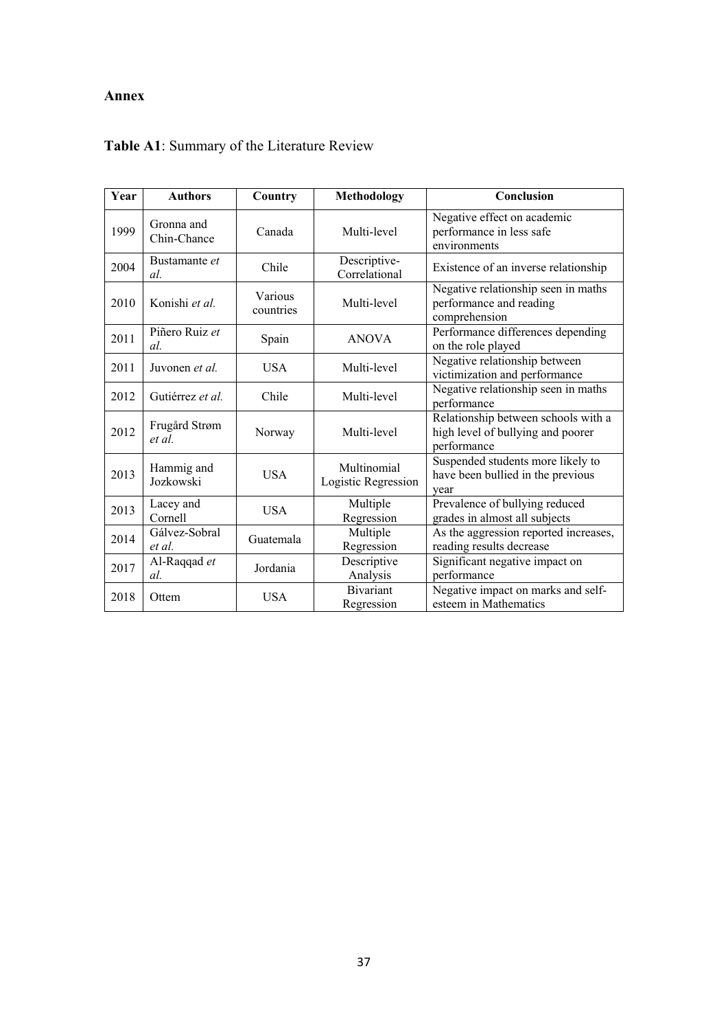## Annex

**Table A1**: Summary of the Literature Review

| Year | Authors | Country | Methodology | Conclusion |
|---|---|---|---|---|
| 1999 | Gronna and Chin-Chance | Canada | Multi-level | Negative effect on academic performance in less safe environments |
| 2004 | Bustamante *et al.* | Chile | Descriptive-Correlational | Existence of an inverse relationship |
| 2010 | Konishi *et al.* | Various countries | Multi-level | Negative relationship seen in maths performance and reading comprehension |
| 2011 | Piñero Ruiz *et al.* | Spain | ANOVA | Performance differences depending on the role played |
| 2011 | Juvonen *et al.* | USA | Multi-level | Negative relationship between victimization and performance |
| 2012 | Gutiérrez *et al.* | Chile | Multi-level | Negative relationship seen in maths performance |
| 2012 | Frugård Strøm *et al.* | Norway | Multi-level | Relationship between schools with a high level of bullying and poorer performance |
| 2013 | Hammig and Jozkowski | USA | Multinomial Logistic Regression | Suspended students more likely to have been bullied in the previous year |
| 2013 | Lacey and Cornell | USA | Multiple Regression | Prevalence of bullying reduced grades in almost all subjects |
| 2014 | Gálvez-Sobral *et al.* | Guatemala | Multiple Regression | As the aggression reported increases, reading results decrease |
| 2017 | Al-Raqqad *et al.* | Jordania | Descriptive Analysis | Significant negative impact on performance |
| 2018 | Ottem | USA | Bivariant Regression | Negative impact on marks and self-esteem in Mathematics |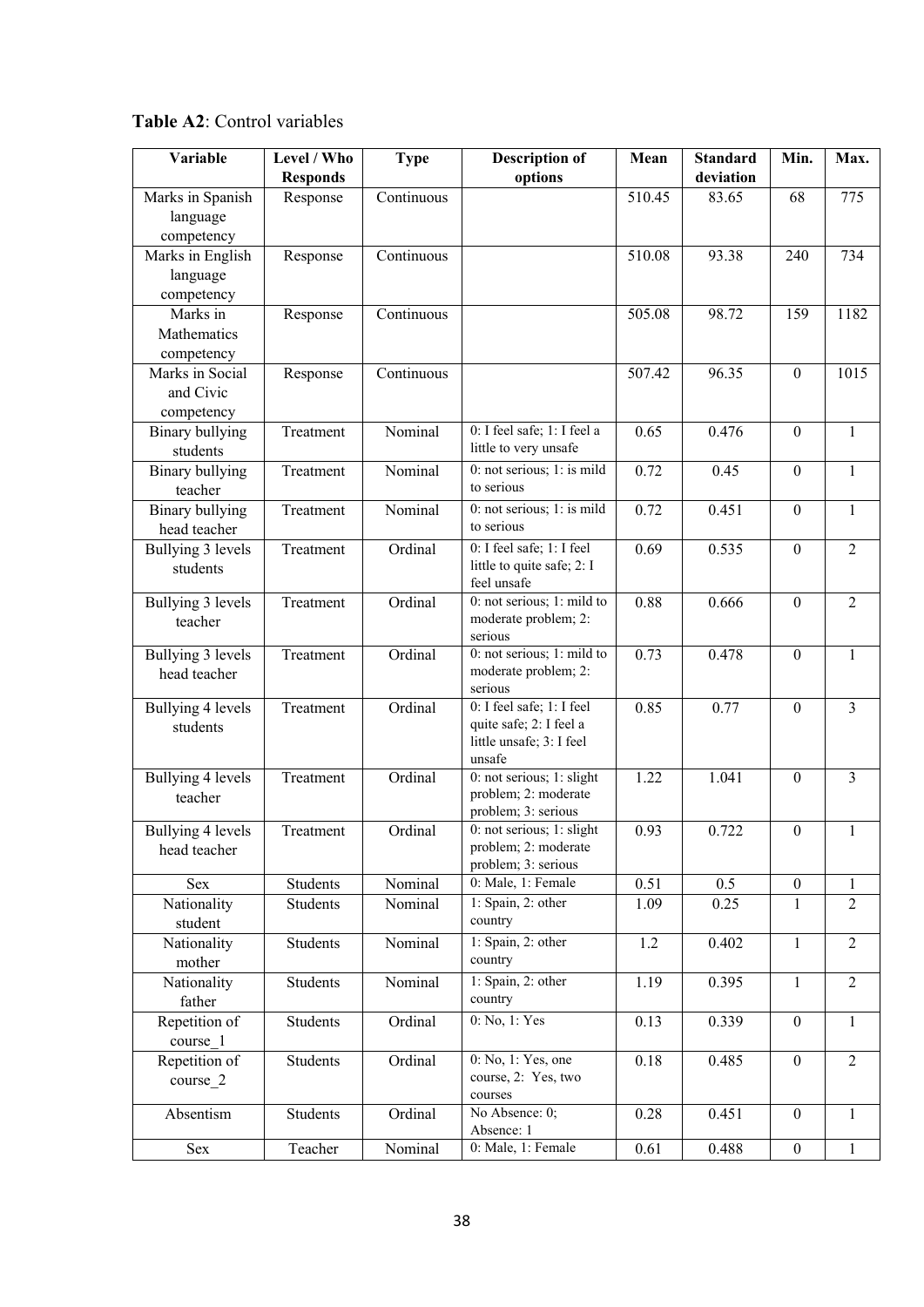**Table A2**: Control variables

| Variable | Level / Who Responds | Type | Description of options | Mean | Standard deviation | Min. | Max. |
|---|---|---|---|---|---|---|---|
| Marks in Spanish language competency | Response | Continuous | | 510.45 | 83.65 | 68 | 775 |
| Marks in English language competency | Response | Continuous | | 510.08 | 93.38 | 240 | 734 |
| Marks in Mathematics competency | Response | Continuous | | 505.08 | 98.72 | 159 | 1182 |
| Marks in Social and Civic competency | Response | Continuous | | 507.42 | 96.35 | 0 | 1015 |
| Binary bullying students | Treatment | Nominal | 0: I feel safe; 1: I feel a little to very unsafe | 0.65 | 0.476 | 0 | 1 |
| Binary bullying teacher | Treatment | Nominal | 0: not serious; 1: is mild to serious | 0.72 | 0.45 | 0 | 1 |
| Binary bullying head teacher | Treatment | Nominal | 0: not serious; 1: is mild to serious | 0.72 | 0.451 | 0 | 1 |
| Bullying 3 levels students | Treatment | Ordinal | 0: I feel safe; 1: I feel little to quite safe; 2: I feel unsafe | 0.69 | 0.535 | 0 | 2 |
| Bullying 3 levels teacher | Treatment | Ordinal | 0: not serious; 1: mild to moderate problem; 2: serious | 0.88 | 0.666 | 0 | 2 |
| Bullying 3 levels head teacher | Treatment | Ordinal | 0: not serious; 1: mild to moderate problem; 2: serious | 0.73 | 0.478 | 0 | 1 |
| Bullying 4 levels students | Treatment | Ordinal | 0: I feel safe; 1: I feel quite safe; 2: I feel a little unsafe; 3: I feel unsafe | 0.85 | 0.77 | 0 | 3 |
| Bullying 4 levels teacher | Treatment | Ordinal | 0: not serious; 1: slight problem; 2: moderate problem; 3: serious | 1.22 | 1.041 | 0 | 3 |
| Bullying 4 levels head teacher | Treatment | Ordinal | 0: not serious; 1: slight problem; 2: moderate problem; 3: serious | 0.93 | 0.722 | 0 | 1 |
| Sex | Students | Nominal | 0: Male, 1: Female | 0.51 | 0.5 | 0 | 1 |
| Nationality student | Students | Nominal | 1: Spain, 2: other country | 1.09 | 0.25 | 1 | 2 |
| Nationality mother | Students | Nominal | 1: Spain, 2: other country | 1.2 | 0.402 | 1 | 2 |
| Nationality father | Students | Nominal | 1: Spain, 2: other country | 1.19 | 0.395 | 1 | 2 |
| Repetition of course_1 | Students | Ordinal | 0: No, 1: Yes | 0.13 | 0.339 | 0 | 1 |
| Repetition of course_2 | Students | Ordinal | 0: No, 1: Yes, one course, 2: Yes, two courses | 0.18 | 0.485 | 0 | 2 |
| Absentism | Students | Ordinal | No Absence: 0; Absence: 1 | 0.28 | 0.451 | 0 | 1 |
| Sex | Teacher | Nominal | 0: Male, 1: Female | 0.61 | 0.488 | 0 | 1 |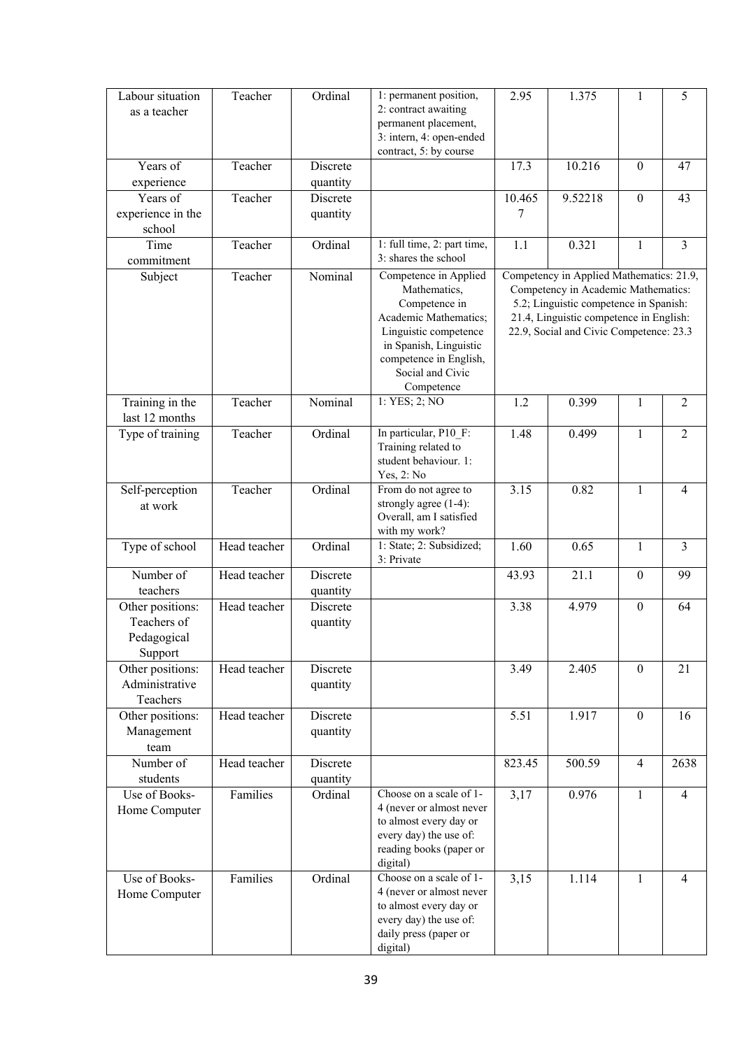| | | | | | | | |
|---|---|---|---|---|---|---|---|
| Labour situation as a teacher | Teacher | Ordinal | 1: permanent position, 2: contract awaiting permanent placement, 3: intern, 4: open-ended contract, 5: by course | 2.95 | 1.375 | 1 | 5 |
| Years of experience | Teacher | Discrete quantity | | 17.3 | 10.216 | 0 | 47 |
| Years of experience in the school | Teacher | Discrete quantity | | 10.4657 | 9.52218 | 0 | 43 |
| Time commitment | Teacher | Ordinal | 1: full time, 2: part time, 3: shares the school | 1.1 | 0.321 | 1 | 3 |
| Subject | Teacher | Nominal | Competence in Applied Mathematics, Competence in Academic Mathematics; Linguistic competence in Spanish, Linguistic competence in English, Social and Civic Competence | Competency in Applied Mathematics: 21.9, Competency in Academic Mathematics: 5.2; Linguistic competence in Spanish: 21.4, Linguistic competence in English: 22.9, Social and Civic Competence: 23.3 | | | |
| Training in the last 12 months | Teacher | Nominal | 1: YES; 2; NO | 1.2 | 0.399 | 1 | 2 |
| Type of training | Teacher | Ordinal | In particular, P10_F: Training related to student behaviour. 1: Yes, 2: No | 1.48 | 0.499 | 1 | 2 |
| Self-perception at work | Teacher | Ordinal | From do not agree to strongly agree (1-4): Overall, am I satisfied with my work? | 3.15 | 0.82 | 1 | 4 |
| Type of school | Head teacher | Ordinal | 1: State; 2: Subsidized; 3: Private | 1.60 | 0.65 | 1 | 3 |
| Number of teachers | Head teacher | Discrete quantity | | 43.93 | 21.1 | 0 | 99 |
| Other positions: Teachers of Pedagogical Support | Head teacher | Discrete quantity | | 3.38 | 4.979 | 0 | 64 |
| Other positions: Administrative Teachers | Head teacher | Discrete quantity | | 3.49 | 2.405 | 0 | 21 |
| Other positions: Management team | Head teacher | Discrete quantity | | 5.51 | 1.917 | 0 | 16 |
| Number of students | Head teacher | Discrete quantity | | 823.45 | 500.59 | 4 | 2638 |
| Use of Books-Home Computer | Families | Ordinal | Choose on a scale of 1-4 (never or almost never to almost every day or every day) the use of: reading books (paper or digital) | 3,17 | 0.976 | 1 | 4 |
| Use of Books-Home Computer | Families | Ordinal | Choose on a scale of 1-4 (never or almost never to almost every day or every day) the use of: daily press (paper or digital) | 3,15 | 1.114 | 1 | 4 |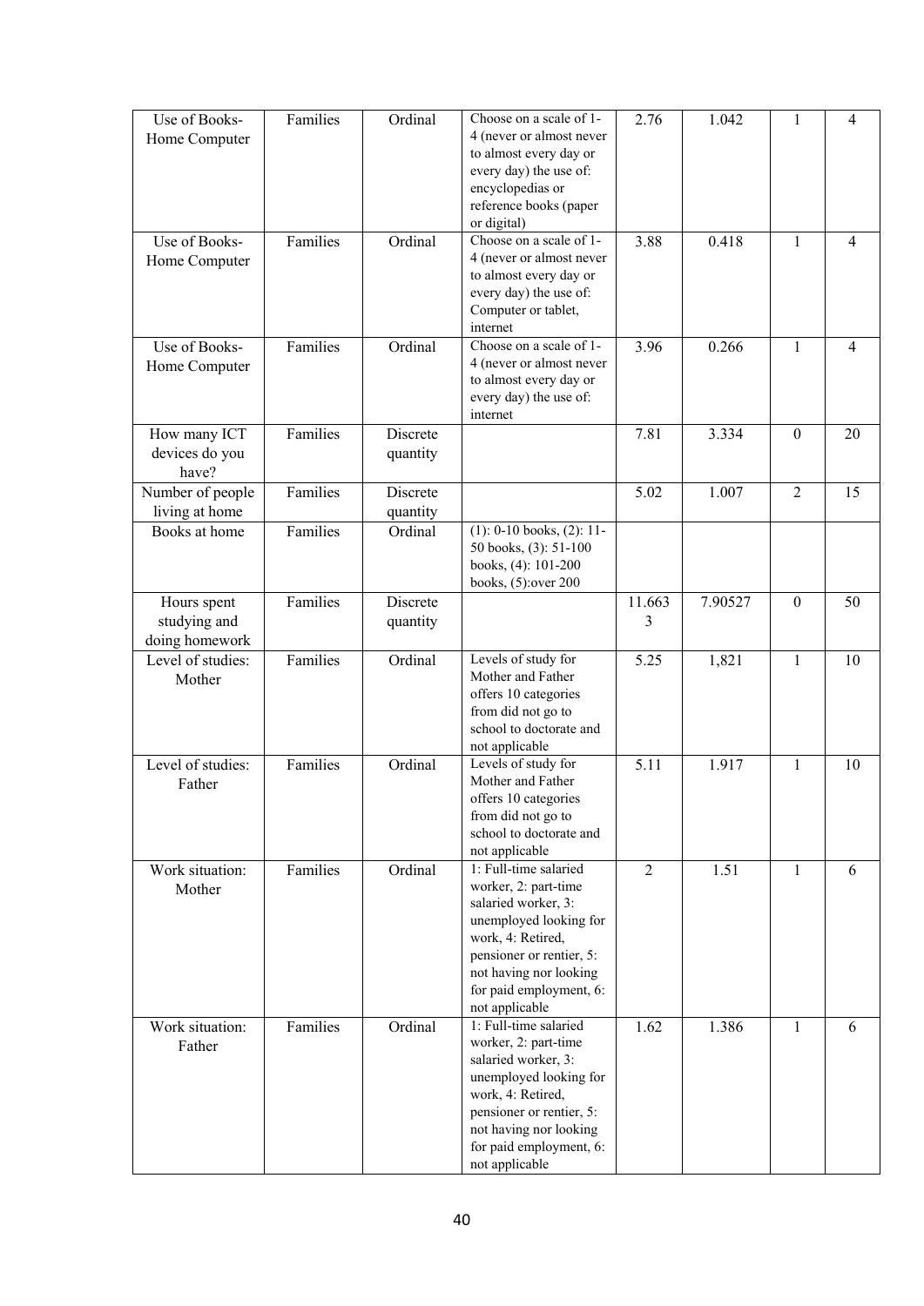| | | | | | | | |
|---|---|---|---|---|---|---|---|
| Use of Books-Home Computer | Families | Ordinal | Choose on a scale of 1-4 (never or almost never to almost every day or every day) the use of: encyclopedias or reference books (paper or digital) | 2.76 | 1.042 | 1 | 4 |
| Use of Books-Home Computer | Families | Ordinal | Choose on a scale of 1-4 (never or almost never to almost every day or every day) the use of: Computer or tablet, internet | 3.88 | 0.418 | 1 | 4 |
| Use of Books-Home Computer | Families | Ordinal | Choose on a scale of 1-4 (never or almost never to almost every day or every day) the use of: internet | 3.96 | 0.266 | 1 | 4 |
| How many ICT devices do you have? | Families | Discrete quantity | | 7.81 | 3.334 | 0 | 20 |
| Number of people living at home | Families | Discrete quantity | | 5.02 | 1.007 | 2 | 15 |
| Books at home | Families | Ordinal | (1): 0-10 books, (2): 11-50 books, (3): 51-100 books, (4): 101-200 books, (5):over 200 | | | | |
| Hours spent studying and doing homework | Families | Discrete quantity | | 11.6633 | 7.90527 | 0 | 50 |
| Level of studies: Mother | Families | Ordinal | Levels of study for Mother and Father offers 10 categories from did not go to school to doctorate and not applicable | 5.25 | 1,821 | 1 | 10 |
| Level of studies: Father | Families | Ordinal | Levels of study for Mother and Father offers 10 categories from did not go to school to doctorate and not applicable | 5.11 | 1.917 | 1 | 10 |
| Work situation: Mother | Families | Ordinal | 1: Full-time salaried worker, 2: part-time salaried worker, 3: unemployed looking for work, 4: Retired, pensioner or rentier, 5: not having nor looking for paid employment, 6: not applicable | 2 | 1.51 | 1 | 6 |
| Work situation: Father | Families | Ordinal | 1: Full-time salaried worker, 2: part-time salaried worker, 3: unemployed looking for work, 4: Retired, pensioner or rentier, 5: not having nor looking for paid employment, 6: not applicable | 1.62 | 1.386 | 1 | 6 |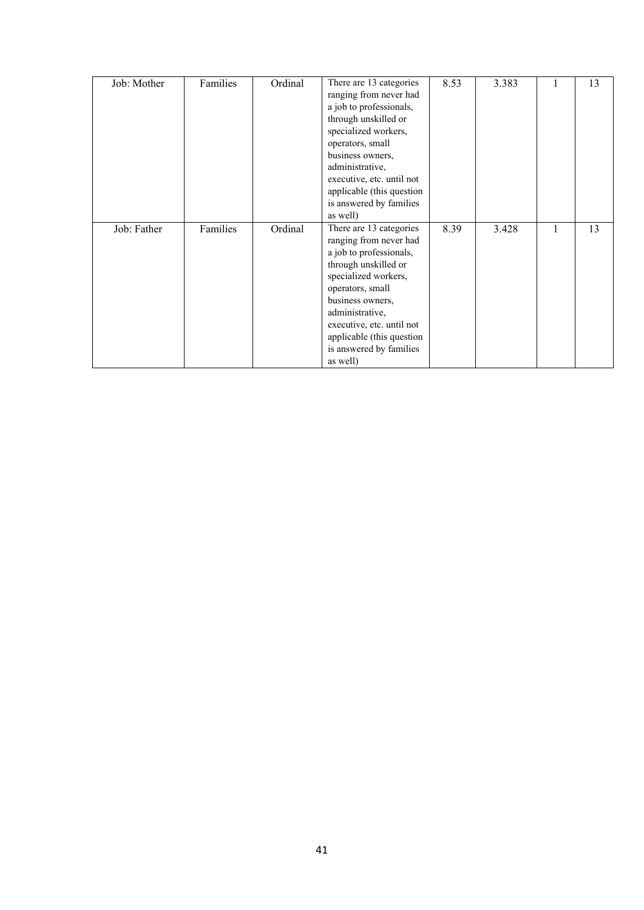| | | | | | | | |
|---|---|---|---|---|---|---|---|
| Job: Mother | Families | Ordinal | There are 13 categories ranging from never had a job to professionals, through unskilled or specialized workers, operators, small business owners, administrative, executive, etc. until not applicable (this question is answered by families as well) | 8.53 | 3.383 | 1 | 13 |
| Job: Father | Families | Ordinal | There are 13 categories ranging from never had a job to professionals, through unskilled or specialized workers, operators, small business owners, administrative, executive, etc. until not applicable (this question is answered by families as well) | 8.39 | 3.428 | 1 | 13 |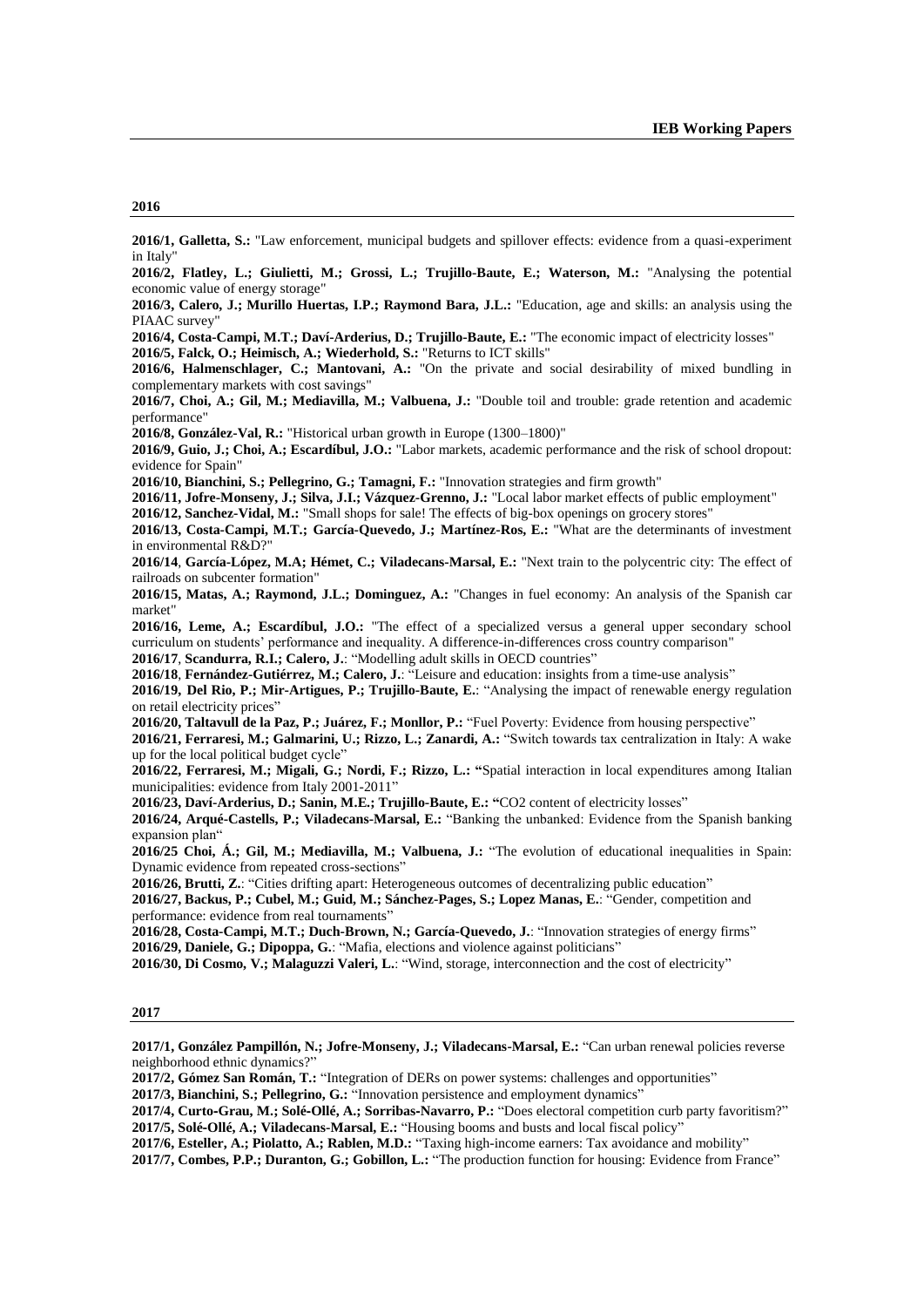## 2016

**2016/1, Galletta, S.:** "Law enforcement, municipal budgets and spillover effects: evidence from a quasi-experiment in Italy"

**2016/2, Flatley, L.; Giulietti, M.; Grossi, L.; Trujillo-Baute, E.; Waterson, M.:** "Analysing the potential economic value of energy storage"

**2016/3, Calero, J.; Murillo Huertas, I.P.; Raymond Bara, J.L.:** "Education, age and skills: an analysis using the PIAAC survey"

**2016/4, Costa-Campi, M.T.; Daví-Arderius, D.; Trujillo-Baute, E.:** "The economic impact of electricity losses"

**2016/5, Falck, O.; Heimisch, A.; Wiederhold, S.:** "Returns to ICT skills"

**2016/6, Halmenschlager, C.; Mantovani, A.:** "On the private and social desirability of mixed bundling in complementary markets with cost savings"

**2016/7, Choi, A.; Gil, M.; Mediavilla, M.; Valbuena, J.:** "Double toil and trouble: grade retention and academic performance"

**2016/8, González-Val, R.:** "Historical urban growth in Europe (1300–1800)"

**2016/9, Guio, J.; Choi, A.; Escardíbul, J.O.:** "Labor markets, academic performance and the risk of school dropout: evidence for Spain"

**2016/10, Bianchini, S.; Pellegrino, G.; Tamagni, F.:** "Innovation strategies and firm growth"

**2016/11, Jofre-Monseny, J.; Silva, J.I.; Vázquez-Grenno, J.:** "Local labor market effects of public employment"

**2016/12, Sanchez-Vidal, M.:** "Small shops for sale! The effects of big-box openings on grocery stores"

**2016/13, Costa-Campi, M.T.; García-Quevedo, J.; Martínez-Ros, E.:** "What are the determinants of investment in environmental R&D?"

**2016/14**, **García-López, M.A; Hémet, C.; Viladecans-Marsal, E.:** "Next train to the polycentric city: The effect of railroads on subcenter formation"

**2016/15, Matas, A.; Raymond, J.L.; Dominguez, A.:** "Changes in fuel economy: An analysis of the Spanish car market"

**2016/16, Leme, A.; Escardíbul, J.O.:** "The effect of a specialized versus a general upper secondary school curriculum on students' performance and inequality. A difference-in-differences cross country comparison"

**2016/17**, **Scandurra, R.I.; Calero, J.**: "Modelling adult skills in OECD countries"

**2016/18**, **Fernández-Gutiérrez, M.; Calero, J.**: "Leisure and education: insights from a time-use analysis"

**2016/19, Del Rio, P.; Mir-Artigues, P.; Trujillo-Baute, E.**: "Analysing the impact of renewable energy regulation on retail electricity prices"

**2016/20, Taltavull de la Paz, P.; Juárez, F.; Monllor, P.:** "Fuel Poverty: Evidence from housing perspective"

**2016/21, Ferraresi, M.; Galmarini, U.; Rizzo, L.; Zanardi, A.:** "Switch towards tax centralization in Italy: A wake up for the local political budget cycle"

**2016/22, Ferraresi, M.; Migali, G.; Nordi, F.; Rizzo, L.: "**Spatial interaction in local expenditures among Italian municipalities: evidence from Italy 2001-2011"

**2016/23, Daví-Arderius, D.; Sanin, M.E.; Trujillo-Baute, E.: "**CO2 content of electricity losses"

**2016/24, Arqué-Castells, P.; Viladecans-Marsal, E.:** "Banking the unbanked: Evidence from the Spanish banking expansion plan"

**2016/25 Choi, Á.; Gil, M.; Mediavilla, M.; Valbuena, J.:** "The evolution of educational inequalities in Spain: Dynamic evidence from repeated cross-sections"

**2016/26, Brutti, Z.**: "Cities drifting apart: Heterogeneous outcomes of decentralizing public education"

**2016/27, Backus, P.; Cubel, M.; Guid, M.; Sánchez-Pages, S.; Lopez Manas, E.**: "Gender, competition and performance: evidence from real tournaments"

**2016/28, Costa-Campi, M.T.; Duch-Brown, N.; García-Quevedo, J.**: "Innovation strategies of energy firms"

**2016/29, Daniele, G.; Dipoppa, G.**: "Mafia, elections and violence against politicians"

**2016/30, Di Cosmo, V.; Malaguzzi Valeri, L.**: "Wind, storage, interconnection and the cost of electricity"

## 2017

**2017/1, González Pampillón, N.; Jofre-Monseny, J.; Viladecans-Marsal, E.:** "Can urban renewal policies reverse neighborhood ethnic dynamics?"

**2017/2, Gómez San Román, T.:** "Integration of DERs on power systems: challenges and opportunities"

**2017/3, Bianchini, S.; Pellegrino, G.:** "Innovation persistence and employment dynamics"

**2017/4, Curto-Grau, M.; Solé-Ollé, A.; Sorribas-Navarro, P.:** "Does electoral competition curb party favoritism?"

**2017/5, Solé-Ollé, A.; Viladecans-Marsal, E.:** "Housing booms and busts and local fiscal policy"

**2017/6, Esteller, A.; Piolatto, A.; Rablen, M.D.:** "Taxing high-income earners: Tax avoidance and mobility"

**2017/7, Combes, P.P.; Duranton, G.; Gobillon, L.:** "The production function for housing: Evidence from France"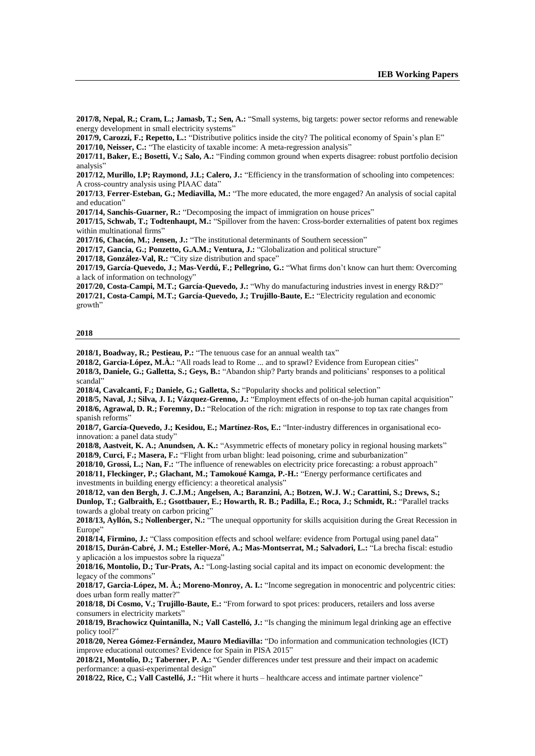**2017/8, Nepal, R.; Cram, L.; Jamasb, T.; Sen, A.:** "Small systems, big targets: power sector reforms and renewable energy development in small electricity systems"
**2017/9, Carozzi, F.; Repetto, L.:** "Distributive politics inside the city? The political economy of Spain's plan E"
**2017/10, Neisser, C.:** "The elasticity of taxable income: A meta-regression analysis"
**2017/11, Baker, E.; Bosetti, V.; Salo, A.:** "Finding common ground when experts disagree: robust portfolio decision analysis"
**2017/12, Murillo, I.P; Raymond, J.L; Calero, J.:** "Efficiency in the transformation of schooling into competences: A cross-country analysis using PIAAC data"
**2017/13**, **Ferrer-Esteban, G.; Mediavilla, M.:** "The more educated, the more engaged? An analysis of social capital and education"
**2017/14, Sanchis-Guarner, R.:** "Decomposing the impact of immigration on house prices"
**2017/15, Schwab, T.; Todtenhaupt, M.:** "Spillover from the haven: Cross-border externalities of patent box regimes within multinational firms"
**2017/16, Chacón, M.; Jensen, J.:** "The institutional determinants of Southern secession"
**2017/17, Gancia, G.; Ponzetto, G.A.M.; Ventura, J.:** "Globalization and political structure"
**2017/18, González-Val, R.:** "City size distribution and space"
**2017/19, García-Quevedo, J.; Mas-Verdú, F.; Pellegrino, G.:** "What firms don't know can hurt them: Overcoming a lack of information on technology"
**2017/20, Costa-Campi, M.T.; García-Quevedo, J.:** "Why do manufacturing industries invest in energy R&D?"
**2017/21, Costa-Campi, M.T.; García-Quevedo, J.; Trujillo-Baute, E.:** "Electricity regulation and economic growth"

## 2018

**2018/1, Boadway, R.; Pestieau, P.:** "The tenuous case for an annual wealth tax"
**2018/2, Garcia-López, M.À.:** "All roads lead to Rome ... and to sprawl? Evidence from European cities"
**2018/3, Daniele, G.; Galletta, S.; Geys, B.:** "Abandon ship? Party brands and politicians' responses to a political scandal"
**2018/4, Cavalcanti, F.; Daniele, G.; Galletta, S.:** "Popularity shocks and political selection"
**2018/5, Naval, J.; Silva, J. I.; Vázquez-Grenno, J.:** "Employment effects of on-the-job human capital acquisition"
**2018/6, Agrawal, D. R.; Foremny, D.:** "Relocation of the rich: migration in response to top tax rate changes from spanish reforms"
**2018/7, García-Quevedo, J.; Kesidou, E.; Martínez-Ros, E.:** "Inter-industry differences in organisational eco-innovation: a panel data study"
**2018/8, Aastveit, K. A.; Anundsen, A. K.:** "Asymmetric effects of monetary policy in regional housing markets"
**2018/9, Curci, F.; Masera, F.:** "Flight from urban blight: lead poisoning, crime and suburbanization"
**2018/10, Grossi, L.; Nan, F.:** "The influence of renewables on electricity price forecasting: a robust approach"
**2018/11, Fleckinger, P.; Glachant, M.; Tamokoué Kamga, P.-H.:** "Energy performance certificates and investments in building energy efficiency: a theoretical analysis"
**2018/12, van den Bergh, J. C.J.M.; Angelsen, A.; Baranzini, A.; Botzen, W.J. W.; Carattini, S.; Drews, S.; Dunlop, T.; Galbraith, E.; Gsottbauer, E.; Howarth, R. B.; Padilla, E.; Roca, J.; Schmidt, R.:** "Parallel tracks towards a global treaty on carbon pricing"
**2018/13, Ayllón, S.; Nollenberger, N.:** "The unequal opportunity for skills acquisition during the Great Recession in Europe"
**2018/14, Firmino, J.:** "Class composition effects and school welfare: evidence from Portugal using panel data"
**2018/15, Durán-Cabré, J. M.; Esteller-Moré, A.; Mas-Montserrat, M.; Salvadori, L.:** "La brecha fiscal: estudio y aplicación a los impuestos sobre la riqueza"
**2018/16, Montolio, D.; Tur-Prats, A.:** "Long-lasting social capital and its impact on economic development: the legacy of the commons"
**2018/17, Garcia-López, M. À.; Moreno-Monroy, A. I.:** "Income segregation in monocentric and polycentric cities: does urban form really matter?"
**2018/18, Di Cosmo, V.; Trujillo-Baute, E.:** "From forward to spot prices: producers, retailers and loss averse consumers in electricity markets"
**2018/19, Brachowicz Quintanilla, N.; Vall Castelló, J.:** "Is changing the minimum legal drinking age an effective policy tool?"
**2018/20, Nerea Gómez-Fernández, Mauro Mediavilla:** "Do information and communication technologies (ICT) improve educational outcomes? Evidence for Spain in PISA 2015"
**2018/21, Montolio, D.; Taberner, P. A.:** "Gender differences under test pressure and their impact on academic performance: a quasi-experimental design"
**2018/22, Rice, C.; Vall Castelló, J.:** "Hit where it hurts – healthcare access and intimate partner violence"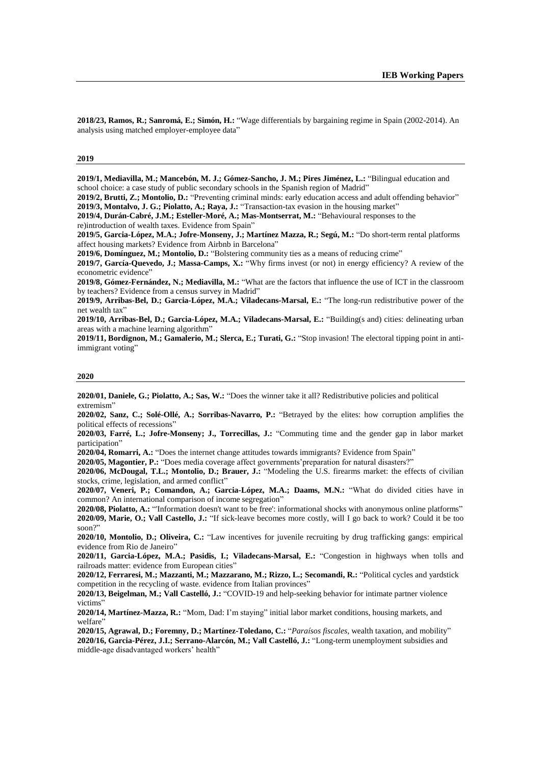**2018/23, Ramos, R.; Sanromá, E.; Simón, H.:** "Wage differentials by bargaining regime in Spain (2002-2014). An analysis using matched employer-employee data"

## 2019

**2019/1, Mediavilla, M.; Mancebón, M. J.; Gómez-Sancho, J. M.; Pires Jiménez, L.:** "Bilingual education and school choice: a case study of public secondary schools in the Spanish region of Madrid"
**2019/2, Brutti, Z.; Montolio, D.:** "Preventing criminal minds: early education access and adult offending behavior"
**2019/3, Montalvo, J. G.; Piolatto, A.; Raya, J.:** "Transaction-tax evasion in the housing market"
**2019/4, Durán-Cabré, J.M.; Esteller-Moré, A.; Mas-Montserrat, M.:** "Behavioural responses to the re)introduction of wealth taxes. Evidence from Spain"
**2019/5, Garcia-López, M.A.; Jofre-Monseny, J.; Martínez Mazza, R.; Segú, M.:** "Do short-term rental platforms affect housing markets? Evidence from Airbnb in Barcelona"
**2019/6, Domínguez, M.; Montolio, D.:** "Bolstering community ties as a means of reducing crime"
**2019/7, García-Quevedo, J.; Massa-Camps, X.:** "Why firms invest (or not) in energy efficiency? A review of the econometric evidence"
**2019/8, Gómez-Fernández, N.; Mediavilla, M.:** "What are the factors that influence the use of ICT in the classroom by teachers? Evidence from a census survey in Madrid"
**2019/9, Arribas-Bel, D.; Garcia-López, M.A.; Viladecans-Marsal, E.:** "The long-run redistributive power of the net wealth tax"
**2019/10, Arribas-Bel, D.; Garcia-López, M.A.; Viladecans-Marsal, E.:** "Building(s and) cities: delineating urban areas with a machine learning algorithm"
**2019/11, Bordignon, M.; Gamalerio, M.; Slerca, E.; Turati, G.:** "Stop invasion! The electoral tipping point in anti-immigrant voting"

## 2020

**2020/01, Daniele, G.; Piolatto, A.; Sas, W.:** "Does the winner take it all? Redistributive policies and political extremism"
**2020/02, Sanz, C.; Solé-Ollé, A.; Sorribas-Navarro, P.:** "Betrayed by the elites: how corruption amplifies the political effects of recessions"
**2020/03, Farré, L.; Jofre-Monseny; J., Torrecillas, J.:** "Commuting time and the gender gap in labor market participation"
**2020/04, Romarri, A.:** "Does the internet change attitudes towards immigrants? Evidence from Spain"
**2020/05, Magontier, P.:** "Does media coverage affect governments' preparation for natural disasters?"
**2020/06, McDougal, T.L.; Montolio, D.; Brauer, J.:** "Modeling the U.S. firearms market: the effects of civilian stocks, crime, legislation, and armed conflict"
**2020/07, Veneri, P.; Comandon, A.; Garcia-López, M.A.; Daams, M.N.:** "What do divided cities have in common? An international comparison of income segregation"
**2020/08, Piolatto, A.:** "'Information doesn't want to be free': informational shocks with anonymous online platforms"
**2020/09, Marie, O.; Vall Castello, J.:** "If sick-leave becomes more costly, will I go back to work? Could it be too soon?"
**2020/10, Montolio, D.; Oliveira, C.:** "Law incentives for juvenile recruiting by drug trafficking gangs: empirical evidence from Rio de Janeiro"
**2020/11, Garcia-López, M.A.; Pasidis, I.; Viladecans-Marsal, E.:** "Congestion in highways when tolls and railroads matter: evidence from European cities"
**2020/12, Ferraresi, M.; Mazzanti, M.; Mazzarano, M.; Rizzo, L.; Secomandi, R.:** "Political cycles and yardstick competition in the recycling of waste. evidence from Italian provinces"
**2020/13, Beigelman, M.; Vall Castelló, J.:** "COVID-19 and help-seeking behavior for intimate partner violence victims"
**2020/14, Martínez-Mazza, R.:** "Mom, Dad: I'm staying" initial labor market conditions, housing markets, and welfare"
**2020/15, Agrawal, D.; Foremny, D.; Martínez-Toledano, C.:** "*Paraísos fiscales*, wealth taxation, and mobility"
**2020/16, Garcia-Pérez, J.I.; Serrano-Alarcón, M.; Vall Castelló, J.:** "Long-term unemployment subsidies and middle-age disadvantaged workers' health"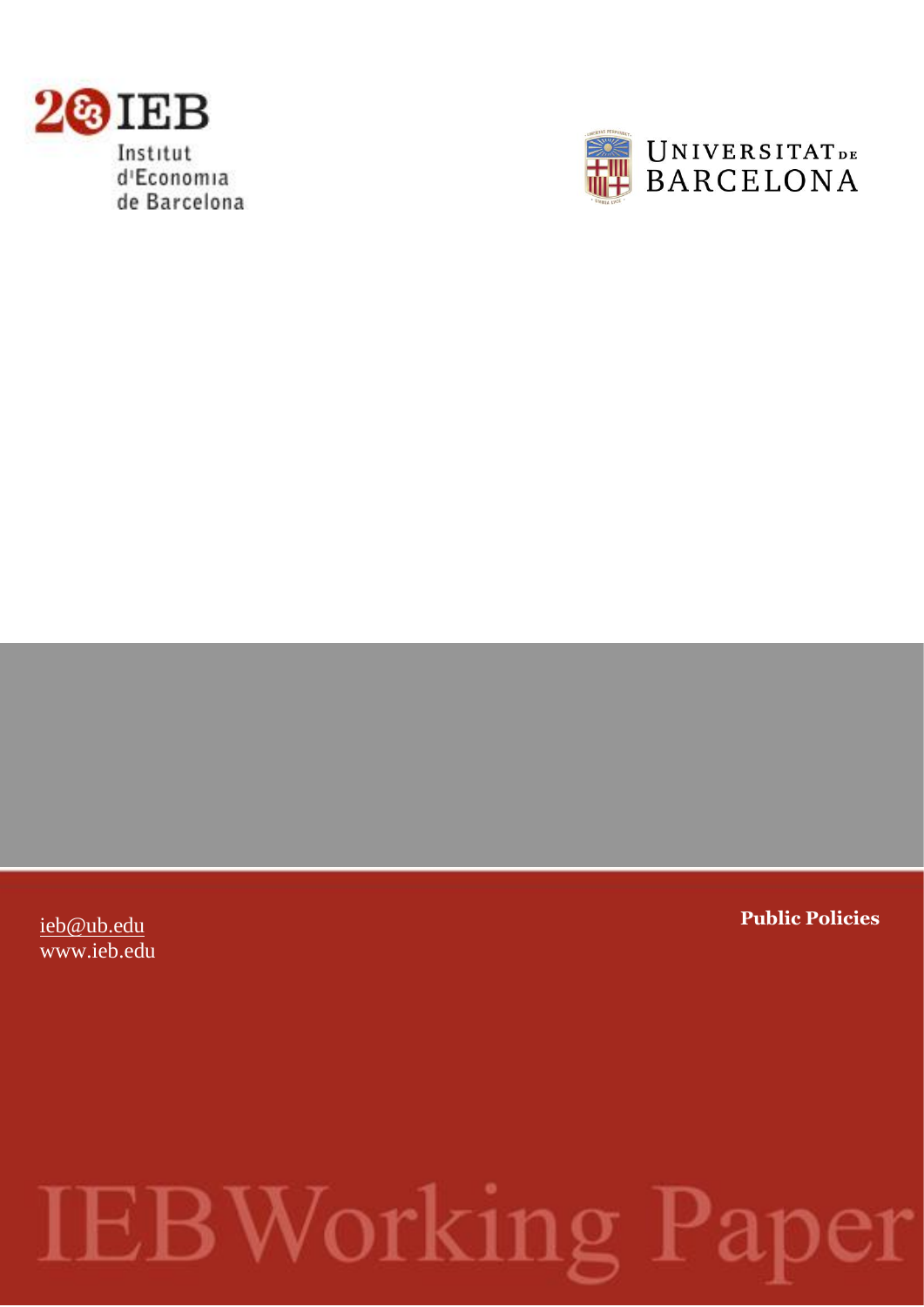Institut d'Economia de Barcelona

UNIVERSITAT DE BARCELONA

ieb@ub.edu
www.ieb.edu

**Public Policies**

IEB Working Paper